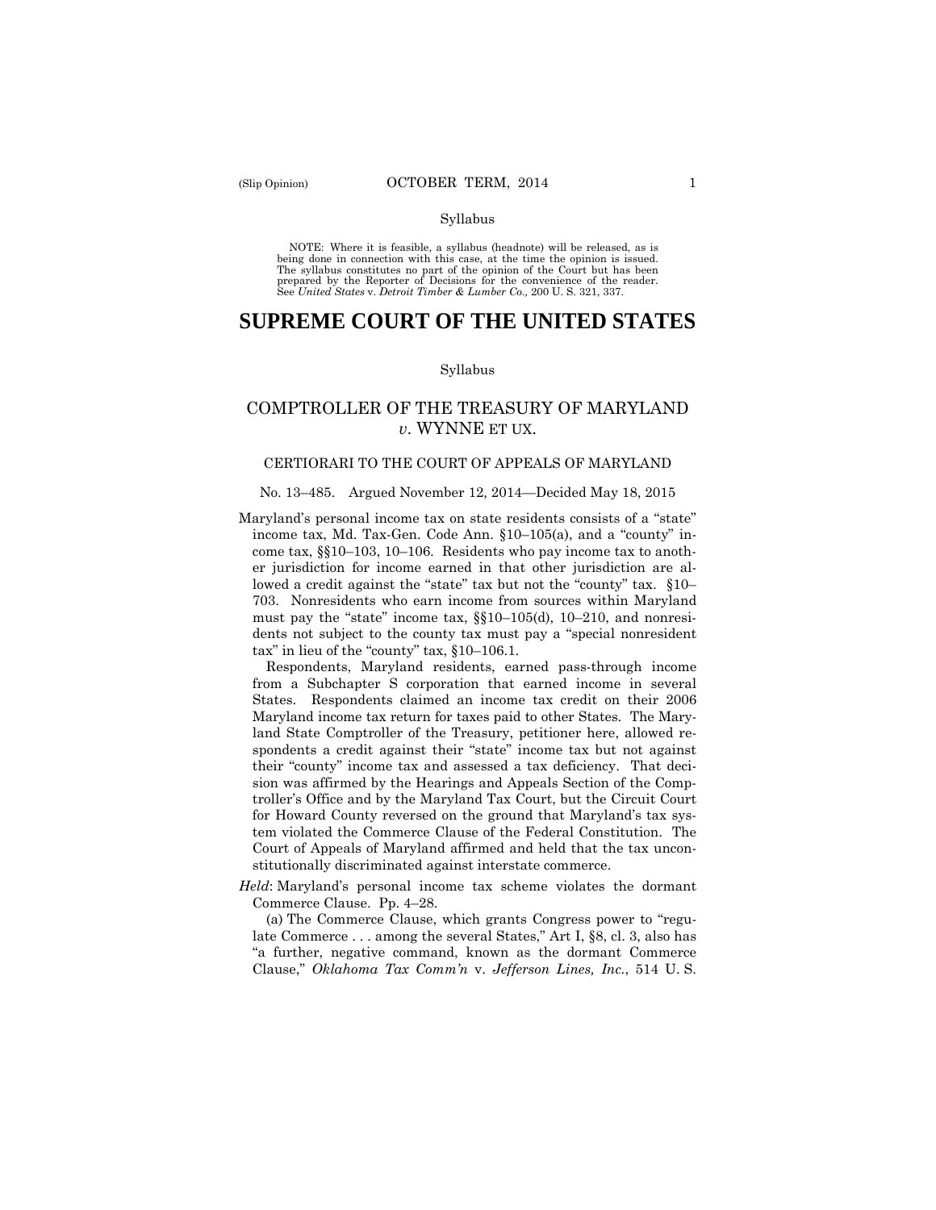Syllabus

NOTE: Where it is feasible, a syllabus (headnote) will be released, as is being done in connection with this case, at the time the opinion is issued. The syllabus constitutes no part of the opinion of the Court but has been prepared by the Reporter of Decisions for the convenience of the reader. See *United States* v. *Detroit Timber & Lumber Co.,* 200 U. S. 321, 337.

# SUPREME COURT OF THE UNITED STATES

Syllabus

## COMPTROLLER OF THE TREASURY OF MARYLAND *v.* WYNNE ET UX.

CERTIORARI TO THE COURT OF APPEALS OF MARYLAND

No. 13–485. Argued November 12, 2014—Decided May 18, 2015

Maryland's personal income tax on state residents consists of a "state" income tax, Md. Tax-Gen. Code Ann. §10–105(a), and a "county" income tax, §§10–103, 10–106. Residents who pay income tax to another jurisdiction for income earned in that other jurisdiction are allowed a credit against the "state" tax but not the "county" tax. §10–703. Nonresidents who earn income from sources within Maryland must pay the "state" income tax, §§10–105(d), 10–210, and nonresidents not subject to the county tax must pay a "special nonresident tax" in lieu of the "county" tax, §10–106.1.

Respondents, Maryland residents, earned pass-through income from a Subchapter S corporation that earned income in several States. Respondents claimed an income tax credit on their 2006 Maryland income tax return for taxes paid to other States. The Maryland State Comptroller of the Treasury, petitioner here, allowed respondents a credit against their "state" income tax but not against their "county" income tax and assessed a tax deficiency. That decision was affirmed by the Hearings and Appeals Section of the Comptroller's Office and by the Maryland Tax Court, but the Circuit Court for Howard County reversed on the ground that Maryland's tax system violated the Commerce Clause of the Federal Constitution. The Court of Appeals of Maryland affirmed and held that the tax unconstitutionally discriminated against interstate commerce.

*Held*: Maryland's personal income tax scheme violates the dormant Commerce Clause. Pp. 4–28.

(a) The Commerce Clause, which grants Congress power to "regulate Commerce . . . among the several States," Art I, §8, cl. 3, also has "a further, negative command, known as the dormant Commerce Clause," *Oklahoma Tax Comm'n* v. *Jefferson Lines, Inc.*, 514 U. S.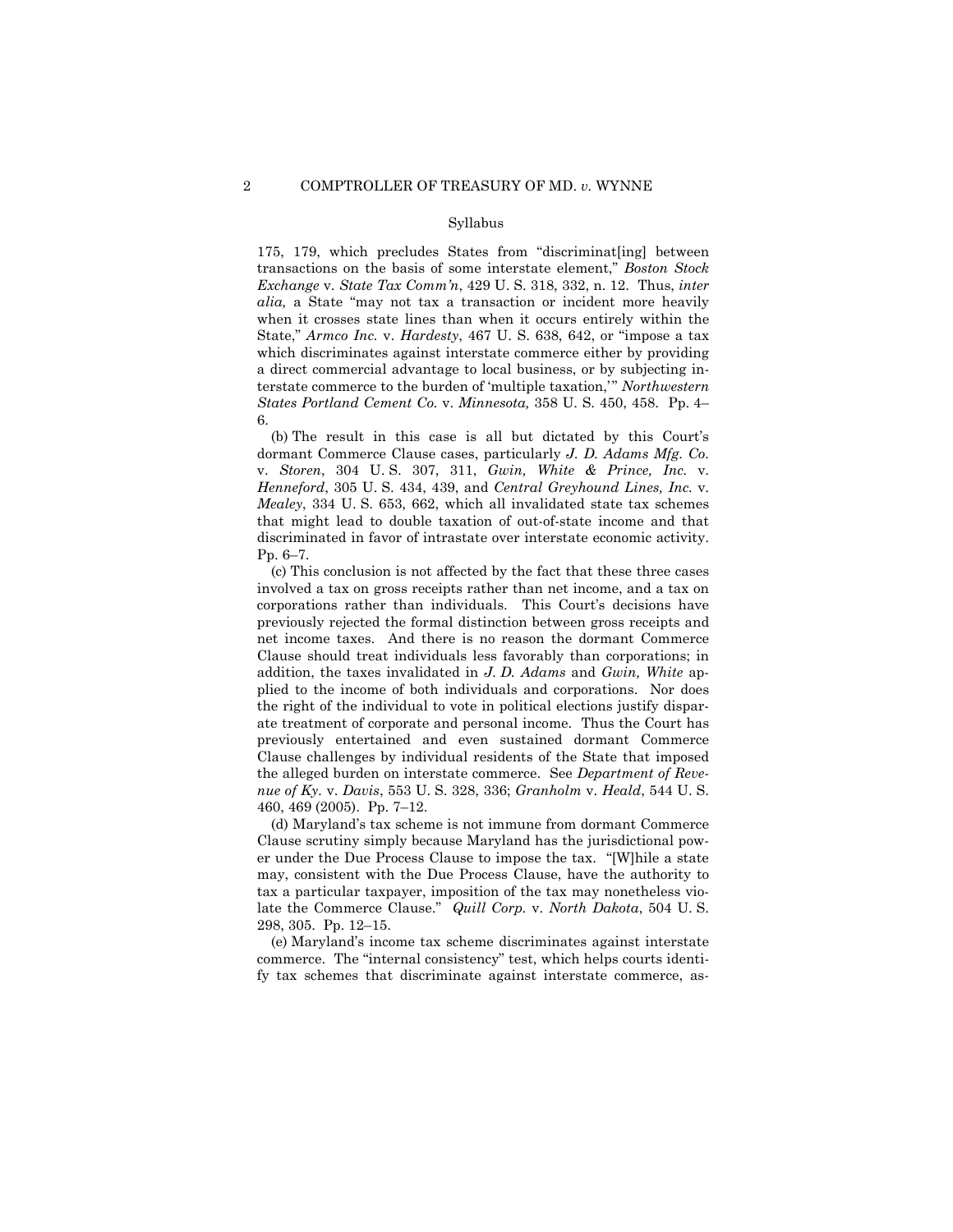Syllabus

175, 179, which precludes States from "discriminat[ing] between transactions on the basis of some interstate element," *Boston Stock Exchange* v. *State Tax Comm'n*, 429 U. S. 318, 332, n. 12. Thus, *inter alia,* a State "may not tax a transaction or incident more heavily when it crosses state lines than when it occurs entirely within the State," *Armco Inc.* v. *Hardesty*, 467 U. S. 638, 642, or "impose a tax which discriminates against interstate commerce either by providing a direct commercial advantage to local business, or by subjecting interstate commerce to the burden of 'multiple taxation,'" *Northwestern States Portland Cement Co.* v. *Minnesota,* 358 U. S. 450, 458. Pp. 4–6.

(b) The result in this case is all but dictated by this Court's dormant Commerce Clause cases, particularly *J. D. Adams Mfg. Co.* v. *Storen*, 304 U. S. 307, 311, *Gwin, White & Prince, Inc.* v. *Henneford*, 305 U. S. 434, 439, and *Central Greyhound Lines, Inc.* v. *Mealey*, 334 U. S. 653, 662, which all invalidated state tax schemes that might lead to double taxation of out-of-state income and that discriminated in favor of intrastate over interstate economic activity. Pp. 6–7.

(c) This conclusion is not affected by the fact that these three cases involved a tax on gross receipts rather than net income, and a tax on corporations rather than individuals. This Court's decisions have previously rejected the formal distinction between gross receipts and net income taxes. And there is no reason the dormant Commerce Clause should treat individuals less favorably than corporations; in addition, the taxes invalidated in *J. D. Adams* and *Gwin, White* applied to the income of both individuals and corporations. Nor does the right of the individual to vote in political elections justify disparate treatment of corporate and personal income. Thus the Court has previously entertained and even sustained dormant Commerce Clause challenges by individual residents of the State that imposed the alleged burden on interstate commerce. See *Department of Revenue of Ky.* v. *Davis*, 553 U. S. 328, 336; *Granholm* v. *Heald*, 544 U. S. 460, 469 (2005). Pp. 7–12.

(d) Maryland's tax scheme is not immune from dormant Commerce Clause scrutiny simply because Maryland has the jurisdictional power under the Due Process Clause to impose the tax. "[W]hile a state may, consistent with the Due Process Clause, have the authority to tax a particular taxpayer, imposition of the tax may nonetheless violate the Commerce Clause." *Quill Corp.* v. *North Dakota*, 504 U. S. 298, 305. Pp. 12–15.

(e) Maryland's income tax scheme discriminates against interstate commerce. The "internal consistency" test, which helps courts identify tax schemes that discriminate against interstate commerce, as-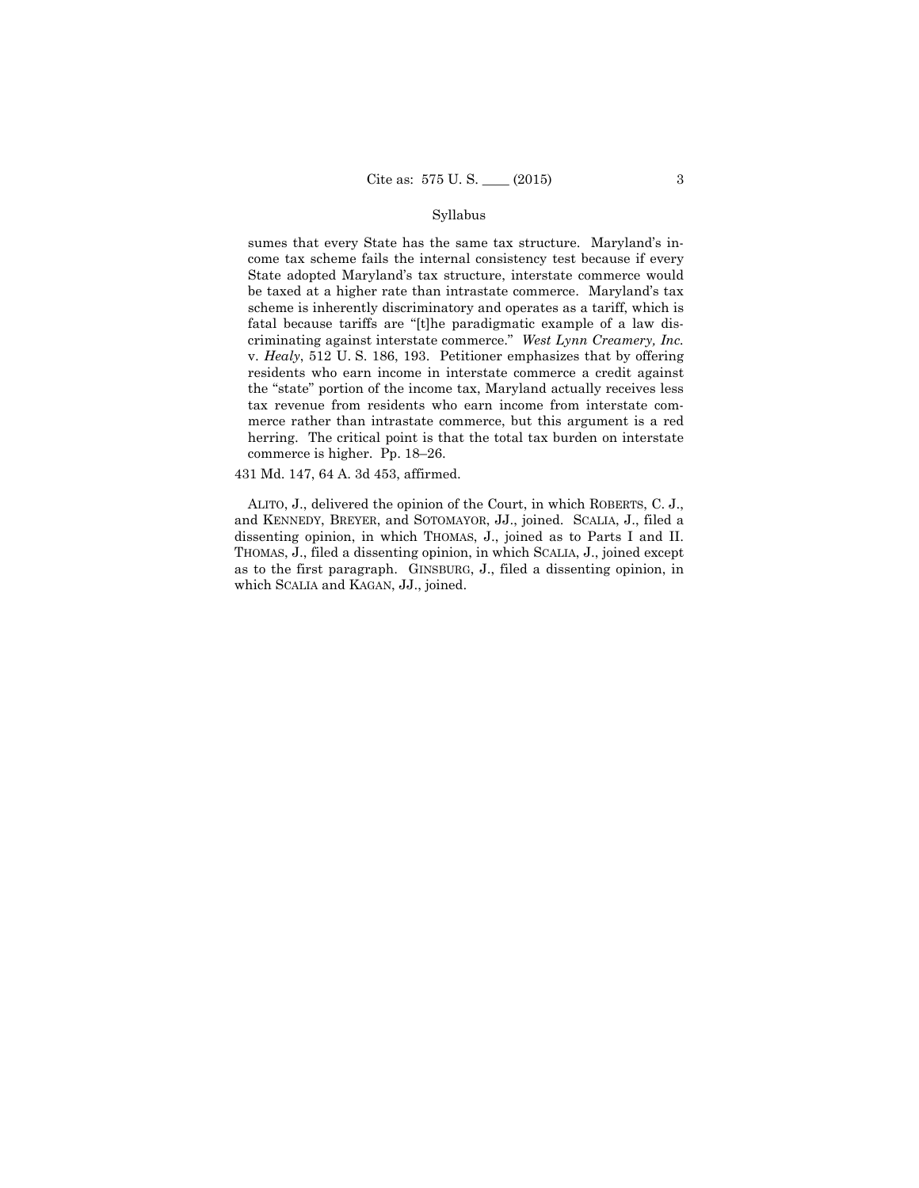sumes that every State has the same tax structure. Maryland's income tax scheme fails the internal consistency test because if every State adopted Maryland's tax structure, interstate commerce would be taxed at a higher rate than intrastate commerce. Maryland's tax scheme is inherently discriminatory and operates as a tariff, which is fatal because tariffs are "[t]he paradigmatic example of a law discriminating against interstate commerce." *West Lynn Creamery, Inc.* v. *Healy*, 512 U. S. 186, 193. Petitioner emphasizes that by offering residents who earn income in interstate commerce a credit against the "state" portion of the income tax, Maryland actually receives less tax revenue from residents who earn income from interstate commerce rather than intrastate commerce, but this argument is a red herring. The critical point is that the total tax burden on interstate commerce is higher. Pp. 18–26.

431 Md. 147, 64 A. 3d 453, affirmed.

ALITO, J., delivered the opinion of the Court, in which ROBERTS, C. J., and KENNEDY, BREYER, and SOTOMAYOR, JJ., joined. SCALIA, J., filed a dissenting opinion, in which THOMAS, J., joined as to Parts I and II. THOMAS, J., filed a dissenting opinion, in which SCALIA, J., joined except as to the first paragraph. GINSBURG, J., filed a dissenting opinion, in which SCALIA and KAGAN, JJ., joined.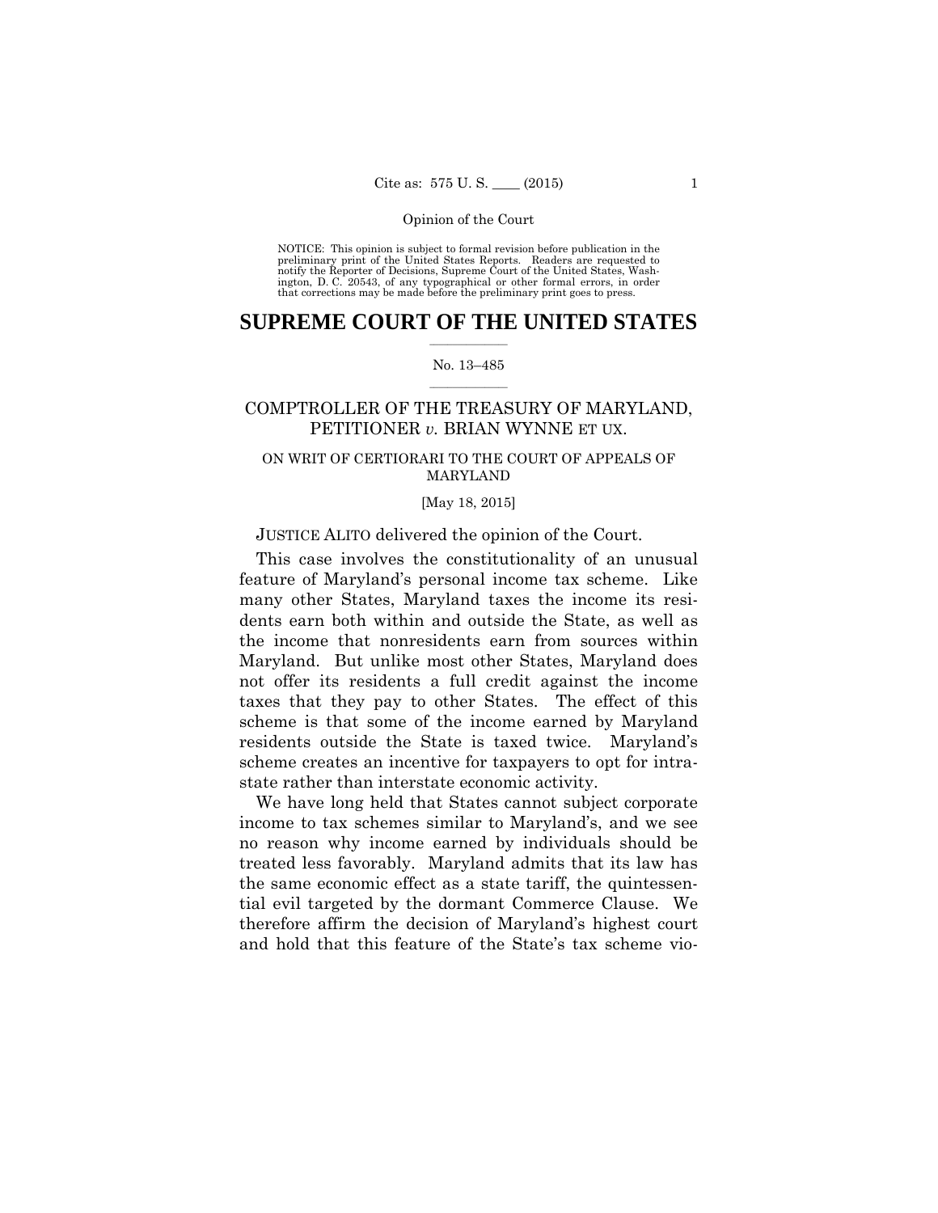NOTICE: This opinion is subject to formal revision before publication in the preliminary print of the United States Reports. Readers are requested to notify the Reporter of Decisions, Supreme Court of the United States, Washington, D. C. 20543, of any typographical or other formal errors, in order that corrections may be made before the preliminary print goes to press.

# SUPREME COURT OF THE UNITED STATES

No. 13–485

## COMPTROLLER OF THE TREASURY OF MARYLAND, PETITIONER *v.* BRIAN WYNNE ET UX.

ON WRIT OF CERTIORARI TO THE COURT OF APPEALS OF MARYLAND

[May 18, 2015]

JUSTICE ALITO delivered the opinion of the Court.

This case involves the constitutionality of an unusual feature of Maryland's personal income tax scheme. Like many other States, Maryland taxes the income its residents earn both within and outside the State, as well as the income that nonresidents earn from sources within Maryland. But unlike most other States, Maryland does not offer its residents a full credit against the income taxes that they pay to other States. The effect of this scheme is that some of the income earned by Maryland residents outside the State is taxed twice. Maryland's scheme creates an incentive for taxpayers to opt for intrastate rather than interstate economic activity.

We have long held that States cannot subject corporate income to tax schemes similar to Maryland's, and we see no reason why income earned by individuals should be treated less favorably. Maryland admits that its law has the same economic effect as a state tariff, the quintessential evil targeted by the dormant Commerce Clause. We therefore affirm the decision of Maryland's highest court and hold that this feature of the State's tax scheme vio-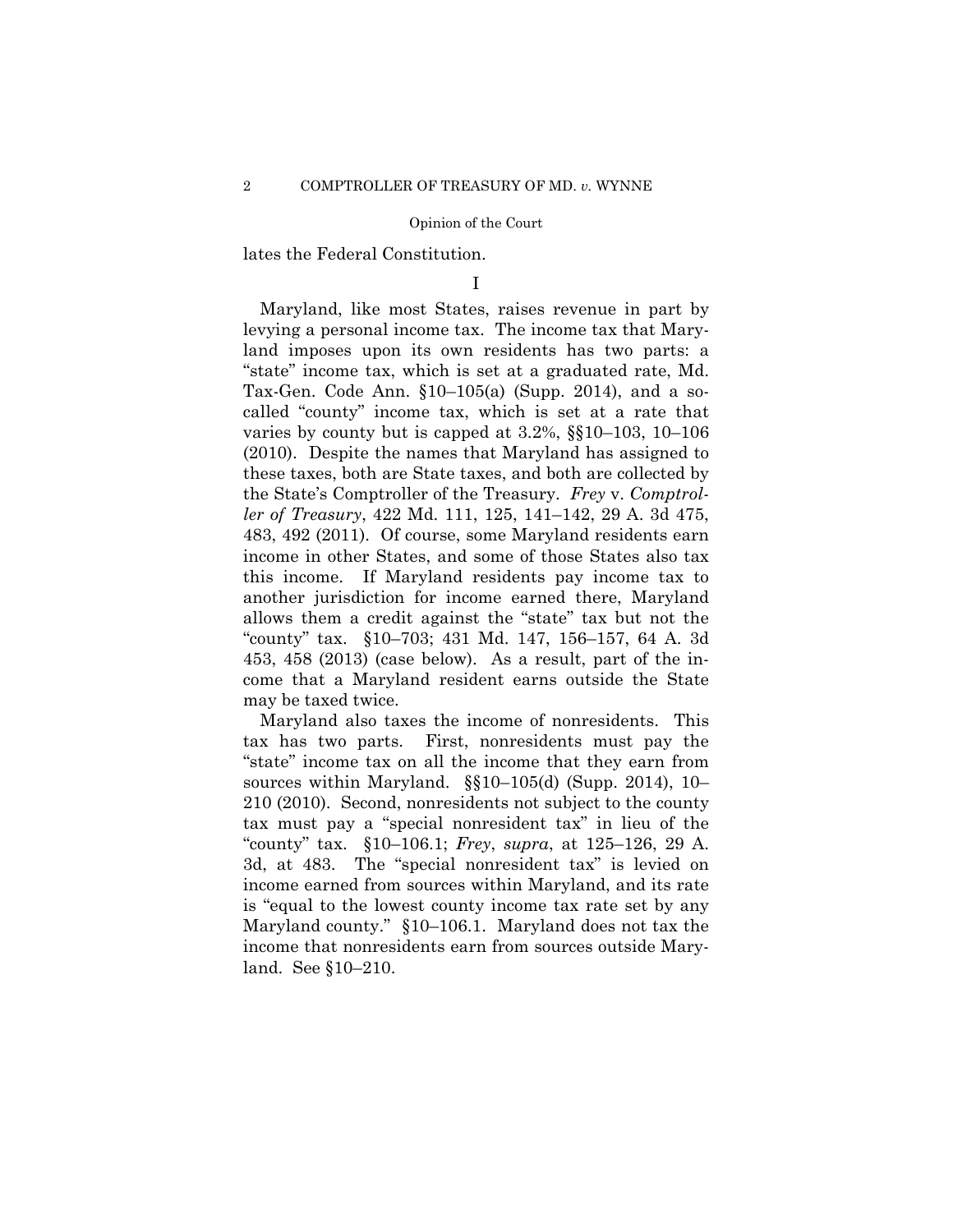lates the Federal Constitution.

I

Maryland, like most States, raises revenue in part by levying a personal income tax. The income tax that Maryland imposes upon its own residents has two parts: a "state" income tax, which is set at a graduated rate, Md. Tax-Gen. Code Ann. §10–105(a) (Supp. 2014), and a so-called "county" income tax, which is set at a rate that varies by county but is capped at 3.2%, §§10–103, 10–106 (2010). Despite the names that Maryland has assigned to these taxes, both are State taxes, and both are collected by the State's Comptroller of the Treasury. *Frey* v. *Comptroller of Treasury*, 422 Md. 111, 125, 141–142, 29 A. 3d 475, 483, 492 (2011). Of course, some Maryland residents earn income in other States, and some of those States also tax this income. If Maryland residents pay income tax to another jurisdiction for income earned there, Maryland allows them a credit against the "state" tax but not the "county" tax. §10–703; 431 Md. 147, 156–157, 64 A. 3d 453, 458 (2013) (case below). As a result, part of the income that a Maryland resident earns outside the State may be taxed twice.

Maryland also taxes the income of nonresidents. This tax has two parts. First, nonresidents must pay the "state" income tax on all the income that they earn from sources within Maryland. §§10–105(d) (Supp. 2014), 10–210 (2010). Second, nonresidents not subject to the county tax must pay a "special nonresident tax" in lieu of the "county" tax. §10–106.1; *Frey*, *supra*, at 125–126, 29 A. 3d, at 483. The "special nonresident tax" is levied on income earned from sources within Maryland, and its rate is "equal to the lowest county income tax rate set by any Maryland county." §10–106.1. Maryland does not tax the income that nonresidents earn from sources outside Maryland. See §10–210.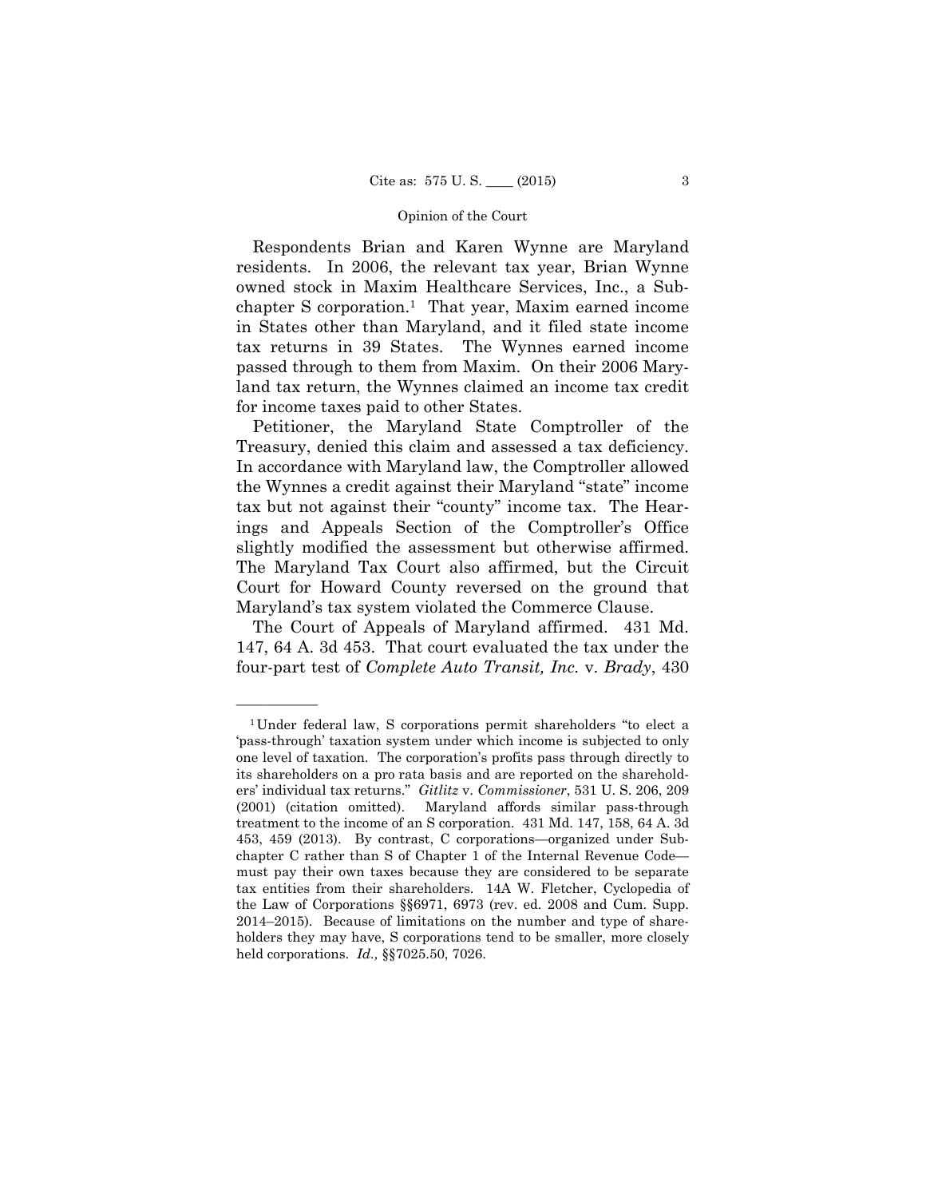Respondents Brian and Karen Wynne are Maryland residents. In 2006, the relevant tax year, Brian Wynne owned stock in Maxim Healthcare Services, Inc., a Subchapter S corporation.[1] That year, Maxim earned income in States other than Maryland, and it filed state income tax returns in 39 States. The Wynnes earned income passed through to them from Maxim. On their 2006 Maryland tax return, the Wynnes claimed an income tax credit for income taxes paid to other States.

Petitioner, the Maryland State Comptroller of the Treasury, denied this claim and assessed a tax deficiency. In accordance with Maryland law, the Comptroller allowed the Wynnes a credit against their Maryland "state" income tax but not against their "county" income tax. The Hearings and Appeals Section of the Comptroller's Office slightly modified the assessment but otherwise affirmed. The Maryland Tax Court also affirmed, but the Circuit Court for Howard County reversed on the ground that Maryland's tax system violated the Commerce Clause.

The Court of Appeals of Maryland affirmed. 431 Md. 147, 64 A. 3d 453. That court evaluated the tax under the four-part test of *Complete Auto Transit, Inc.* v. *Brady*, 430

---

[1] Under federal law, S corporations permit shareholders "to elect a 'pass-through' taxation system under which income is subjected to only one level of taxation. The corporation's profits pass through directly to its shareholders on a pro rata basis and are reported on the shareholders' individual tax returns." *Gitlitz* v. *Commissioner*, 531 U. S. 206, 209 (2001) (citation omitted). Maryland affords similar pass-through treatment to the income of an S corporation. 431 Md. 147, 158, 64 A. 3d 453, 459 (2013). By contrast, C corporations—organized under Subchapter C rather than S of Chapter 1 of the Internal Revenue Code—must pay their own taxes because they are considered to be separate tax entities from their shareholders. 14A W. Fletcher, Cyclopedia of the Law of Corporations §§6971, 6973 (rev. ed. 2008 and Cum. Supp. 2014–2015). Because of limitations on the number and type of shareholders they may have, S corporations tend to be smaller, more closely held corporations. *Id.,* §§7025.50, 7026.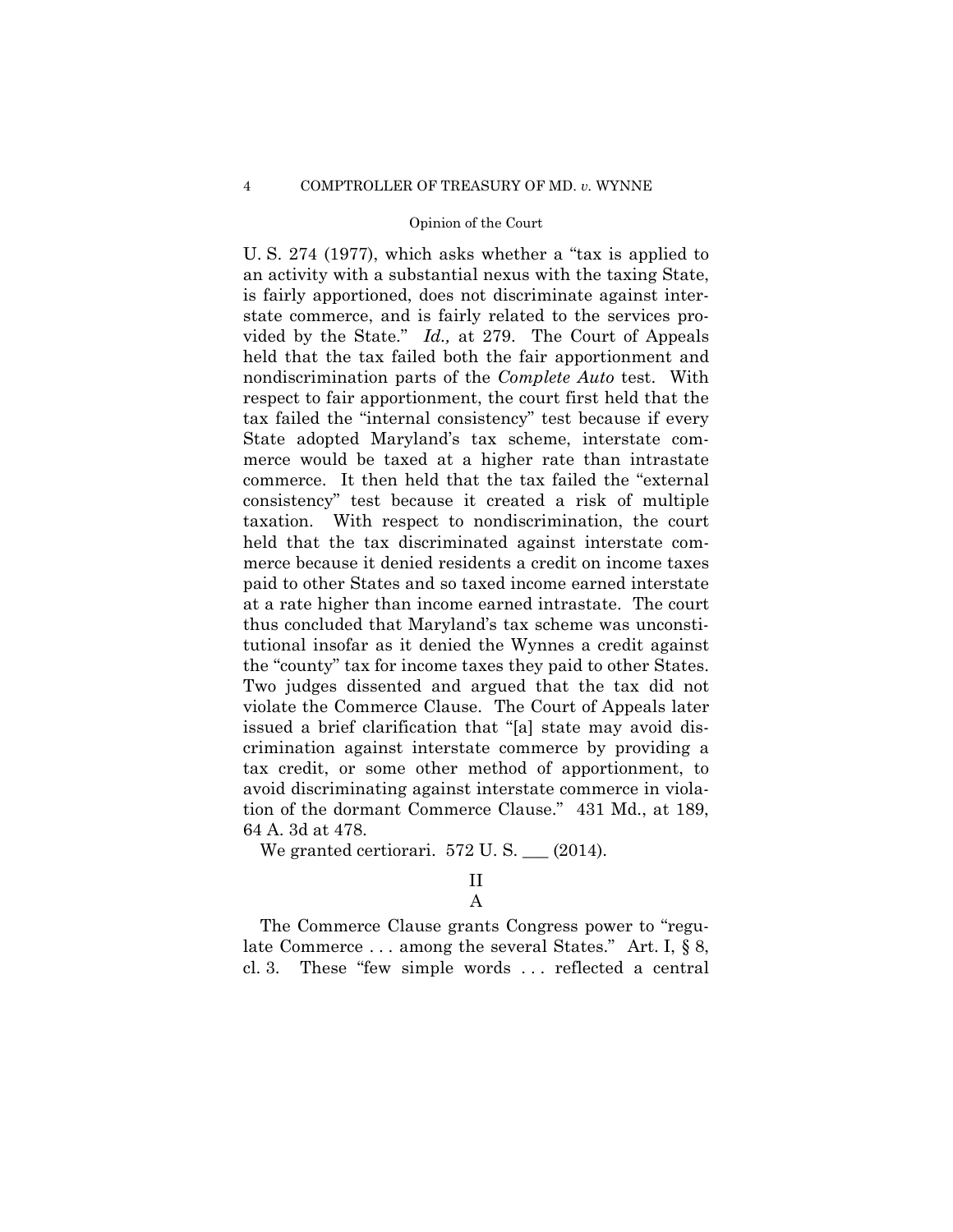U. S. 274 (1977), which asks whether a "tax is applied to an activity with a substantial nexus with the taxing State, is fairly apportioned, does not discriminate against interstate commerce, and is fairly related to the services provided by the State." *Id.,* at 279. The Court of Appeals held that the tax failed both the fair apportionment and nondiscrimination parts of the *Complete Auto* test. With respect to fair apportionment, the court first held that the tax failed the "internal consistency" test because if every State adopted Maryland's tax scheme, interstate commerce would be taxed at a higher rate than intrastate commerce. It then held that the tax failed the "external consistency" test because it created a risk of multiple taxation. With respect to nondiscrimination, the court held that the tax discriminated against interstate commerce because it denied residents a credit on income taxes paid to other States and so taxed income earned interstate at a rate higher than income earned intrastate. The court thus concluded that Maryland's tax scheme was unconstitutional insofar as it denied the Wynnes a credit against the "county" tax for income taxes they paid to other States. Two judges dissented and argued that the tax did not violate the Commerce Clause. The Court of Appeals later issued a brief clarification that "[a] state may avoid discrimination against interstate commerce by providing a tax credit, or some other method of apportionment, to avoid discriminating against interstate commerce in violation of the dormant Commerce Clause." 431 Md., at 189, 64 A. 3d at 478.

We granted certiorari. 572 U. S. ___ (2014).

## II

### A

The Commerce Clause grants Congress power to "regulate Commerce . . . among the several States." Art. I, § 8, cl. 3. These "few simple words . . . reflected a central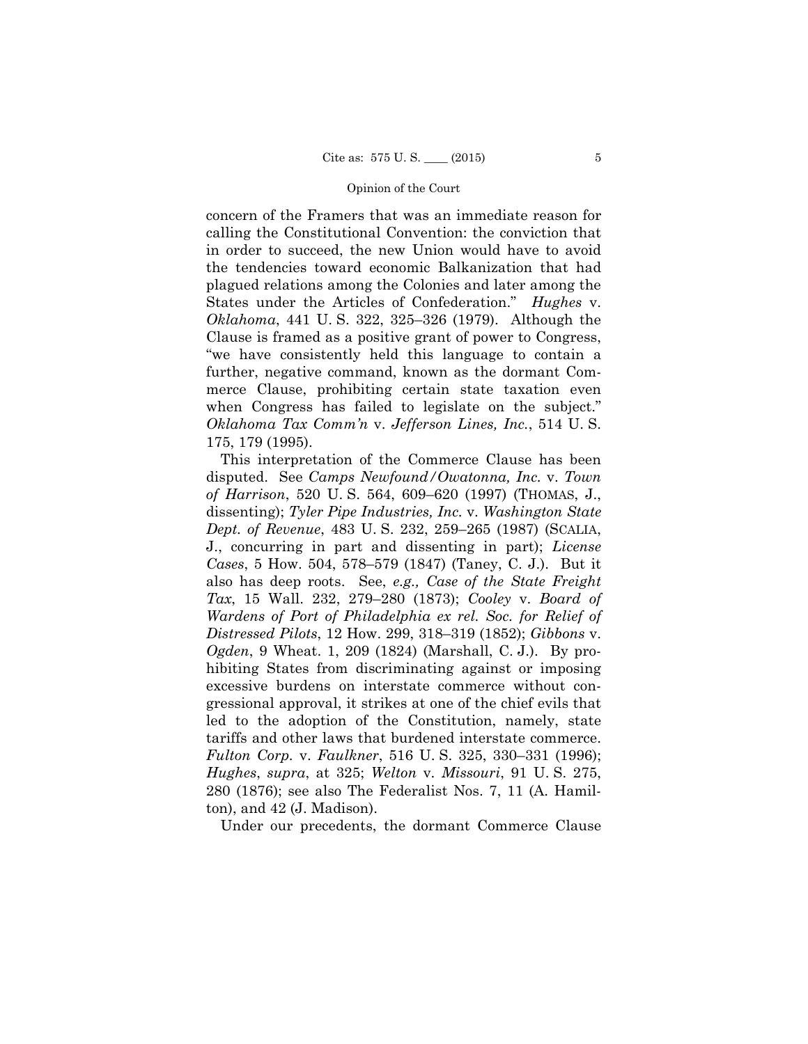concern of the Framers that was an immediate reason for calling the Constitutional Convention: the conviction that in order to succeed, the new Union would have to avoid the tendencies toward economic Balkanization that had plagued relations among the Colonies and later among the States under the Articles of Confederation." *Hughes* v. *Oklahoma*, 441 U. S. 322, 325–326 (1979). Although the Clause is framed as a positive grant of power to Congress, "we have consistently held this language to contain a further, negative command, known as the dormant Commerce Clause, prohibiting certain state taxation even when Congress has failed to legislate on the subject." *Oklahoma Tax Comm'n* v. *Jefferson Lines, Inc.*, 514 U. S. 175, 179 (1995).

This interpretation of the Commerce Clause has been disputed. See *Camps Newfound/Owatonna, Inc.* v. *Town of Harrison*, 520 U. S. 564, 609–620 (1997) (THOMAS, J., dissenting); *Tyler Pipe Industries, Inc.* v. *Washington State Dept. of Revenue*, 483 U. S. 232, 259–265 (1987) (SCALIA, J., concurring in part and dissenting in part); *License Cases*, 5 How. 504, 578–579 (1847) (Taney, C. J.). But it also has deep roots. See, *e.g., Case of the State Freight Tax*, 15 Wall. 232, 279–280 (1873); *Cooley* v. *Board of Wardens of Port of Philadelphia ex rel. Soc. for Relief of Distressed Pilots*, 12 How. 299, 318–319 (1852); *Gibbons* v. *Ogden*, 9 Wheat. 1, 209 (1824) (Marshall, C. J.). By prohibiting States from discriminating against or imposing excessive burdens on interstate commerce without congressional approval, it strikes at one of the chief evils that led to the adoption of the Constitution, namely, state tariffs and other laws that burdened interstate commerce. *Fulton Corp.* v. *Faulkner*, 516 U. S. 325, 330–331 (1996); *Hughes*, *supra*, at 325; *Welton* v. *Missouri*, 91 U. S. 275, 280 (1876); see also The Federalist Nos. 7, 11 (A. Hamilton), and 42 (J. Madison).

Under our precedents, the dormant Commerce Clause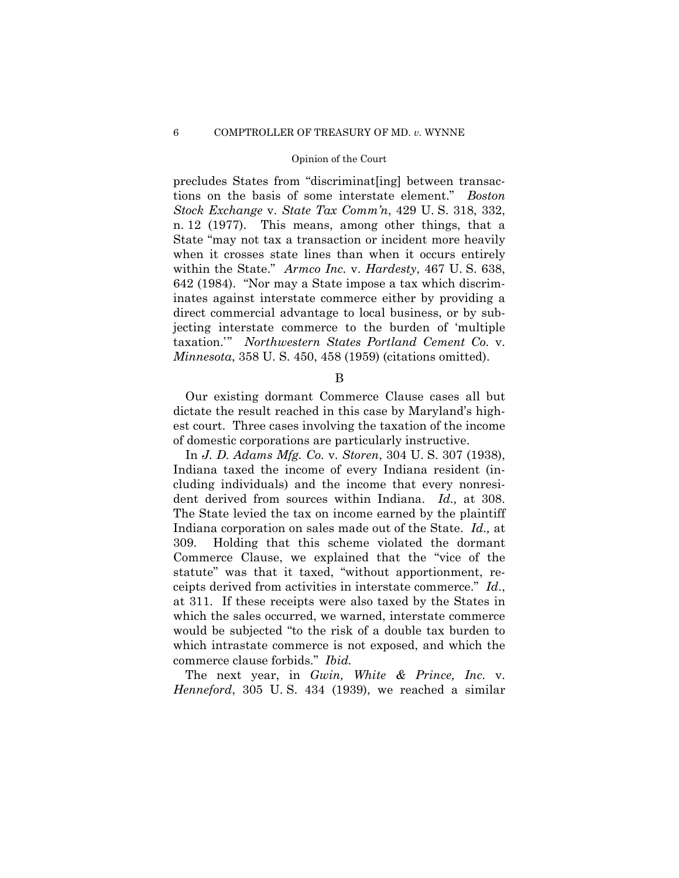precludes States from "discriminat[ing] between transactions on the basis of some interstate element." *Boston Stock Exchange* v. *State Tax Comm'n*, 429 U. S. 318, 332, n. 12 (1977). This means, among other things, that a State "may not tax a transaction or incident more heavily when it crosses state lines than when it occurs entirely within the State." *Armco Inc.* v. *Hardesty*, 467 U. S. 638, 642 (1984). "Nor may a State impose a tax which discriminates against interstate commerce either by providing a direct commercial advantage to local business, or by subjecting interstate commerce to the burden of 'multiple taxation.'" *Northwestern States Portland Cement Co.* v. *Minnesota*, 358 U. S. 450, 458 (1959) (citations omitted).

B

Our existing dormant Commerce Clause cases all but dictate the result reached in this case by Maryland's highest court. Three cases involving the taxation of the income of domestic corporations are particularly instructive.

In *J. D. Adams Mfg. Co.* v. *Storen*, 304 U. S. 307 (1938), Indiana taxed the income of every Indiana resident (including individuals) and the income that every nonresident derived from sources within Indiana. *Id.,* at 308. The State levied the tax on income earned by the plaintiff Indiana corporation on sales made out of the State. *Id.,* at 309. Holding that this scheme violated the dormant Commerce Clause, we explained that the "vice of the statute" was that it taxed, "without apportionment, receipts derived from activities in interstate commerce." *Id*., at 311. If these receipts were also taxed by the States in which the sales occurred, we warned, interstate commerce would be subjected "to the risk of a double tax burden to which intrastate commerce is not exposed, and which the commerce clause forbids." *Ibid.*

The next year, in *Gwin, White & Prince, Inc.* v. *Henneford*, 305 U. S. 434 (1939), we reached a similar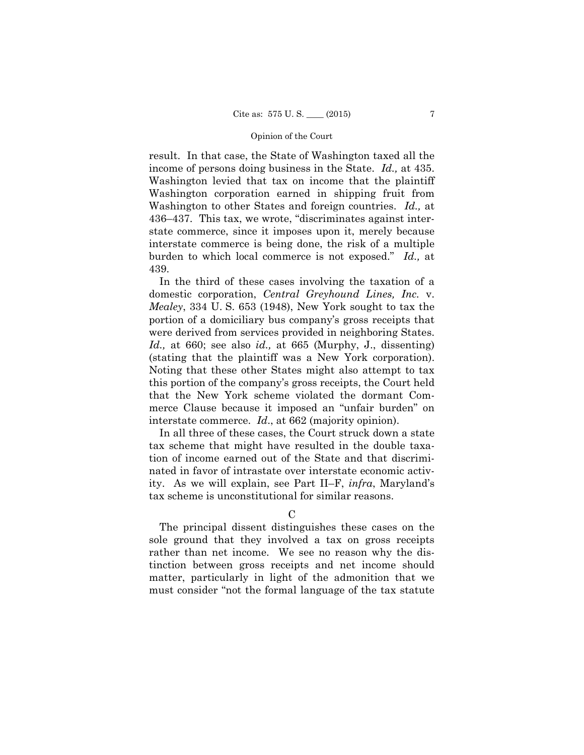result. In that case, the State of Washington taxed all the income of persons doing business in the State. *Id.,* at 435. Washington levied that tax on income that the plaintiff Washington corporation earned in shipping fruit from Washington to other States and foreign countries. *Id.,* at 436–437. This tax, we wrote, "discriminates against interstate commerce, since it imposes upon it, merely because interstate commerce is being done, the risk of a multiple burden to which local commerce is not exposed." *Id.,* at 439.

In the third of these cases involving the taxation of a domestic corporation, *Central Greyhound Lines, Inc.* v. *Mealey*, 334 U. S. 653 (1948), New York sought to tax the portion of a domiciliary bus company's gross receipts that were derived from services provided in neighboring States. *Id.,* at 660; see also *id.,* at 665 (Murphy, J., dissenting) (stating that the plaintiff was a New York corporation). Noting that these other States might also attempt to tax this portion of the company's gross receipts, the Court held that the New York scheme violated the dormant Commerce Clause because it imposed an "unfair burden" on interstate commerce. *Id*., at 662 (majority opinion).

In all three of these cases, the Court struck down a state tax scheme that might have resulted in the double taxation of income earned out of the State and that discriminated in favor of intrastate over interstate economic activity. As we will explain, see Part II–F, *infra*, Maryland's tax scheme is unconstitutional for similar reasons.

### C

The principal dissent distinguishes these cases on the sole ground that they involved a tax on gross receipts rather than net income. We see no reason why the distinction between gross receipts and net income should matter, particularly in light of the admonition that we must consider "not the formal language of the tax statute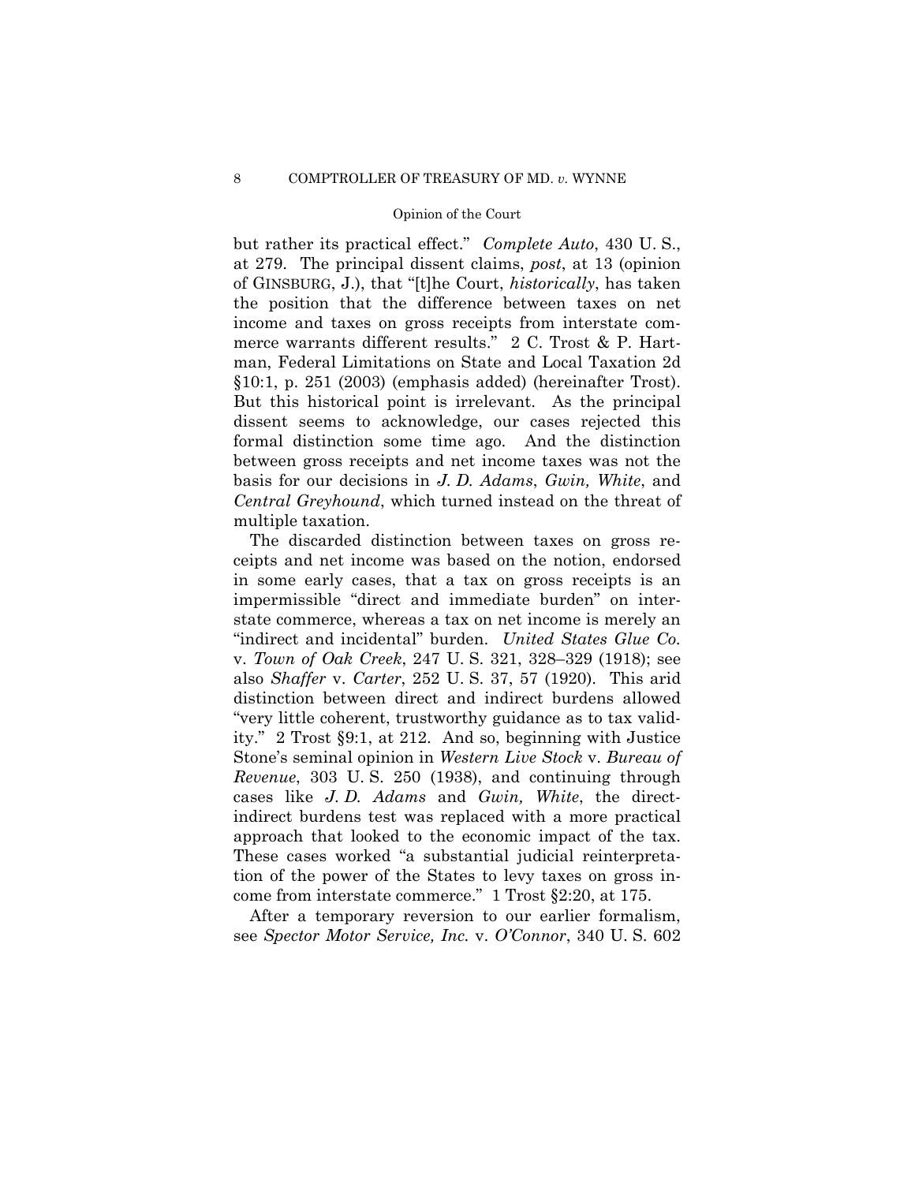but rather its practical effect." *Complete Auto*, 430 U. S., at 279. The principal dissent claims, *post*, at 13 (opinion of GINSBURG, J.), that "[t]he Court, *historically*, has taken the position that the difference between taxes on net income and taxes on gross receipts from interstate commerce warrants different results." 2 C. Trost & P. Hartman, Federal Limitations on State and Local Taxation 2d §10:1, p. 251 (2003) (emphasis added) (hereinafter Trost). But this historical point is irrelevant. As the principal dissent seems to acknowledge, our cases rejected this formal distinction some time ago. And the distinction between gross receipts and net income taxes was not the basis for our decisions in *J. D. Adams*, *Gwin, White*, and *Central Greyhound*, which turned instead on the threat of multiple taxation.

The discarded distinction between taxes on gross receipts and net income was based on the notion, endorsed in some early cases, that a tax on gross receipts is an impermissible "direct and immediate burden" on interstate commerce, whereas a tax on net income is merely an "indirect and incidental" burden. *United States Glue Co.* v. *Town of Oak Creek*, 247 U. S. 321, 328–329 (1918); see also *Shaffer* v. *Carter*, 252 U. S. 37, 57 (1920). This arid distinction between direct and indirect burdens allowed "very little coherent, trustworthy guidance as to tax validity." 2 Trost §9:1, at 212. And so, beginning with Justice Stone's seminal opinion in *Western Live Stock* v. *Bureau of Revenue*, 303 U. S. 250 (1938), and continuing through cases like *J. D. Adams* and *Gwin, White*, the direct-indirect burdens test was replaced with a more practical approach that looked to the economic impact of the tax. These cases worked "a substantial judicial reinterpretation of the power of the States to levy taxes on gross income from interstate commerce." 1 Trost §2:20, at 175.

After a temporary reversion to our earlier formalism, see *Spector Motor Service, Inc.* v. *O'Connor*, 340 U. S. 602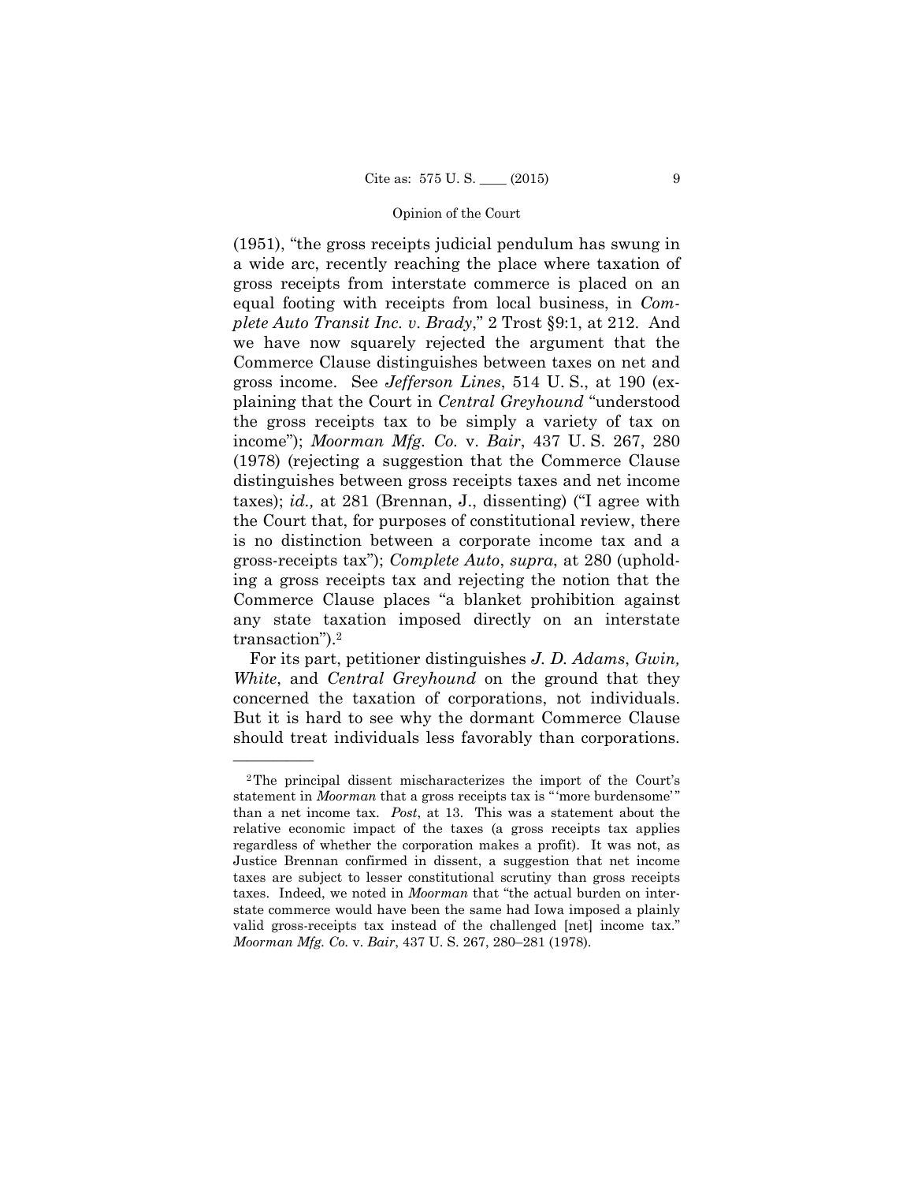(1951), "the gross receipts judicial pendulum has swung in a wide arc, recently reaching the place where taxation of gross receipts from interstate commerce is placed on an equal footing with receipts from local business, in *Complete Auto Transit Inc. v. Brady*," 2 Trost §9:1, at 212. And we have now squarely rejected the argument that the Commerce Clause distinguishes between taxes on net and gross income. See *Jefferson Lines*, 514 U. S., at 190 (explaining that the Court in *Central Greyhound* "understood the gross receipts tax to be simply a variety of tax on income"); *Moorman Mfg. Co.* v. *Bair*, 437 U. S. 267, 280 (1978) (rejecting a suggestion that the Commerce Clause distinguishes between gross receipts taxes and net income taxes); *id.,* at 281 (Brennan, J., dissenting) ("I agree with the Court that, for purposes of constitutional review, there is no distinction between a corporate income tax and a gross-receipts tax"); *Complete Auto*, *supra*, at 280 (upholding a gross receipts tax and rejecting the notion that the Commerce Clause places "a blanket prohibition against any state taxation imposed directly on an interstate transaction").[2]

For its part, petitioner distinguishes *J. D. Adams*, *Gwin, White*, and *Central Greyhound* on the ground that they concerned the taxation of corporations, not individuals. But it is hard to see why the dormant Commerce Clause should treat individuals less favorably than corporations.

---

[2] The principal dissent mischaracterizes the import of the Court's statement in *Moorman* that a gross receipts tax is "'more burdensome'" than a net income tax. *Post*, at 13. This was a statement about the relative economic impact of the taxes (a gross receipts tax applies regardless of whether the corporation makes a profit). It was not, as Justice Brennan confirmed in dissent, a suggestion that net income taxes are subject to lesser constitutional scrutiny than gross receipts taxes. Indeed, we noted in *Moorman* that "the actual burden on interstate commerce would have been the same had Iowa imposed a plainly valid gross-receipts tax instead of the challenged [net] income tax." *Moorman Mfg. Co.* v. *Bair*, 437 U. S. 267, 280–281 (1978).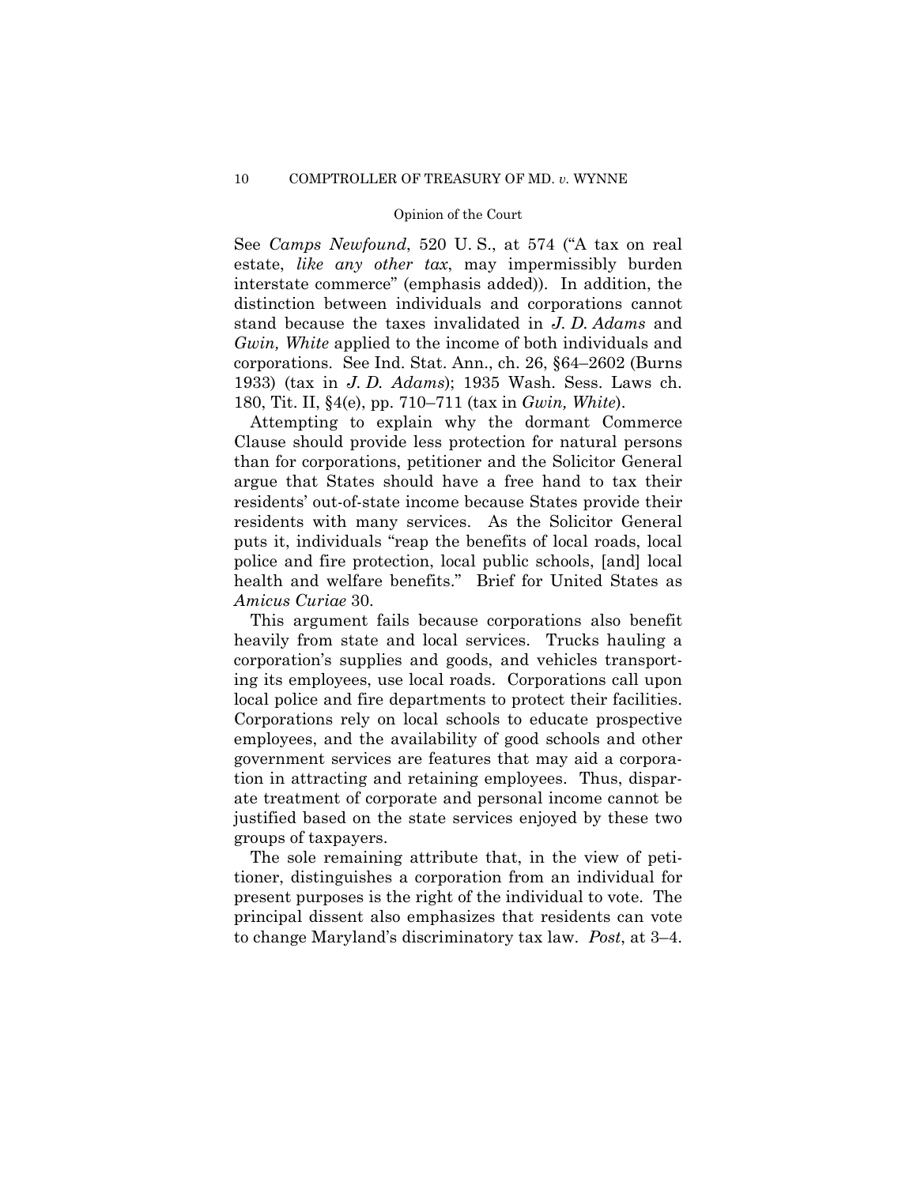See *Camps Newfound*, 520 U. S., at 574 ("A tax on real estate, *like any other tax*, may impermissibly burden interstate commerce" (emphasis added)). In addition, the distinction between individuals and corporations cannot stand because the taxes invalidated in *J. D. Adams* and *Gwin, White* applied to the income of both individuals and corporations. See Ind. Stat. Ann., ch. 26, §64–2602 (Burns 1933) (tax in *J. D. Adams*); 1935 Wash. Sess. Laws ch. 180, Tit. II, §4(e), pp. 710–711 (tax in *Gwin, White*).

Attempting to explain why the dormant Commerce Clause should provide less protection for natural persons than for corporations, petitioner and the Solicitor General argue that States should have a free hand to tax their residents' out-of-state income because States provide their residents with many services. As the Solicitor General puts it, individuals "reap the benefits of local roads, local police and fire protection, local public schools, [and] local health and welfare benefits." Brief for United States as *Amicus Curiae* 30.

This argument fails because corporations also benefit heavily from state and local services. Trucks hauling a corporation's supplies and goods, and vehicles transporting its employees, use local roads. Corporations call upon local police and fire departments to protect their facilities. Corporations rely on local schools to educate prospective employees, and the availability of good schools and other government services are features that may aid a corporation in attracting and retaining employees. Thus, disparate treatment of corporate and personal income cannot be justified based on the state services enjoyed by these two groups of taxpayers.

The sole remaining attribute that, in the view of petitioner, distinguishes a corporation from an individual for present purposes is the right of the individual to vote. The principal dissent also emphasizes that residents can vote to change Maryland's discriminatory tax law. *Post*, at 3–4.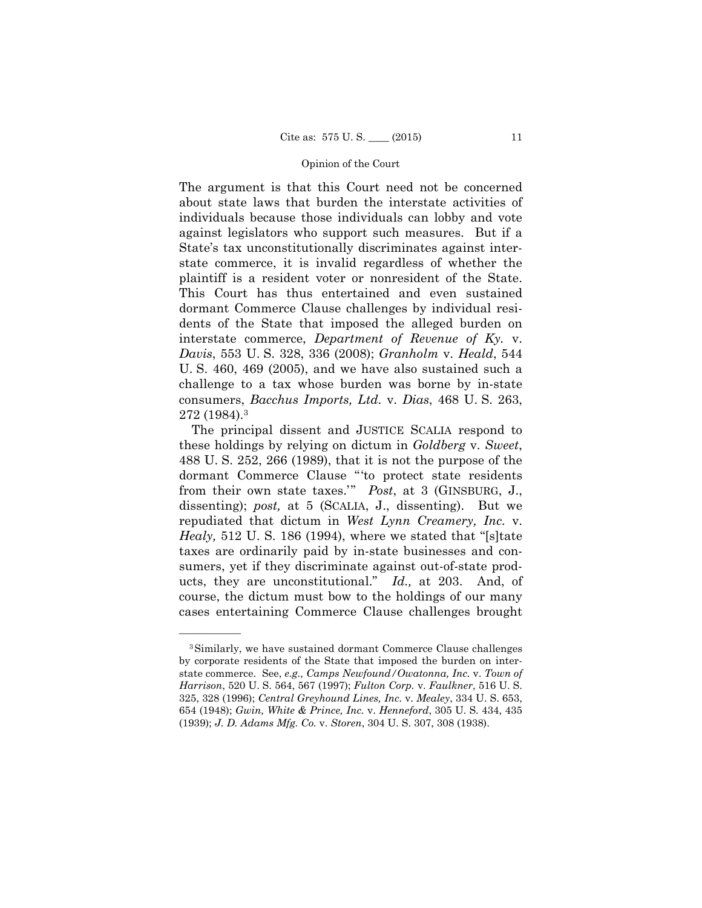The argument is that this Court need not be concerned about state laws that burden the interstate activities of individuals because those individuals can lobby and vote against legislators who support such measures. But if a State's tax unconstitutionally discriminates against interstate commerce, it is invalid regardless of whether the plaintiff is a resident voter or nonresident of the State. This Court has thus entertained and even sustained dormant Commerce Clause challenges by individual residents of the State that imposed the alleged burden on interstate commerce, *Department of Revenue of Ky.* v. *Davis*, 553 U. S. 328, 336 (2008); *Granholm* v. *Heald*, 544 U. S. 460, 469 (2005), and we have also sustained such a challenge to a tax whose burden was borne by in-state consumers, *Bacchus Imports, Ltd.* v. *Dias*, 468 U. S. 263, 272 (1984).[3]

The principal dissent and JUSTICE SCALIA respond to these holdings by relying on dictum in *Goldberg* v. *Sweet*, 488 U. S. 252, 266 (1989), that it is not the purpose of the dormant Commerce Clause "'to protect state residents from their own state taxes.'" *Post*, at 3 (GINSBURG, J., dissenting); *post,* at 5 (SCALIA, J., dissenting). But we repudiated that dictum in *West Lynn Creamery, Inc.* v. *Healy,* 512 U. S. 186 (1994), where we stated that "[s]tate taxes are ordinarily paid by in-state businesses and consumers, yet if they discriminate against out-of-state products, they are unconstitutional." *Id.,* at 203. And, of course, the dictum must bow to the holdings of our many cases entertaining Commerce Clause challenges brought

---

[3] Similarly, we have sustained dormant Commerce Clause challenges by corporate residents of the State that imposed the burden on interstate commerce. See, *e.g., Camps Newfound/Owatonna, Inc.* v. *Town of Harrison*, 520 U. S. 564, 567 (1997); *Fulton Corp.* v. *Faulkner*, 516 U. S. 325, 328 (1996); *Central Greyhound Lines, Inc.* v. *Mealey*, 334 U. S. 653, 654 (1948); *Gwin, White & Prince, Inc.* v. *Henneford*, 305 U. S. 434, 435 (1939); *J. D. Adams Mfg. Co.* v. *Storen*, 304 U. S. 307, 308 (1938).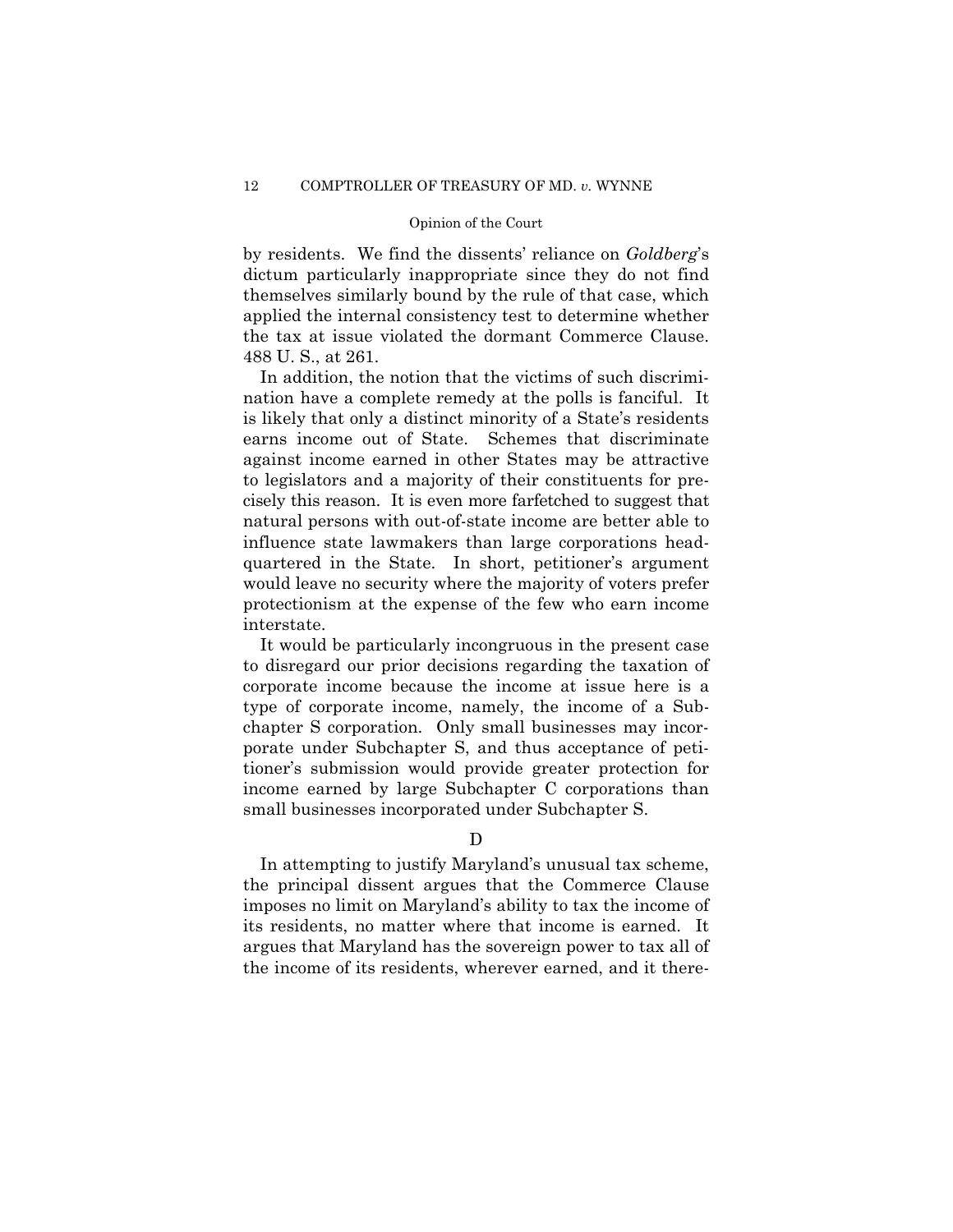by residents. We find the dissents' reliance on *Goldberg*'s dictum particularly inappropriate since they do not find themselves similarly bound by the rule of that case, which applied the internal consistency test to determine whether the tax at issue violated the dormant Commerce Clause. 488 U. S., at 261.

In addition, the notion that the victims of such discrimination have a complete remedy at the polls is fanciful. It is likely that only a distinct minority of a State's residents earns income out of State. Schemes that discriminate against income earned in other States may be attractive to legislators and a majority of their constituents for precisely this reason. It is even more farfetched to suggest that natural persons with out-of-state income are better able to influence state lawmakers than large corporations headquartered in the State. In short, petitioner's argument would leave no security where the majority of voters prefer protectionism at the expense of the few who earn income interstate.

It would be particularly incongruous in the present case to disregard our prior decisions regarding the taxation of corporate income because the income at issue here is a type of corporate income, namely, the income of a Subchapter S corporation. Only small businesses may incorporate under Subchapter S, and thus acceptance of petitioner's submission would provide greater protection for income earned by large Subchapter C corporations than small businesses incorporated under Subchapter S.

D

In attempting to justify Maryland's unusual tax scheme, the principal dissent argues that the Commerce Clause imposes no limit on Maryland's ability to tax the income of its residents, no matter where that income is earned. It argues that Maryland has the sovereign power to tax all of the income of its residents, wherever earned, and it there-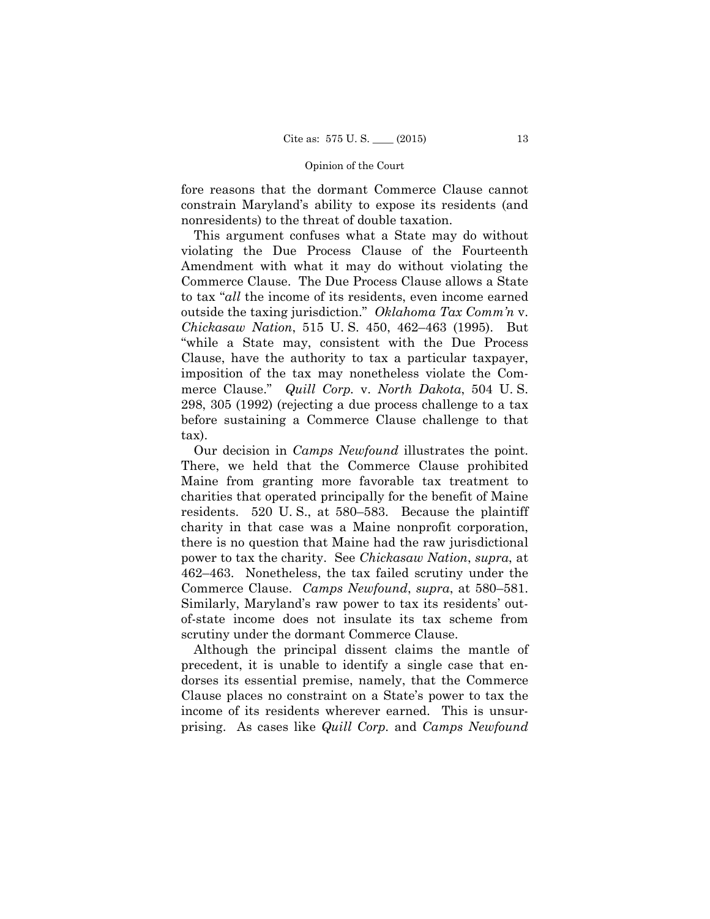fore reasons that the dormant Commerce Clause cannot constrain Maryland's ability to expose its residents (and nonresidents) to the threat of double taxation.

This argument confuses what a State may do without violating the Due Process Clause of the Fourteenth Amendment with what it may do without violating the Commerce Clause. The Due Process Clause allows a State to tax "*all* the income of its residents, even income earned outside the taxing jurisdiction." *Oklahoma Tax Comm'n* v. *Chickasaw Nation*, 515 U. S. 450, 462–463 (1995). But "while a State may, consistent with the Due Process Clause, have the authority to tax a particular taxpayer, imposition of the tax may nonetheless violate the Commerce Clause." *Quill Corp.* v. *North Dakota*, 504 U. S. 298, 305 (1992) (rejecting a due process challenge to a tax before sustaining a Commerce Clause challenge to that tax).

Our decision in *Camps Newfound* illustrates the point. There, we held that the Commerce Clause prohibited Maine from granting more favorable tax treatment to charities that operated principally for the benefit of Maine residents. 520 U. S., at 580–583. Because the plaintiff charity in that case was a Maine nonprofit corporation, there is no question that Maine had the raw jurisdictional power to tax the charity. See *Chickasaw Nation*, *supra*, at 462–463. Nonetheless, the tax failed scrutiny under the Commerce Clause. *Camps Newfound*, *supra*, at 580–581. Similarly, Maryland's raw power to tax its residents' out-of-state income does not insulate its tax scheme from scrutiny under the dormant Commerce Clause.

Although the principal dissent claims the mantle of precedent, it is unable to identify a single case that endorses its essential premise, namely, that the Commerce Clause places no constraint on a State's power to tax the income of its residents wherever earned. This is unsurprising. As cases like *Quill Corp.* and *Camps Newfound*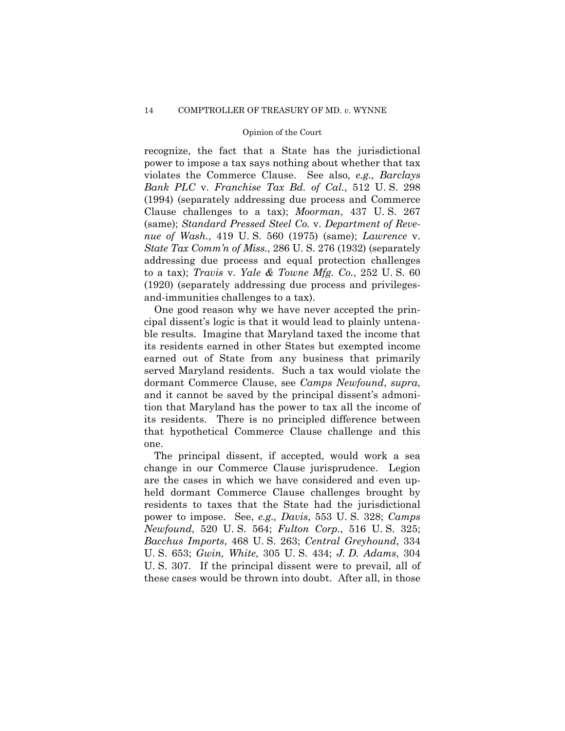recognize, the fact that a State has the jurisdictional power to impose a tax says nothing about whether that tax violates the Commerce Clause. See also, *e.g., Barclays Bank PLC* v. *Franchise Tax Bd. of Cal.*, 512 U. S. 298 (1994) (separately addressing due process and Commerce Clause challenges to a tax); *Moorman*, 437 U. S. 267 (same); *Standard Pressed Steel Co.* v. *Department of Revenue of Wash.*, 419 U. S. 560 (1975) (same); *Lawrence* v. *State Tax Comm'n of Miss.*, 286 U. S. 276 (1932) (separately addressing due process and equal protection challenges to a tax); *Travis* v. *Yale & Towne Mfg. Co.*, 252 U. S. 60 (1920) (separately addressing due process and privileges-and-immunities challenges to a tax).

One good reason why we have never accepted the principal dissent's logic is that it would lead to plainly untenable results. Imagine that Maryland taxed the income that its residents earned in other States but exempted income earned out of State from any business that primarily served Maryland residents. Such a tax would violate the dormant Commerce Clause, see *Camps Newfound*, *supra*, and it cannot be saved by the principal dissent's admonition that Maryland has the power to tax all the income of its residents. There is no principled difference between that hypothetical Commerce Clause challenge and this one.

The principal dissent, if accepted, would work a sea change in our Commerce Clause jurisprudence. Legion are the cases in which we have considered and even upheld dormant Commerce Clause challenges brought by residents to taxes that the State had the jurisdictional power to impose. See, *e.g., Davis*, 553 U. S. 328; *Camps Newfound*, 520 U. S. 564; *Fulton Corp.*, 516 U. S. 325; *Bacchus Imports*, 468 U. S. 263; *Central Greyhound*, 334 U. S. 653; *Gwin, White*, 305 U. S. 434; *J. D. Adams*, 304 U. S. 307. If the principal dissent were to prevail, all of these cases would be thrown into doubt. After all, in those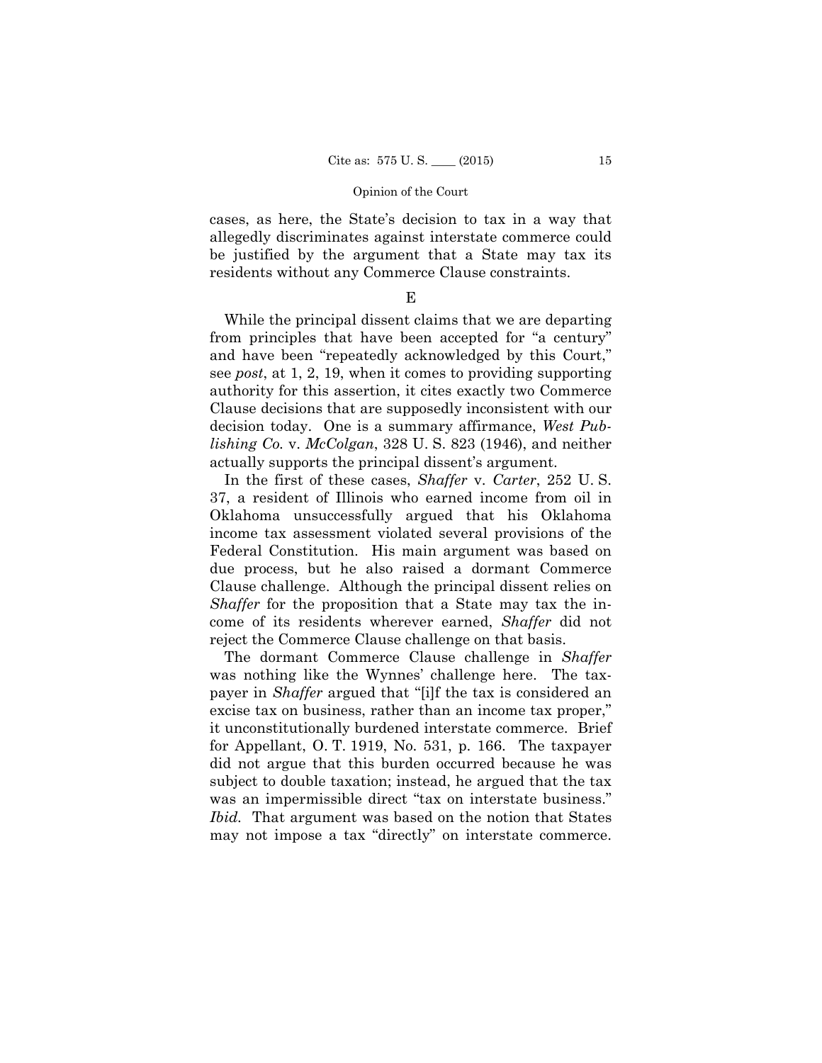cases, as here, the State's decision to tax in a way that allegedly discriminates against interstate commerce could be justified by the argument that a State may tax its residents without any Commerce Clause constraints.

### E

While the principal dissent claims that we are departing from principles that have been accepted for "a century" and have been "repeatedly acknowledged by this Court," see *post*, at 1, 2, 19, when it comes to providing supporting authority for this assertion, it cites exactly two Commerce Clause decisions that are supposedly inconsistent with our decision today. One is a summary affirmance, *West Publishing Co.* v. *McColgan*, 328 U. S. 823 (1946), and neither actually supports the principal dissent's argument.

In the first of these cases, *Shaffer* v. *Carter*, 252 U. S. 37, a resident of Illinois who earned income from oil in Oklahoma unsuccessfully argued that his Oklahoma income tax assessment violated several provisions of the Federal Constitution. His main argument was based on due process, but he also raised a dormant Commerce Clause challenge. Although the principal dissent relies on *Shaffer* for the proposition that a State may tax the income of its residents wherever earned, *Shaffer* did not reject the Commerce Clause challenge on that basis.

The dormant Commerce Clause challenge in *Shaffer* was nothing like the Wynnes' challenge here. The taxpayer in *Shaffer* argued that "[i]f the tax is considered an excise tax on business, rather than an income tax proper," it unconstitutionally burdened interstate commerce. Brief for Appellant, O. T. 1919, No. 531, p. 166. The taxpayer did not argue that this burden occurred because he was subject to double taxation; instead, he argued that the tax was an impermissible direct "tax on interstate business." *Ibid.* That argument was based on the notion that States may not impose a tax "directly" on interstate commerce.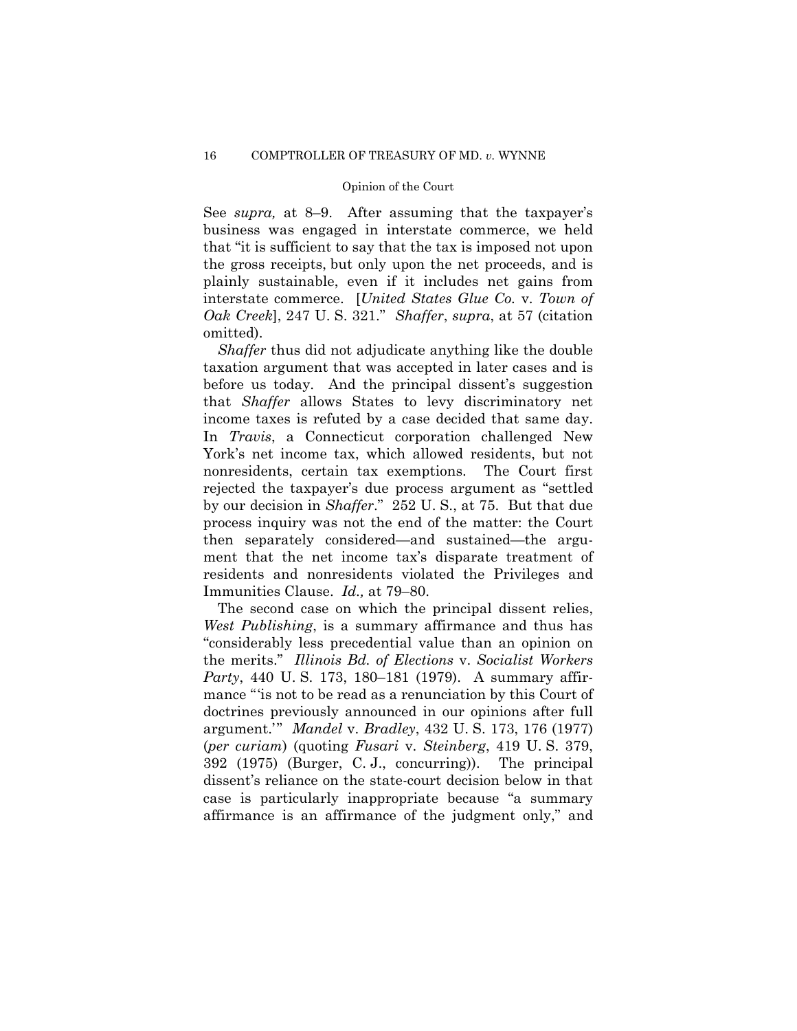See *supra,* at 8–9. After assuming that the taxpayer's business was engaged in interstate commerce, we held that "it is sufficient to say that the tax is imposed not upon the gross receipts, but only upon the net proceeds, and is plainly sustainable, even if it includes net gains from interstate commerce. [*United States Glue Co.* v. *Town of Oak Creek*], 247 U. S. 321." *Shaffer*, *supra*, at 57 (citation omitted).

*Shaffer* thus did not adjudicate anything like the double taxation argument that was accepted in later cases and is before us today. And the principal dissent's suggestion that *Shaffer* allows States to levy discriminatory net income taxes is refuted by a case decided that same day. In *Travis*, a Connecticut corporation challenged New York's net income tax, which allowed residents, but not nonresidents, certain tax exemptions. The Court first rejected the taxpayer's due process argument as "settled by our decision in *Shaffer*." 252 U. S., at 75. But that due process inquiry was not the end of the matter: the Court then separately considered—and sustained—the argument that the net income tax's disparate treatment of residents and nonresidents violated the Privileges and Immunities Clause. *Id.,* at 79–80.

The second case on which the principal dissent relies, *West Publishing*, is a summary affirmance and thus has "considerably less precedential value than an opinion on the merits." *Illinois Bd. of Elections* v. *Socialist Workers Party*, 440 U. S. 173, 180–181 (1979). A summary affirmance "'is not to be read as a renunciation by this Court of doctrines previously announced in our opinions after full argument.'" *Mandel* v. *Bradley*, 432 U. S. 173, 176 (1977) (*per curiam*) (quoting *Fusari* v. *Steinberg*, 419 U. S. 379, 392 (1975) (Burger, C. J., concurring)). The principal dissent's reliance on the state-court decision below in that case is particularly inappropriate because "a summary affirmance is an affirmance of the judgment only," and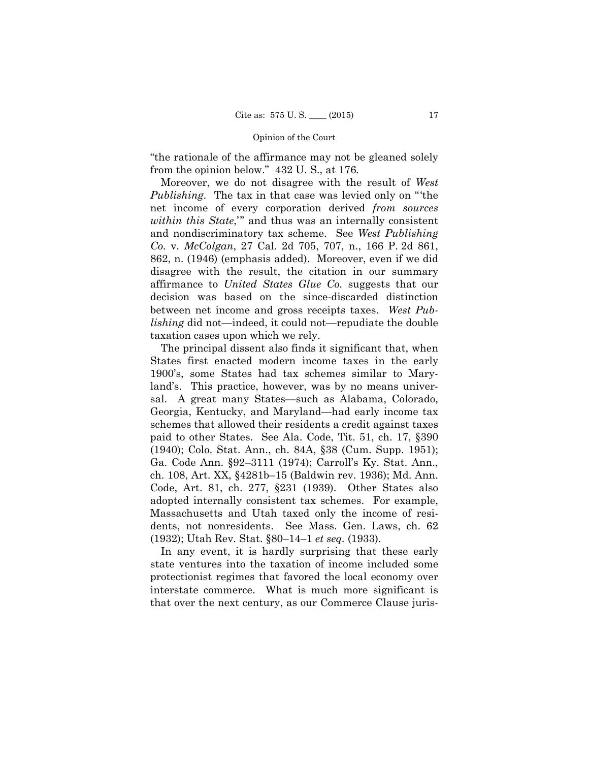"the rationale of the affirmance may not be gleaned solely from the opinion below." 432 U. S., at 176.

Moreover, we do not disagree with the result of *West Publishing*. The tax in that case was levied only on "'the net income of every corporation derived *from sources within this State*,'" and thus was an internally consistent and nondiscriminatory tax scheme. See *West Publishing Co.* v. *McColgan*, 27 Cal. 2d 705, 707, n., 166 P. 2d 861, 862, n. (1946) (emphasis added). Moreover, even if we did disagree with the result, the citation in our summary affirmance to *United States Glue Co.* suggests that our decision was based on the since-discarded distinction between net income and gross receipts taxes. *West Publishing* did not—indeed, it could not—repudiate the double taxation cases upon which we rely.

The principal dissent also finds it significant that, when States first enacted modern income taxes in the early 1900's, some States had tax schemes similar to Maryland's. This practice, however, was by no means universal. A great many States—such as Alabama, Colorado, Georgia, Kentucky, and Maryland—had early income tax schemes that allowed their residents a credit against taxes paid to other States. See Ala. Code, Tit. 51, ch. 17, §390 (1940); Colo. Stat. Ann., ch. 84A, §38 (Cum. Supp. 1951); Ga. Code Ann. §92–3111 (1974); Carroll's Ky. Stat. Ann., ch. 108, Art. XX, §4281b–15 (Baldwin rev. 1936); Md. Ann. Code, Art. 81, ch. 277, §231 (1939). Other States also adopted internally consistent tax schemes. For example, Massachusetts and Utah taxed only the income of residents, not nonresidents. See Mass. Gen. Laws, ch. 62 (1932); Utah Rev. Stat. §80–14–1 *et seq.* (1933).

In any event, it is hardly surprising that these early state ventures into the taxation of income included some protectionist regimes that favored the local economy over interstate commerce. What is much more significant is that over the next century, as our Commerce Clause juris-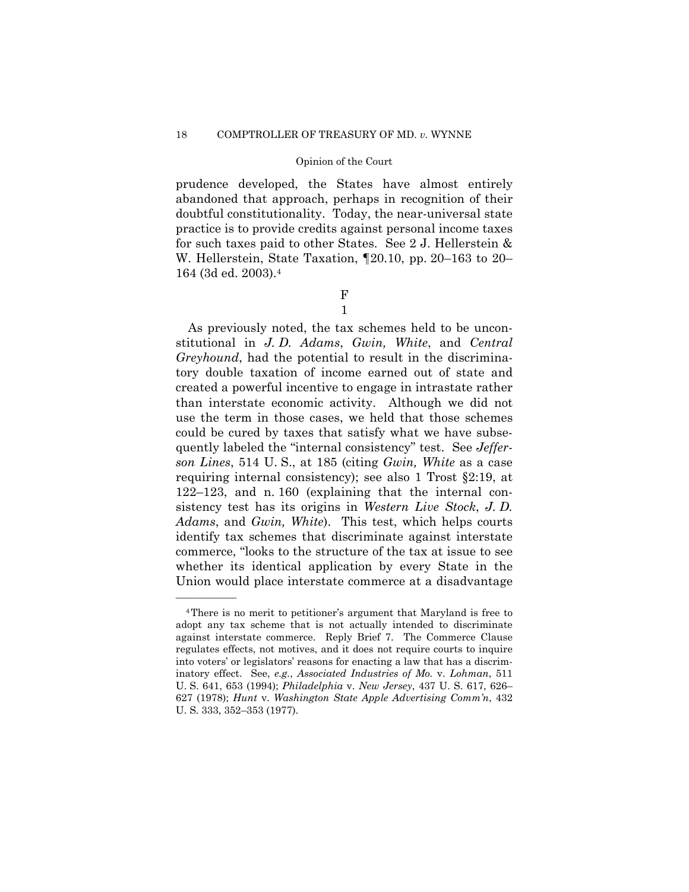prudence developed, the States have almost entirely abandoned that approach, perhaps in recognition of their doubtful constitutionality. Today, the near-universal state practice is to provide credits against personal income taxes for such taxes paid to other States. See 2 J. Hellerstein & W. Hellerstein, State Taxation, ¶20.10, pp. 20–163 to 20–164 (3d ed. 2003).[4]

### F

#### 1

As previously noted, the tax schemes held to be unconstitutional in *J. D. Adams*, *Gwin, White*, and *Central Greyhound*, had the potential to result in the discriminatory double taxation of income earned out of state and created a powerful incentive to engage in intrastate rather than interstate economic activity. Although we did not use the term in those cases, we held that those schemes could be cured by taxes that satisfy what we have subsequently labeled the "internal consistency" test. See *Jefferson Lines*, 514 U. S., at 185 (citing *Gwin, White* as a case requiring internal consistency); see also 1 Trost §2:19, at 122–123, and n. 160 (explaining that the internal consistency test has its origins in *Western Live Stock*, *J. D. Adams*, and *Gwin, White*). This test, which helps courts identify tax schemes that discriminate against interstate commerce, "looks to the structure of the tax at issue to see whether its identical application by every State in the Union would place interstate commerce at a disadvantage

---

[4] There is no merit to petitioner's argument that Maryland is free to adopt any tax scheme that is not actually intended to discriminate against interstate commerce. Reply Brief 7. The Commerce Clause regulates effects, not motives, and it does not require courts to inquire into voters' or legislators' reasons for enacting a law that has a discriminatory effect. See, *e.g.*, *Associated Industries of Mo.* v. *Lohman*, 511 U. S. 641, 653 (1994); *Philadelphia* v. *New Jersey*, 437 U. S. 617, 626–627 (1978); *Hunt* v. *Washington State Apple Advertising Comm'n*, 432 U. S. 333, 352–353 (1977).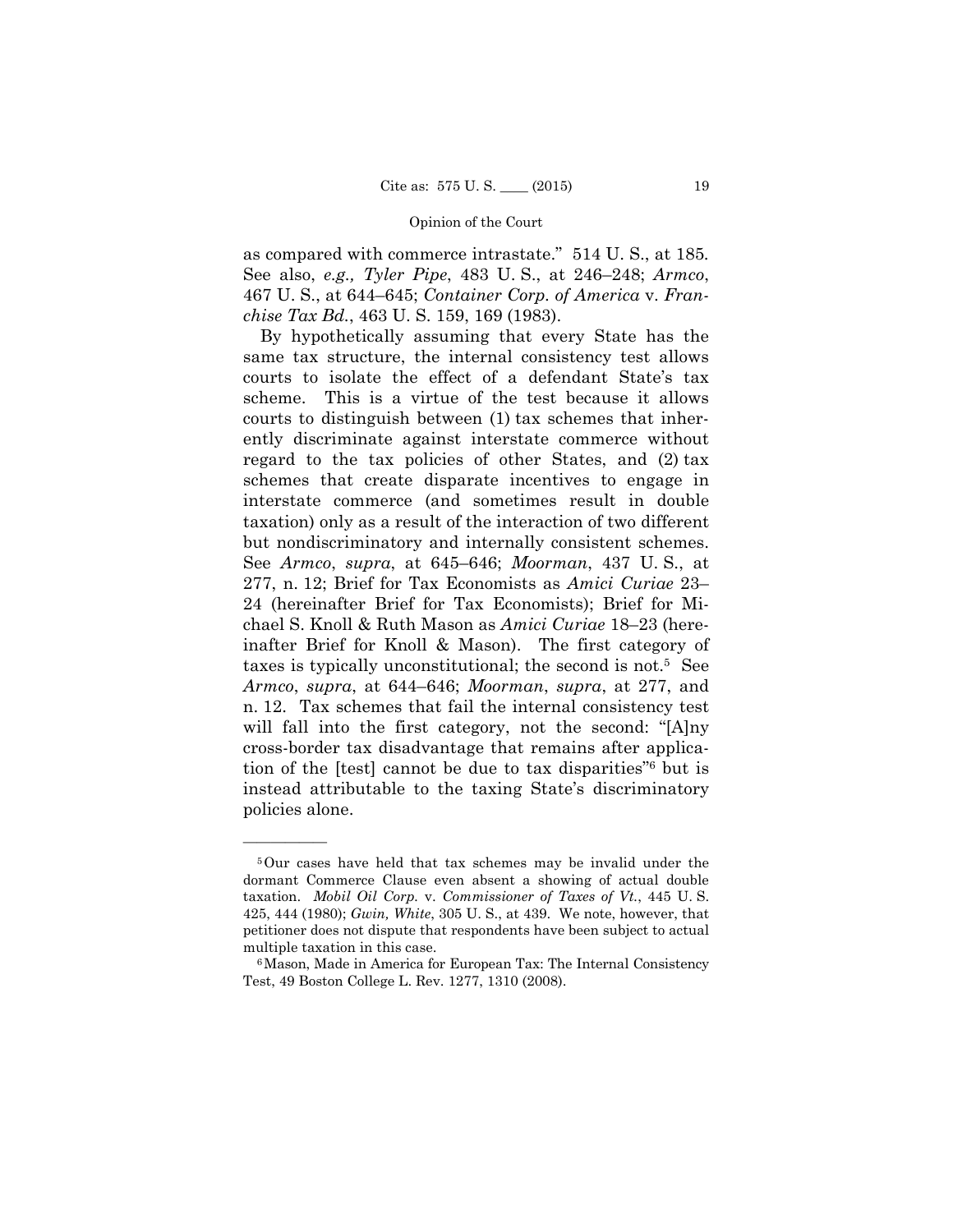as compared with commerce intrastate." 514 U. S., at 185. See also, *e.g., Tyler Pipe*, 483 U. S., at 246–248; *Armco*, 467 U. S., at 644–645; *Container Corp. of America* v. *Franchise Tax Bd.*, 463 U. S. 159, 169 (1983).

By hypothetically assuming that every State has the same tax structure, the internal consistency test allows courts to isolate the effect of a defendant State's tax scheme. This is a virtue of the test because it allows courts to distinguish between (1) tax schemes that inherently discriminate against interstate commerce without regard to the tax policies of other States, and (2) tax schemes that create disparate incentives to engage in interstate commerce (and sometimes result in double taxation) only as a result of the interaction of two different but nondiscriminatory and internally consistent schemes. See *Armco*, *supra*, at 645–646; *Moorman*, 437 U. S., at 277, n. 12; Brief for Tax Economists as *Amici Curiae* 23–24 (hereinafter Brief for Tax Economists); Brief for Michael S. Knoll & Ruth Mason as *Amici Curiae* 18–23 (hereinafter Brief for Knoll & Mason). The first category of taxes is typically unconstitutional; the second is not.[5] See *Armco*, *supra*, at 644–646; *Moorman*, *supra*, at 277, and n. 12. Tax schemes that fail the internal consistency test will fall into the first category, not the second: "[A]ny cross-border tax disadvantage that remains after application of the [test] cannot be due to tax disparities"[6] but is instead attributable to the taxing State's discriminatory policies alone.

---

[5] Our cases have held that tax schemes may be invalid under the dormant Commerce Clause even absent a showing of actual double taxation. *Mobil Oil Corp.* v. *Commissioner of Taxes of Vt.*, 445 U. S. 425, 444 (1980); *Gwin, White*, 305 U. S., at 439. We note, however, that petitioner does not dispute that respondents have been subject to actual multiple taxation in this case.

[6] Mason, Made in America for European Tax: The Internal Consistency Test, 49 Boston College L. Rev. 1277, 1310 (2008).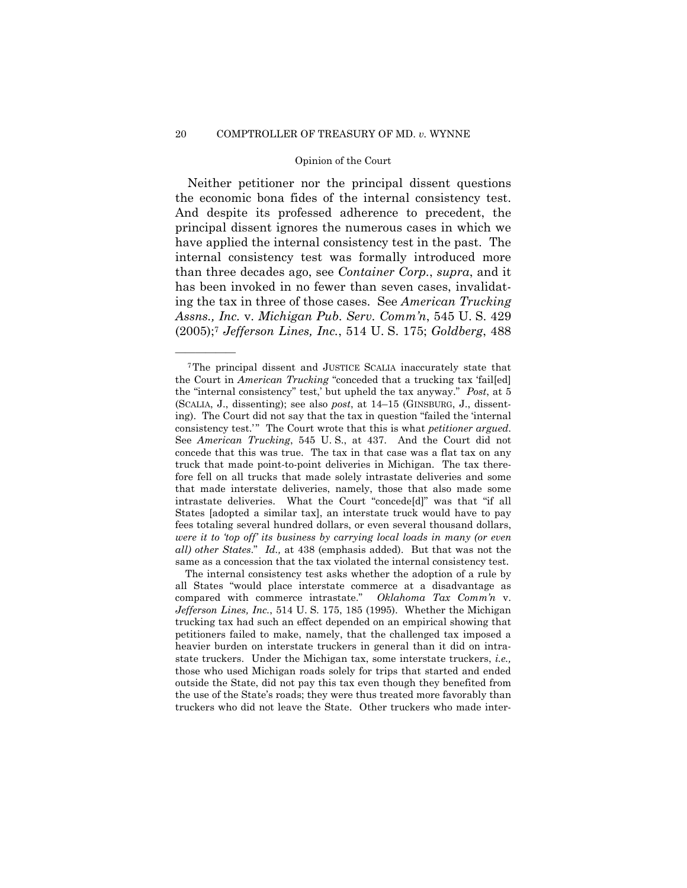Neither petitioner nor the principal dissent questions the economic bona fides of the internal consistency test. And despite its professed adherence to precedent, the principal dissent ignores the numerous cases in which we have applied the internal consistency test in the past. The internal consistency test was formally introduced more than three decades ago, see *Container Corp.*, *supra*, and it has been invoked in no fewer than seven cases, invalidating the tax in three of those cases. See *American Trucking Assns., Inc.* v. *Michigan Pub. Serv. Comm'n*, 545 U. S. 429 (2005);[7] *Jefferson Lines, Inc.*, 514 U. S. 175; *Goldberg*, 488

---

[7] The principal dissent and JUSTICE SCALIA inaccurately state that the Court in *American Trucking* "conceded that a trucking tax 'fail[ed] the "internal consistency" test,' but upheld the tax anyway." *Post*, at 5 (SCALIA, J., dissenting); see also *post*, at 14–15 (GINSBURG, J., dissenting). The Court did not say that the tax in question "failed the 'internal consistency test.'" The Court wrote that this is what *petitioner argued*. See *American Trucking*, 545 U. S., at 437. And the Court did not concede that this was true. The tax in that case was a flat tax on any truck that made point-to-point deliveries in Michigan. The tax therefore fell on all trucks that made solely intrastate deliveries and some that made interstate deliveries, namely, those that also made some intrastate deliveries. What the Court "concede[d]" was that "if all States [adopted a similar tax], an interstate truck would have to pay fees totaling several hundred dollars, or even several thousand dollars, *were it to 'top off' its business by carrying local loads in many (or even all) other States*." *Id.,* at 438 (emphasis added). But that was not the same as a concession that the tax violated the internal consistency test.

The internal consistency test asks whether the adoption of a rule by all States "would place interstate commerce at a disadvantage as compared with commerce intrastate." *Oklahoma Tax Comm'n* v. *Jefferson Lines, Inc.*, 514 U. S. 175, 185 (1995). Whether the Michigan trucking tax had such an effect depended on an empirical showing that petitioners failed to make, namely, that the challenged tax imposed a heavier burden on interstate truckers in general than it did on intrastate truckers. Under the Michigan tax, some interstate truckers, *i.e.,* those who used Michigan roads solely for trips that started and ended outside the State, did not pay this tax even though they benefited from the use of the State's roads; they were thus treated more favorably than truckers who did not leave the State. Other truckers who made inter-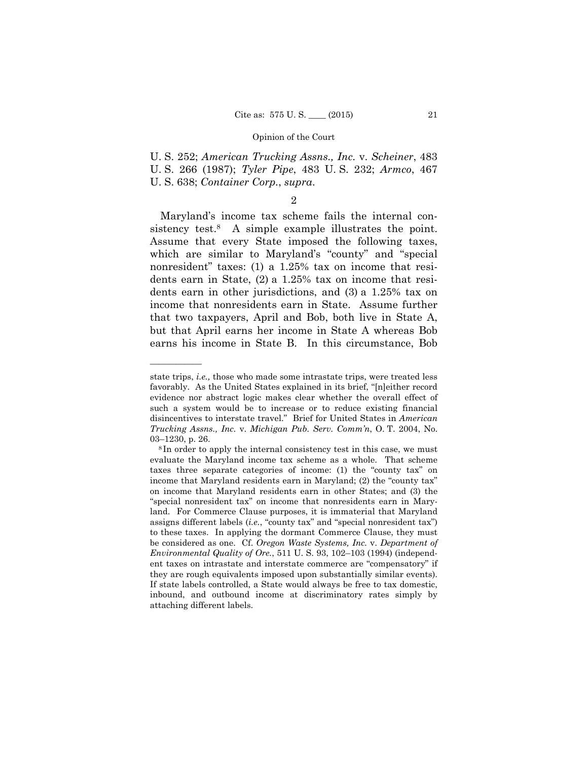U. S. 252; *American Trucking Assns., Inc.* v. *Scheiner*, 483 U. S. 266 (1987); *Tyler Pipe*, 483 U. S. 232; *Armco*, 467 U. S. 638; *Container Corp.*, *supra*.

2

Maryland's income tax scheme fails the internal consistency test.[8] A simple example illustrates the point. Assume that every State imposed the following taxes, which are similar to Maryland's "county" and "special nonresident" taxes: (1) a 1.25% tax on income that residents earn in State, (2) a 1.25% tax on income that residents earn in other jurisdictions, and (3) a 1.25% tax on income that nonresidents earn in State. Assume further that two taxpayers, April and Bob, both live in State A, but that April earns her income in State A whereas Bob earns his income in State B. In this circumstance, Bob

---

state trips, *i.e.,* those who made some intrastate trips, were treated less favorably. As the United States explained in its brief, "[n]either record evidence nor abstract logic makes clear whether the overall effect of such a system would be to increase or to reduce existing financial disincentives to interstate travel." Brief for United States in *American Trucking Assns., Inc.* v. *Michigan Pub. Serv. Comm'n*, O. T. 2004, No. 03–1230, p. 26.

[8] In order to apply the internal consistency test in this case, we must evaluate the Maryland income tax scheme as a whole. That scheme taxes three separate categories of income: (1) the "county tax" on income that Maryland residents earn in Maryland; (2) the "county tax" on income that Maryland residents earn in other States; and (3) the "special nonresident tax" on income that nonresidents earn in Maryland. For Commerce Clause purposes, it is immaterial that Maryland assigns different labels (*i.e.*, "county tax" and "special nonresident tax") to these taxes. In applying the dormant Commerce Clause, they must be considered as one. Cf. *Oregon Waste Systems, Inc.* v. *Department of Environmental Quality of Ore.*, 511 U. S. 93, 102–103 (1994) (independent taxes on intrastate and interstate commerce are "compensatory" if they are rough equivalents imposed upon substantially similar events). If state labels controlled, a State would always be free to tax domestic, inbound, and outbound income at discriminatory rates simply by attaching different labels.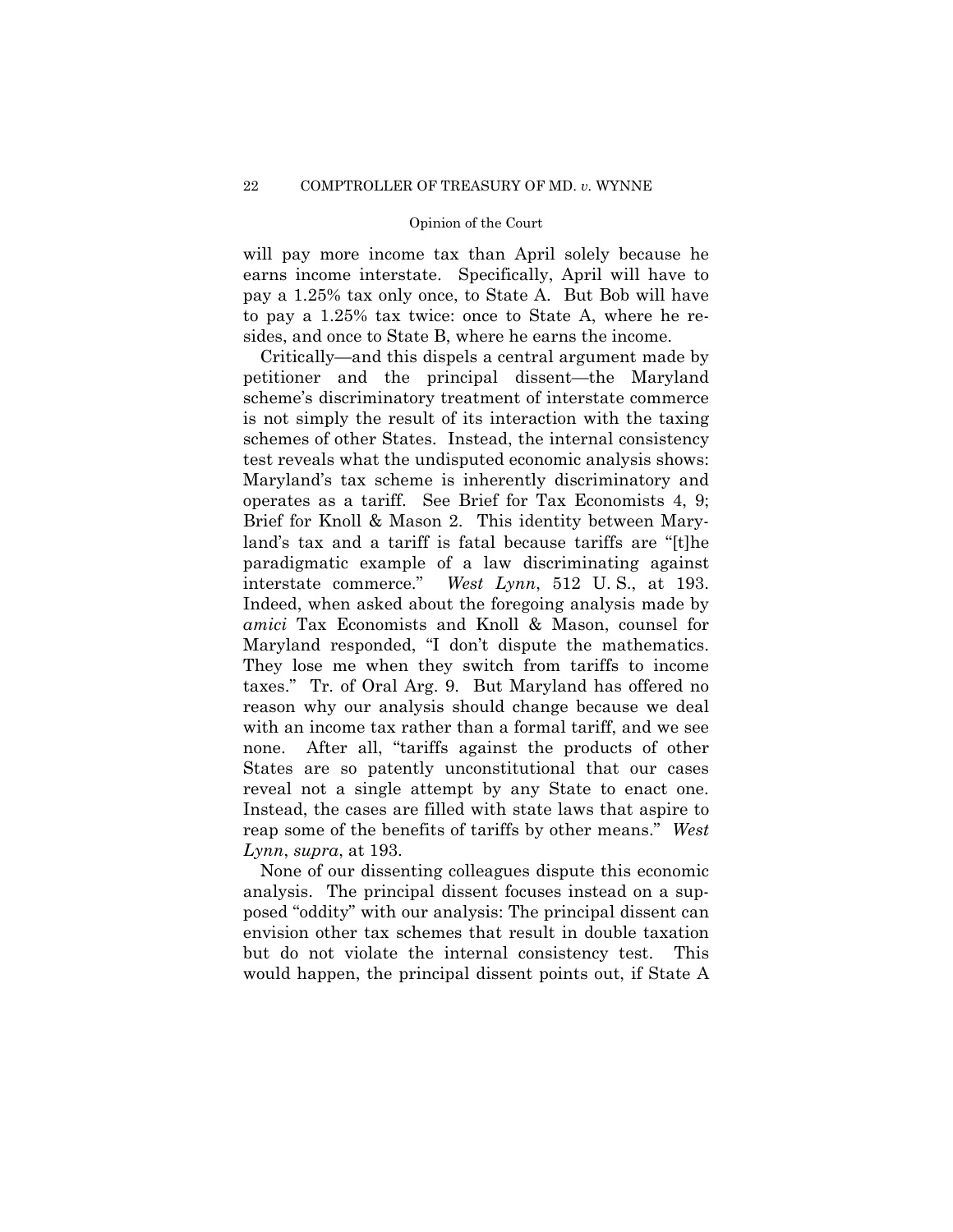will pay more income tax than April solely because he earns income interstate. Specifically, April will have to pay a 1.25% tax only once, to State A. But Bob will have to pay a 1.25% tax twice: once to State A, where he resides, and once to State B, where he earns the income.

Critically—and this dispels a central argument made by petitioner and the principal dissent—the Maryland scheme's discriminatory treatment of interstate commerce is not simply the result of its interaction with the taxing schemes of other States. Instead, the internal consistency test reveals what the undisputed economic analysis shows: Maryland's tax scheme is inherently discriminatory and operates as a tariff. See Brief for Tax Economists 4, 9; Brief for Knoll & Mason 2. This identity between Maryland's tax and a tariff is fatal because tariffs are "[t]he paradigmatic example of a law discriminating against interstate commerce." *West Lynn*, 512 U. S., at 193. Indeed, when asked about the foregoing analysis made by *amici* Tax Economists and Knoll & Mason, counsel for Maryland responded, "I don't dispute the mathematics. They lose me when they switch from tariffs to income taxes." Tr. of Oral Arg. 9. But Maryland has offered no reason why our analysis should change because we deal with an income tax rather than a formal tariff, and we see none. After all, "tariffs against the products of other States are so patently unconstitutional that our cases reveal not a single attempt by any State to enact one. Instead, the cases are filled with state laws that aspire to reap some of the benefits of tariffs by other means." *West Lynn*, *supra*, at 193.

None of our dissenting colleagues dispute this economic analysis. The principal dissent focuses instead on a supposed "oddity" with our analysis: The principal dissent can envision other tax schemes that result in double taxation but do not violate the internal consistency test. This would happen, the principal dissent points out, if State A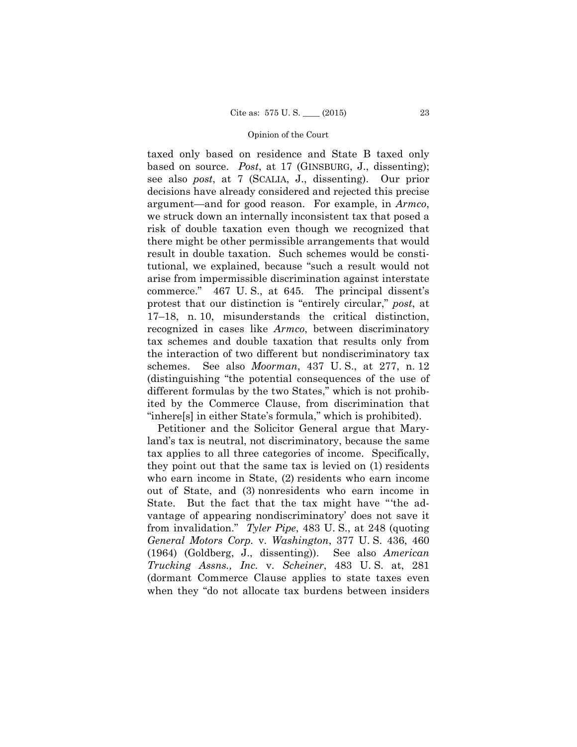taxed only based on residence and State B taxed only based on source. *Post*, at 17 (GINSBURG, J., dissenting); see also *post*, at 7 (SCALIA, J., dissenting). Our prior decisions have already considered and rejected this precise argument—and for good reason. For example, in *Armco*, we struck down an internally inconsistent tax that posed a risk of double taxation even though we recognized that there might be other permissible arrangements that would result in double taxation. Such schemes would be constitutional, we explained, because "such a result would not arise from impermissible discrimination against interstate commerce." 467 U. S., at 645. The principal dissent's protest that our distinction is "entirely circular," *post*, at 17–18, n. 10, misunderstands the critical distinction, recognized in cases like *Armco*, between discriminatory tax schemes and double taxation that results only from the interaction of two different but nondiscriminatory tax schemes. See also *Moorman*, 437 U. S., at 277, n. 12 (distinguishing "the potential consequences of the use of different formulas by the two States," which is not prohibited by the Commerce Clause, from discrimination that "inhere[s] in either State's formula," which is prohibited).

Petitioner and the Solicitor General argue that Maryland's tax is neutral, not discriminatory, because the same tax applies to all three categories of income. Specifically, they point out that the same tax is levied on (1) residents who earn income in State, (2) residents who earn income out of State, and (3) nonresidents who earn income in State. But the fact that the tax might have "'the advantage of appearing nondiscriminatory' does not save it from invalidation." *Tyler Pipe*, 483 U. S., at 248 (quoting *General Motors Corp.* v. *Washington*, 377 U. S. 436, 460 (1964) (Goldberg, J., dissenting)). See also *American Trucking Assns., Inc.* v. *Scheiner*, 483 U. S. at, 281 (dormant Commerce Clause applies to state taxes even when they "do not allocate tax burdens between insiders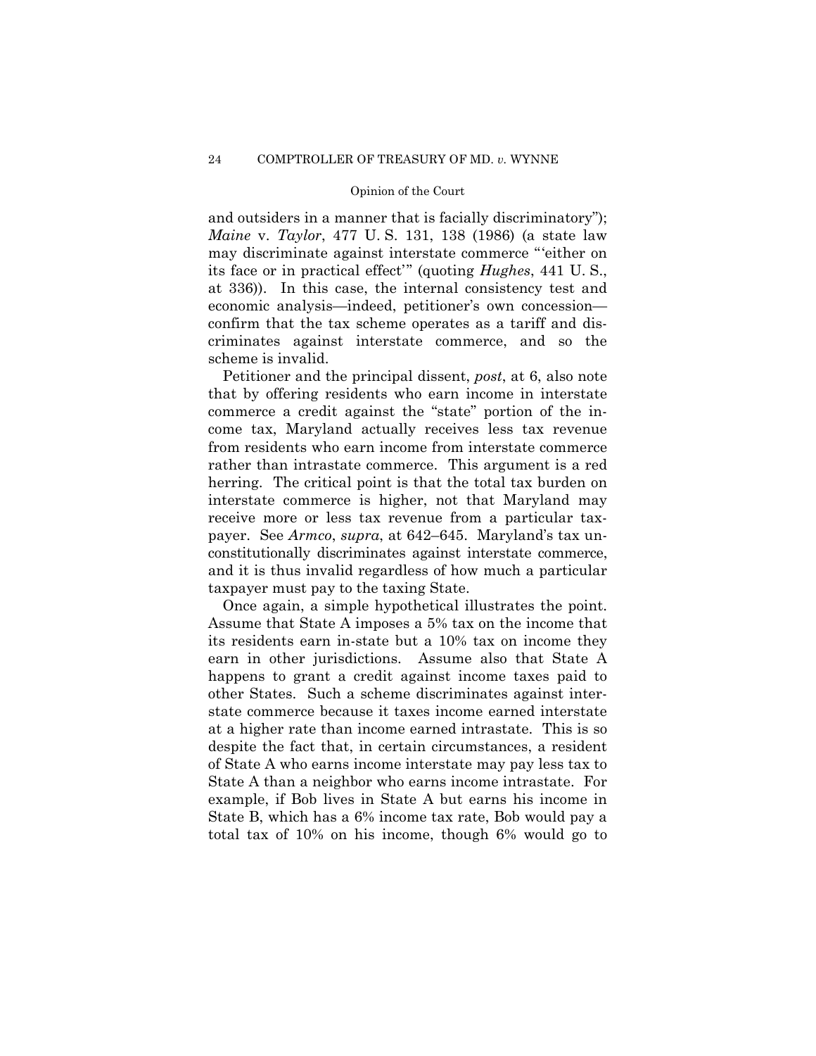and outsiders in a manner that is facially discriminatory"); *Maine* v. *Taylor*, 477 U. S. 131, 138 (1986) (a state law may discriminate against interstate commerce "'either on its face or in practical effect'" (quoting *Hughes*, 441 U. S., at 336)). In this case, the internal consistency test and economic analysis—indeed, petitioner's own concession—confirm that the tax scheme operates as a tariff and discriminates against interstate commerce, and so the scheme is invalid.

Petitioner and the principal dissent, *post*, at 6, also note that by offering residents who earn income in interstate commerce a credit against the "state" portion of the income tax, Maryland actually receives less tax revenue from residents who earn income from interstate commerce rather than intrastate commerce. This argument is a red herring. The critical point is that the total tax burden on interstate commerce is higher, not that Maryland may receive more or less tax revenue from a particular taxpayer. See *Armco*, *supra*, at 642–645. Maryland's tax unconstitutionally discriminates against interstate commerce, and it is thus invalid regardless of how much a particular taxpayer must pay to the taxing State.

Once again, a simple hypothetical illustrates the point. Assume that State A imposes a 5% tax on the income that its residents earn in-state but a 10% tax on income they earn in other jurisdictions. Assume also that State A happens to grant a credit against income taxes paid to other States. Such a scheme discriminates against interstate commerce because it taxes income earned interstate at a higher rate than income earned intrastate. This is so despite the fact that, in certain circumstances, a resident of State A who earns income interstate may pay less tax to State A than a neighbor who earns income intrastate. For example, if Bob lives in State A but earns his income in State B, which has a 6% income tax rate, Bob would pay a total tax of 10% on his income, though 6% would go to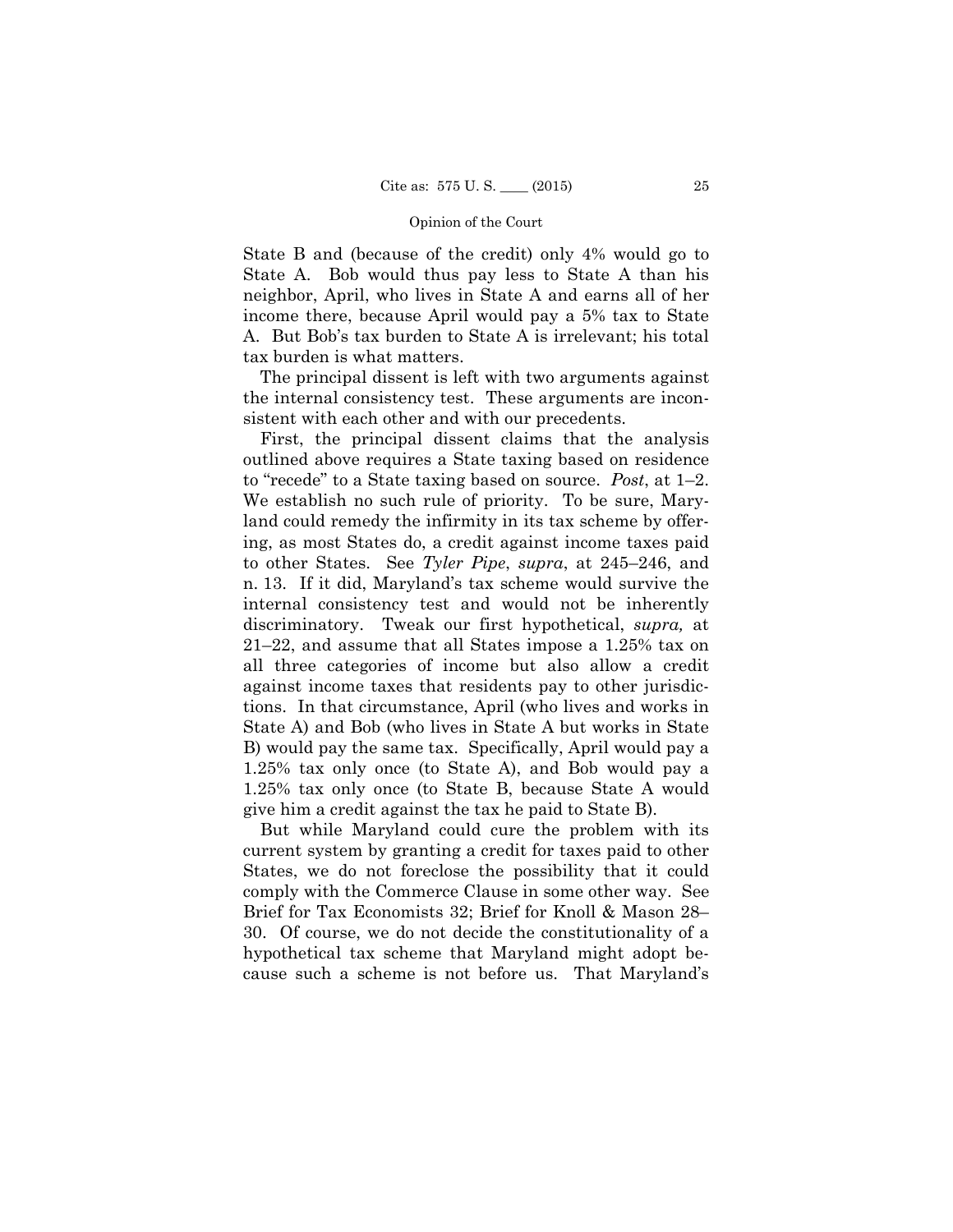State B and (because of the credit) only 4% would go to State A. Bob would thus pay less to State A than his neighbor, April, who lives in State A and earns all of her income there, because April would pay a 5% tax to State A. But Bob's tax burden to State A is irrelevant; his total tax burden is what matters.

The principal dissent is left with two arguments against the internal consistency test. These arguments are inconsistent with each other and with our precedents.

First, the principal dissent claims that the analysis outlined above requires a State taxing based on residence to "recede" to a State taxing based on source. *Post*, at 1–2. We establish no such rule of priority. To be sure, Maryland could remedy the infirmity in its tax scheme by offering, as most States do, a credit against income taxes paid to other States. See *Tyler Pipe*, *supra*, at 245–246, and n. 13. If it did, Maryland's tax scheme would survive the internal consistency test and would not be inherently discriminatory. Tweak our first hypothetical, *supra,* at 21–22, and assume that all States impose a 1.25% tax on all three categories of income but also allow a credit against income taxes that residents pay to other jurisdictions. In that circumstance, April (who lives and works in State A) and Bob (who lives in State A but works in State B) would pay the same tax. Specifically, April would pay a 1.25% tax only once (to State A), and Bob would pay a 1.25% tax only once (to State B, because State A would give him a credit against the tax he paid to State B).

But while Maryland could cure the problem with its current system by granting a credit for taxes paid to other States, we do not foreclose the possibility that it could comply with the Commerce Clause in some other way. See Brief for Tax Economists 32; Brief for Knoll & Mason 28–30. Of course, we do not decide the constitutionality of a hypothetical tax scheme that Maryland might adopt because such a scheme is not before us. That Maryland's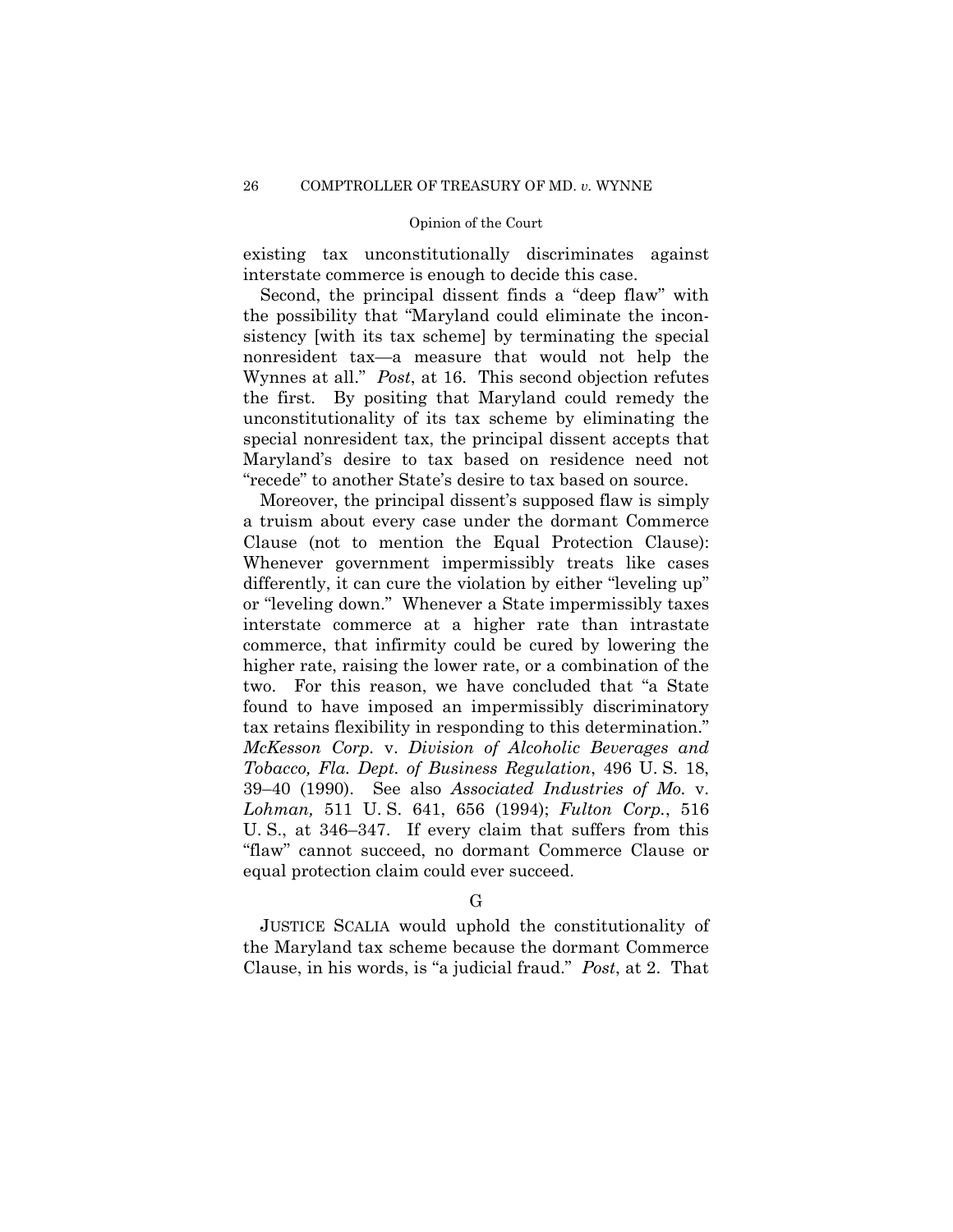existing tax unconstitutionally discriminates against interstate commerce is enough to decide this case.

Second, the principal dissent finds a "deep flaw" with the possibility that "Maryland could eliminate the inconsistency [with its tax scheme] by terminating the special nonresident tax—a measure that would not help the Wynnes at all." *Post*, at 16. This second objection refutes the first. By positing that Maryland could remedy the unconstitutionality of its tax scheme by eliminating the special nonresident tax, the principal dissent accepts that Maryland's desire to tax based on residence need not "recede" to another State's desire to tax based on source.

Moreover, the principal dissent's supposed flaw is simply a truism about every case under the dormant Commerce Clause (not to mention the Equal Protection Clause): Whenever government impermissibly treats like cases differently, it can cure the violation by either "leveling up" or "leveling down." Whenever a State impermissibly taxes interstate commerce at a higher rate than intrastate commerce, that infirmity could be cured by lowering the higher rate, raising the lower rate, or a combination of the two. For this reason, we have concluded that "a State found to have imposed an impermissibly discriminatory tax retains flexibility in responding to this determination." *McKesson Corp.* v. *Division of Alcoholic Beverages and Tobacco, Fla. Dept. of Business Regulation*, 496 U. S. 18, 39–40 (1990). See also *Associated Industries of Mo.* v. *Lohman,* 511 U. S. 641, 656 (1994); *Fulton Corp.*, 516 U. S., at 346–347. If every claim that suffers from this "flaw" cannot succeed, no dormant Commerce Clause or equal protection claim could ever succeed.

### G

JUSTICE SCALIA would uphold the constitutionality of the Maryland tax scheme because the dormant Commerce Clause, in his words, is "a judicial fraud." *Post*, at 2. That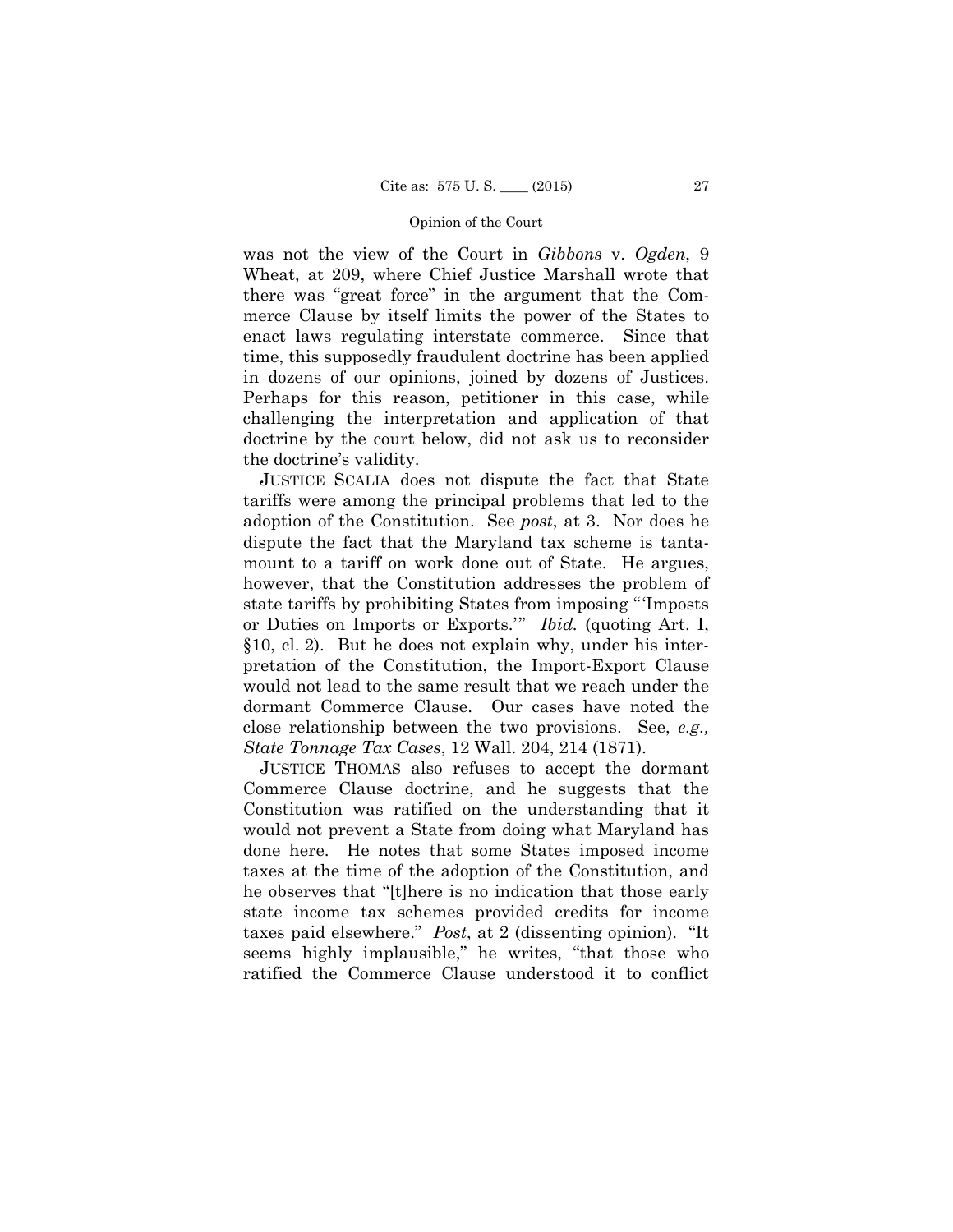was not the view of the Court in *Gibbons* v. *Ogden*, 9 Wheat, at 209, where Chief Justice Marshall wrote that there was "great force" in the argument that the Commerce Clause by itself limits the power of the States to enact laws regulating interstate commerce. Since that time, this supposedly fraudulent doctrine has been applied in dozens of our opinions, joined by dozens of Justices. Perhaps for this reason, petitioner in this case, while challenging the interpretation and application of that doctrine by the court below, did not ask us to reconsider the doctrine's validity.

JUSTICE SCALIA does not dispute the fact that State tariffs were among the principal problems that led to the adoption of the Constitution. See *post*, at 3. Nor does he dispute the fact that the Maryland tax scheme is tantamount to a tariff on work done out of State. He argues, however, that the Constitution addresses the problem of state tariffs by prohibiting States from imposing "'Imposts or Duties on Imports or Exports.'" *Ibid.* (quoting Art. I, §10, cl. 2). But he does not explain why, under his interpretation of the Constitution, the Import-Export Clause would not lead to the same result that we reach under the dormant Commerce Clause. Our cases have noted the close relationship between the two provisions. See, *e.g., State Tonnage Tax Cases*, 12 Wall. 204, 214 (1871).

JUSTICE THOMAS also refuses to accept the dormant Commerce Clause doctrine, and he suggests that the Constitution was ratified on the understanding that it would not prevent a State from doing what Maryland has done here. He notes that some States imposed income taxes at the time of the adoption of the Constitution, and he observes that "[t]here is no indication that those early state income tax schemes provided credits for income taxes paid elsewhere." *Post*, at 2 (dissenting opinion). "It seems highly implausible," he writes, "that those who ratified the Commerce Clause understood it to conflict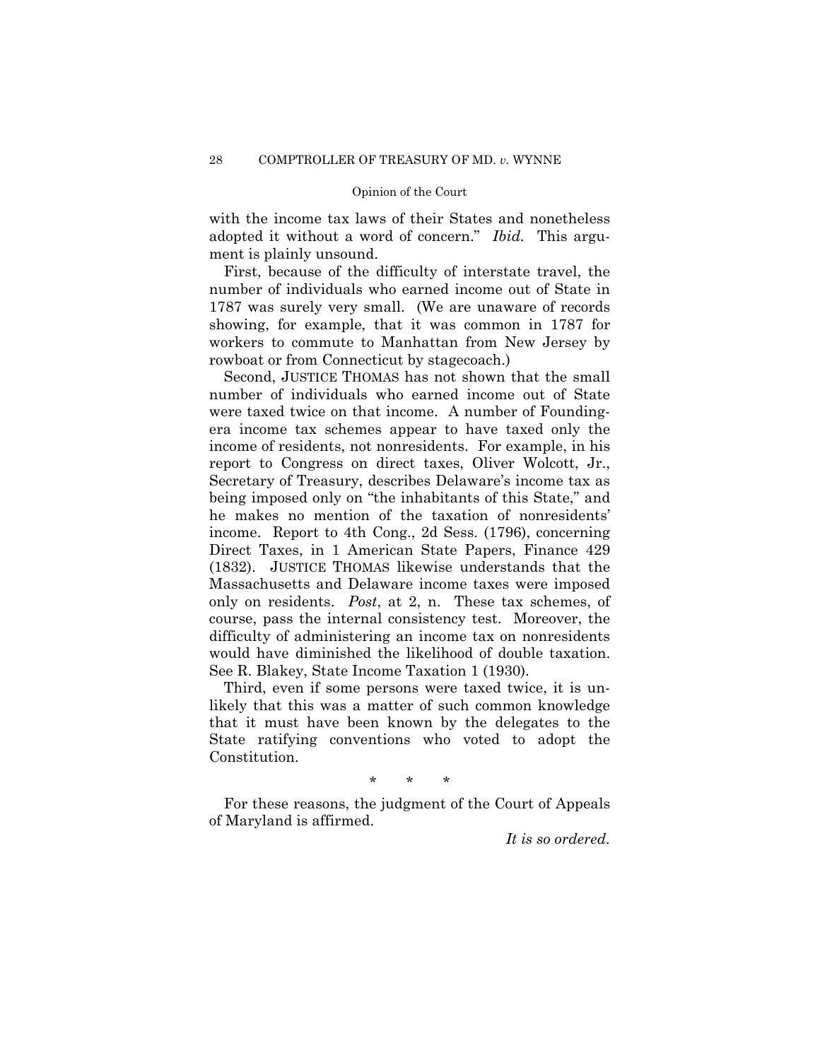with the income tax laws of their States and nonetheless adopted it without a word of concern." *Ibid.* This argument is plainly unsound.

First, because of the difficulty of interstate travel, the number of individuals who earned income out of State in 1787 was surely very small. (We are unaware of records showing, for example, that it was common in 1787 for workers to commute to Manhattan from New Jersey by rowboat or from Connecticut by stagecoach.)

Second, JUSTICE THOMAS has not shown that the small number of individuals who earned income out of State were taxed twice on that income. A number of Founding-era income tax schemes appear to have taxed only the income of residents, not nonresidents. For example, in his report to Congress on direct taxes, Oliver Wolcott, Jr., Secretary of Treasury, describes Delaware's income tax as being imposed only on "the inhabitants of this State," and he makes no mention of the taxation of nonresidents' income. Report to 4th Cong., 2d Sess. (1796), concerning Direct Taxes, in 1 American State Papers, Finance 429 (1832). JUSTICE THOMAS likewise understands that the Massachusetts and Delaware income taxes were imposed only on residents. *Post*, at 2, n. These tax schemes, of course, pass the internal consistency test. Moreover, the difficulty of administering an income tax on nonresidents would have diminished the likelihood of double taxation. See R. Blakey, State Income Taxation 1 (1930).

Third, even if some persons were taxed twice, it is unlikely that this was a matter of such common knowledge that it must have been known by the delegates to the State ratifying conventions who voted to adopt the Constitution.

\* \* \*

For these reasons, the judgment of the Court of Appeals of Maryland is affirmed.

*It is so ordered.*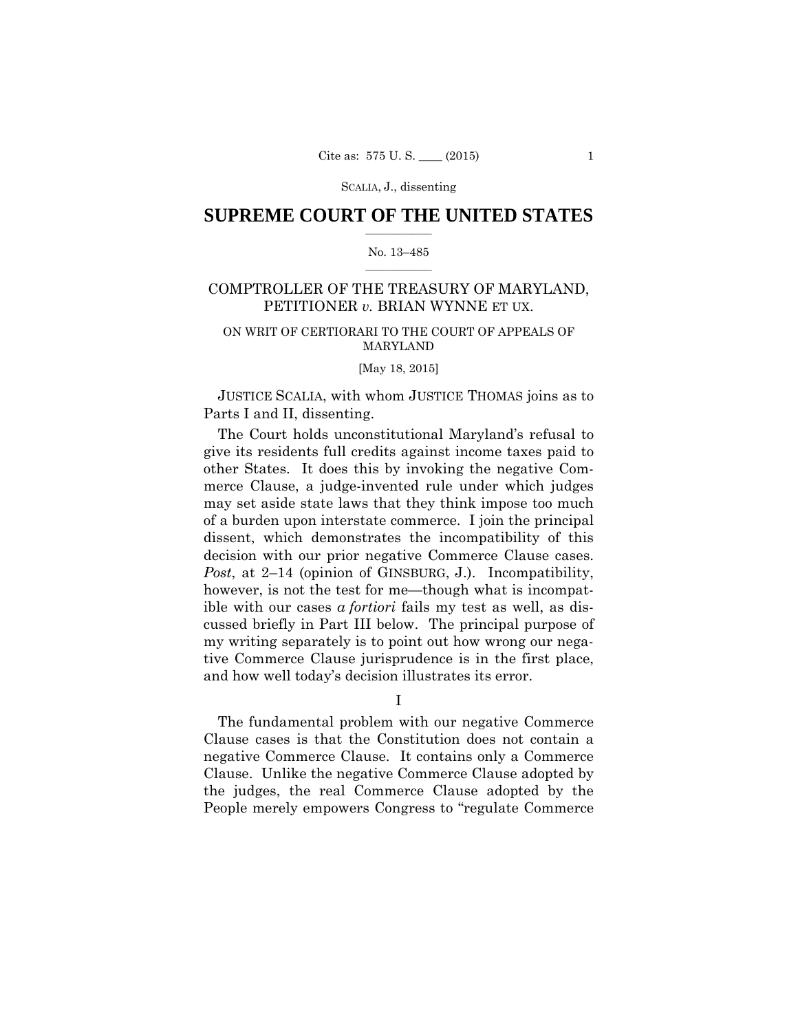## SUPREME COURT OF THE UNITED STATES

No. 13–485

COMPTROLLER OF THE TREASURY OF MARYLAND, PETITIONER *v.* BRIAN WYNNE ET UX.

ON WRIT OF CERTIORARI TO THE COURT OF APPEALS OF MARYLAND

[May 18, 2015]

JUSTICE SCALIA, with whom JUSTICE THOMAS joins as to Parts I and II, dissenting.

The Court holds unconstitutional Maryland's refusal to give its residents full credits against income taxes paid to other States. It does this by invoking the negative Commerce Clause, a judge-invented rule under which judges may set aside state laws that they think impose too much of a burden upon interstate commerce. I join the principal dissent, which demonstrates the incompatibility of this decision with our prior negative Commerce Clause cases. *Post*, at 2–14 (opinion of GINSBURG, J.). Incompatibility, however, is not the test for me—though what is incompatible with our cases *a fortiori* fails my test as well, as discussed briefly in Part III below. The principal purpose of my writing separately is to point out how wrong our negative Commerce Clause jurisprudence is in the first place, and how well today's decision illustrates its error.

I

The fundamental problem with our negative Commerce Clause cases is that the Constitution does not contain a negative Commerce Clause. It contains only a Commerce Clause. Unlike the negative Commerce Clause adopted by the judges, the real Commerce Clause adopted by the People merely empowers Congress to "regulate Commerce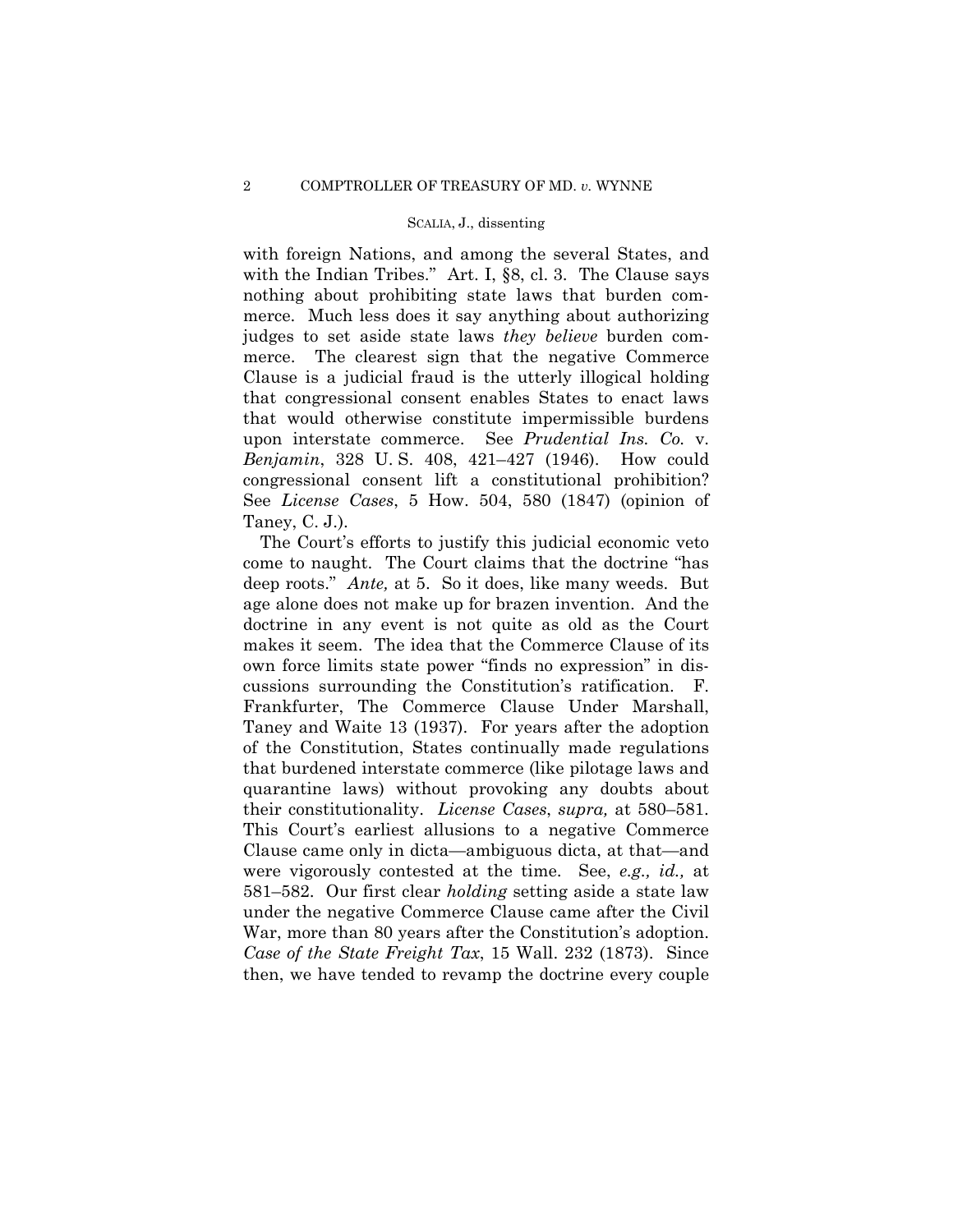with foreign Nations, and among the several States, and with the Indian Tribes." Art. I, §8, cl. 3. The Clause says nothing about prohibiting state laws that burden commerce. Much less does it say anything about authorizing judges to set aside state laws *they believe* burden commerce. The clearest sign that the negative Commerce Clause is a judicial fraud is the utterly illogical holding that congressional consent enables States to enact laws that would otherwise constitute impermissible burdens upon interstate commerce. See *Prudential Ins. Co.* v. *Benjamin*, 328 U. S. 408, 421–427 (1946). How could congressional consent lift a constitutional prohibition? See *License Cases*, 5 How. 504, 580 (1847) (opinion of Taney, C. J.).

The Court's efforts to justify this judicial economic veto come to naught. The Court claims that the doctrine "has deep roots." *Ante,* at 5. So it does, like many weeds. But age alone does not make up for brazen invention. And the doctrine in any event is not quite as old as the Court makes it seem. The idea that the Commerce Clause of its own force limits state power "finds no expression" in discussions surrounding the Constitution's ratification. F. Frankfurter, The Commerce Clause Under Marshall, Taney and Waite 13 (1937). For years after the adoption of the Constitution, States continually made regulations that burdened interstate commerce (like pilotage laws and quarantine laws) without provoking any doubts about their constitutionality. *License Cases*, *supra,* at 580–581. This Court's earliest allusions to a negative Commerce Clause came only in dicta—ambiguous dicta, at that—and were vigorously contested at the time. See, *e.g., id.,* at 581–582. Our first clear *holding* setting aside a state law under the negative Commerce Clause came after the Civil War, more than 80 years after the Constitution's adoption. *Case of the State Freight Tax*, 15 Wall. 232 (1873). Since then, we have tended to revamp the doctrine every couple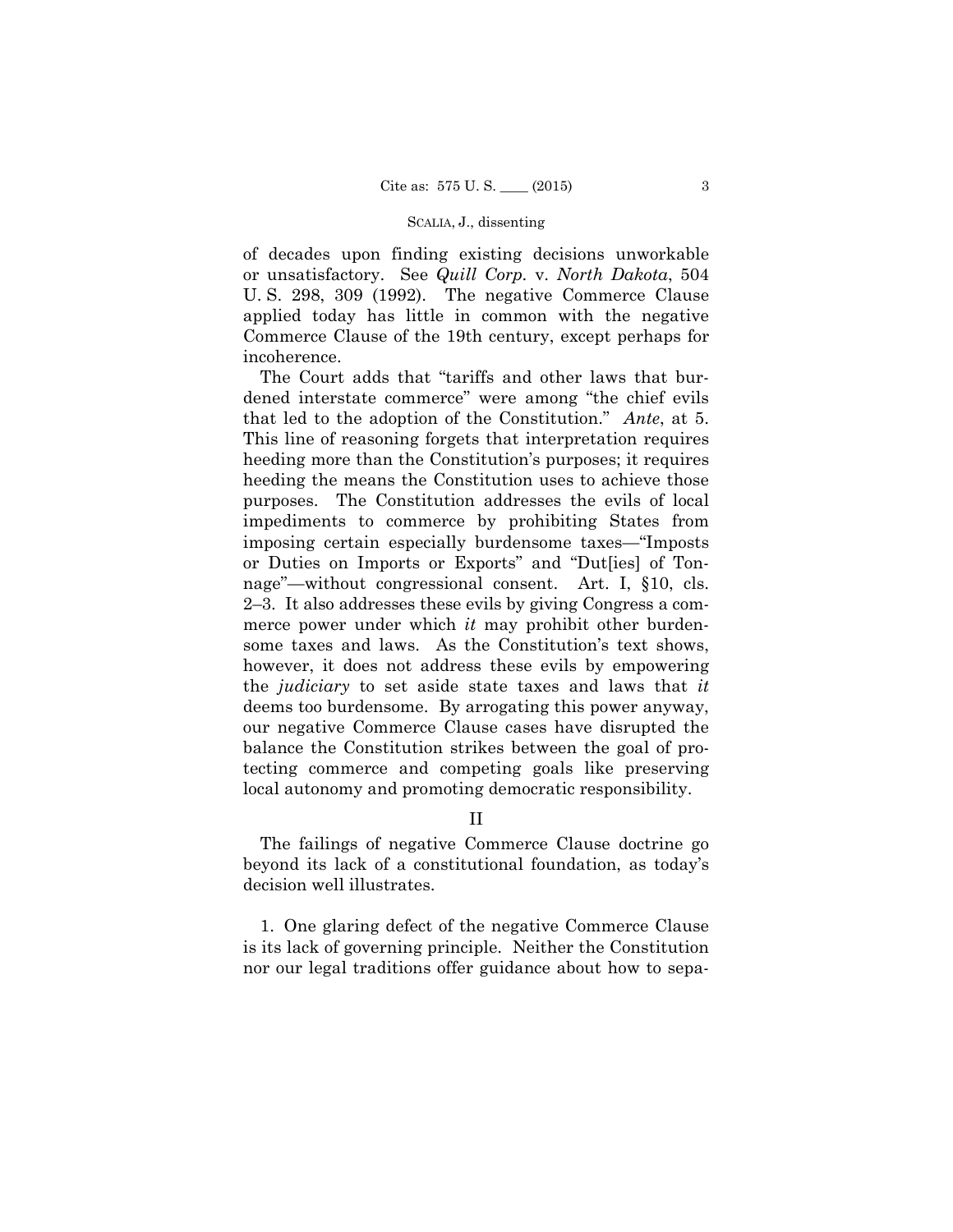of decades upon finding existing decisions unworkable or unsatisfactory. See *Quill Corp.* v. *North Dakota*, 504 U. S. 298, 309 (1992). The negative Commerce Clause applied today has little in common with the negative Commerce Clause of the 19th century, except perhaps for incoherence.

The Court adds that "tariffs and other laws that burdened interstate commerce" were among "the chief evils that led to the adoption of the Constitution." *Ante*, at 5. This line of reasoning forgets that interpretation requires heeding more than the Constitution's purposes; it requires heeding the means the Constitution uses to achieve those purposes. The Constitution addresses the evils of local impediments to commerce by prohibiting States from imposing certain especially burdensome taxes—"Imposts or Duties on Imports or Exports" and "Dut[ies] of Tonnage"—without congressional consent. Art. I, §10, cls. 2–3. It also addresses these evils by giving Congress a commerce power under which *it* may prohibit other burdensome taxes and laws. As the Constitution's text shows, however, it does not address these evils by empowering the *judiciary* to set aside state taxes and laws that *it* deems too burdensome. By arrogating this power anyway, our negative Commerce Clause cases have disrupted the balance the Constitution strikes between the goal of protecting commerce and competing goals like preserving local autonomy and promoting democratic responsibility.

## II

The failings of negative Commerce Clause doctrine go beyond its lack of a constitutional foundation, as today's decision well illustrates.

1. One glaring defect of the negative Commerce Clause is its lack of governing principle. Neither the Constitution nor our legal traditions offer guidance about how to sepa-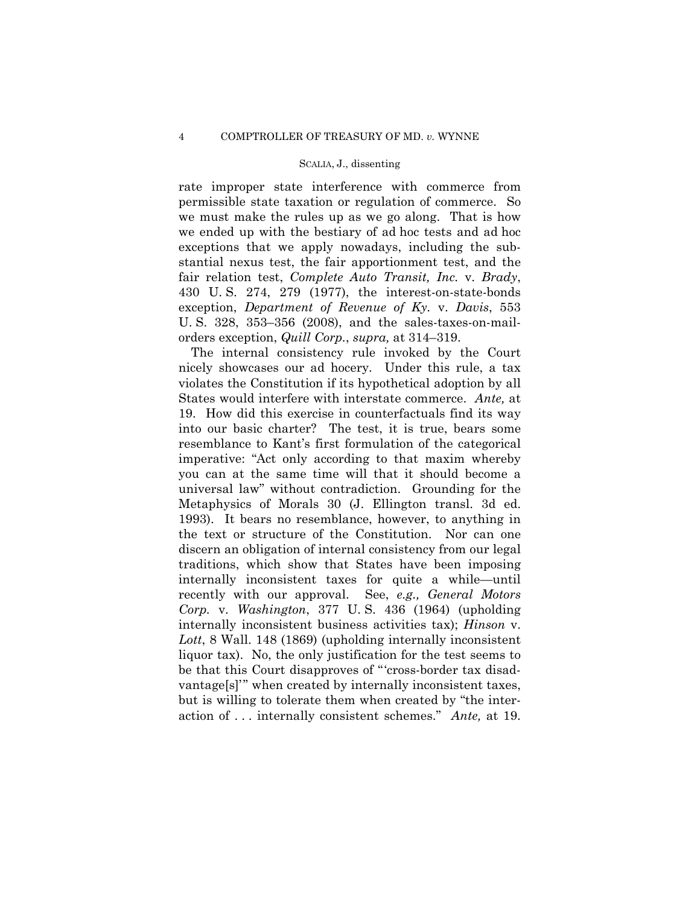rate improper state interference with commerce from permissible state taxation or regulation of commerce. So we must make the rules up as we go along. That is how we ended up with the bestiary of ad hoc tests and ad hoc exceptions that we apply nowadays, including the substantial nexus test, the fair apportionment test, and the fair relation test, *Complete Auto Transit, Inc.* v. *Brady*, 430 U. S. 274, 279 (1977), the interest-on-state-bonds exception, *Department of Revenue of Ky.* v. *Davis*, 553 U. S. 328, 353–356 (2008), and the sales-taxes-on-mail-orders exception, *Quill Corp.*, *supra,* at 314–319.

The internal consistency rule invoked by the Court nicely showcases our ad hocery. Under this rule, a tax violates the Constitution if its hypothetical adoption by all States would interfere with interstate commerce. *Ante,* at 19. How did this exercise in counterfactuals find its way into our basic charter? The test, it is true, bears some resemblance to Kant's first formulation of the categorical imperative: "Act only according to that maxim whereby you can at the same time will that it should become a universal law" without contradiction. Grounding for the Metaphysics of Morals 30 (J. Ellington transl. 3d ed. 1993). It bears no resemblance, however, to anything in the text or structure of the Constitution. Nor can one discern an obligation of internal consistency from our legal traditions, which show that States have been imposing internally inconsistent taxes for quite a while—until recently with our approval. See, *e.g., General Motors Corp.* v. *Washington*, 377 U. S. 436 (1964) (upholding internally inconsistent business activities tax); *Hinson* v. *Lott*, 8 Wall. 148 (1869) (upholding internally inconsistent liquor tax). No, the only justification for the test seems to be that this Court disapproves of "'cross-border tax disadvantage[s]'" when created by internally inconsistent taxes, but is willing to tolerate them when created by "the interaction of . . . internally consistent schemes." *Ante,* at 19.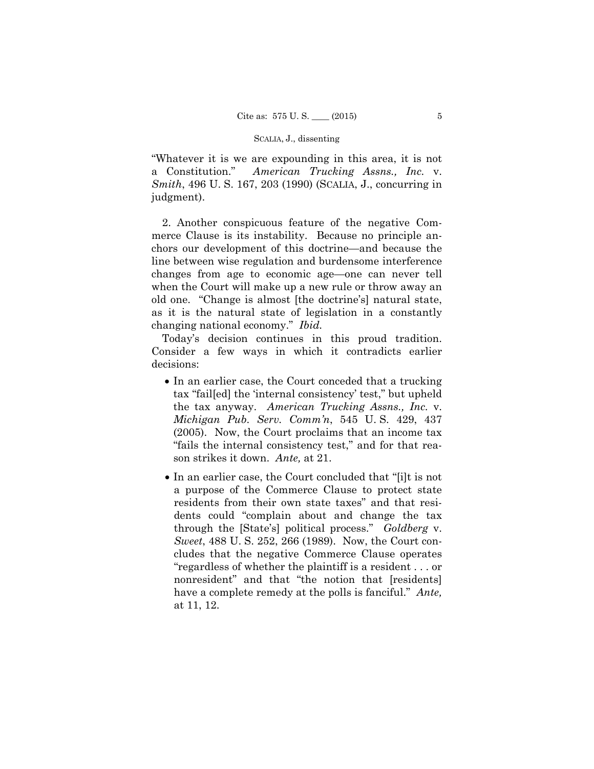"Whatever it is we are expounding in this area, it is not a Constitution." *American Trucking Assns., Inc.* v. *Smith*, 496 U. S. 167, 203 (1990) (SCALIA, J., concurring in judgment).

2. Another conspicuous feature of the negative Commerce Clause is its instability. Because no principle anchors our development of this doctrine—and because the line between wise regulation and burdensome interference changes from age to economic age—one can never tell when the Court will make up a new rule or throw away an old one. "Change is almost [the doctrine's] natural state, as it is the natural state of legislation in a constantly changing national economy." *Ibid.*

Today's decision continues in this proud tradition. Consider a few ways in which it contradicts earlier decisions:

- In an earlier case, the Court conceded that a trucking tax "fail[ed] the 'internal consistency' test," but upheld the tax anyway. *American Trucking Assns., Inc.* v. *Michigan Pub. Serv. Comm'n*, 545 U. S. 429, 437 (2005). Now, the Court proclaims that an income tax "fails the internal consistency test," and for that reason strikes it down. *Ante,* at 21.

- In an earlier case, the Court concluded that "[i]t is not a purpose of the Commerce Clause to protect state residents from their own state taxes" and that residents could "complain about and change the tax through the [State's] political process." *Goldberg* v. *Sweet*, 488 U. S. 252, 266 (1989). Now, the Court concludes that the negative Commerce Clause operates "regardless of whether the plaintiff is a resident . . . or nonresident" and that "the notion that [residents] have a complete remedy at the polls is fanciful." *Ante,* at 11, 12.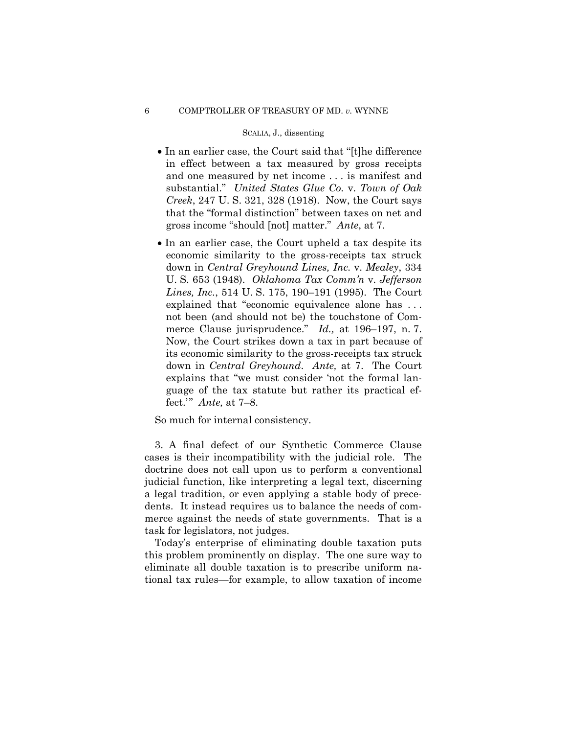- In an earlier case, the Court said that "[t]he difference in effect between a tax measured by gross receipts and one measured by net income . . . is manifest and substantial." *United States Glue Co.* v. *Town of Oak Creek*, 247 U. S. 321, 328 (1918). Now, the Court says that the "formal distinction" between taxes on net and gross income "should [not] matter." *Ante*, at 7.

- In an earlier case, the Court upheld a tax despite its economic similarity to the gross-receipts tax struck down in *Central Greyhound Lines, Inc.* v. *Mealey*, 334 U. S. 653 (1948). *Oklahoma Tax Comm'n* v. *Jefferson Lines, Inc.*, 514 U. S. 175, 190–191 (1995). The Court explained that "economic equivalence alone has . . . not been (and should not be) the touchstone of Commerce Clause jurisprudence." *Id.,* at 196–197, n. 7. Now, the Court strikes down a tax in part because of its economic similarity to the gross-receipts tax struck down in *Central Greyhound*. *Ante,* at 7. The Court explains that "we must consider 'not the formal language of the tax statute but rather its practical effect.'" *Ante,* at 7–8.

So much for internal consistency.

3. A final defect of our Synthetic Commerce Clause cases is their incompatibility with the judicial role. The doctrine does not call upon us to perform a conventional judicial function, like interpreting a legal text, discerning a legal tradition, or even applying a stable body of precedents. It instead requires us to balance the needs of commerce against the needs of state governments. That is a task for legislators, not judges.

Today's enterprise of eliminating double taxation puts this problem prominently on display. The one sure way to eliminate all double taxation is to prescribe uniform national tax rules—for example, to allow taxation of income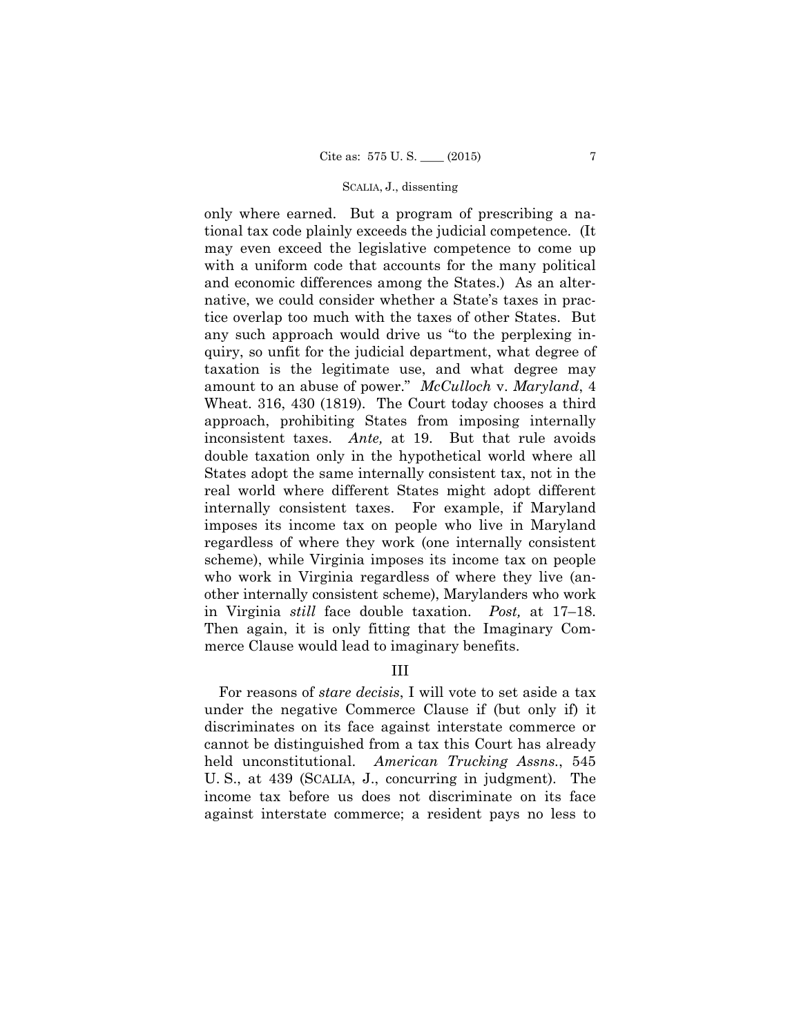only where earned. But a program of prescribing a national tax code plainly exceeds the judicial competence. (It may even exceed the legislative competence to come up with a uniform code that accounts for the many political and economic differences among the States.) As an alternative, we could consider whether a State's taxes in practice overlap too much with the taxes of other States. But any such approach would drive us "to the perplexing inquiry, so unfit for the judicial department, what degree of taxation is the legitimate use, and what degree may amount to an abuse of power." *McCulloch* v. *Maryland*, 4 Wheat. 316, 430 (1819). The Court today chooses a third approach, prohibiting States from imposing internally inconsistent taxes. *Ante,* at 19. But that rule avoids double taxation only in the hypothetical world where all States adopt the same internally consistent tax, not in the real world where different States might adopt different internally consistent taxes. For example, if Maryland imposes its income tax on people who live in Maryland regardless of where they work (one internally consistent scheme), while Virginia imposes its income tax on people who work in Virginia regardless of where they live (another internally consistent scheme), Marylanders who work in Virginia *still* face double taxation. *Post,* at 17–18. Then again, it is only fitting that the Imaginary Commerce Clause would lead to imaginary benefits.

## III

For reasons of *stare decisis*, I will vote to set aside a tax under the negative Commerce Clause if (but only if) it discriminates on its face against interstate commerce or cannot be distinguished from a tax this Court has already held unconstitutional. *American Trucking Assns.*, 545 U. S., at 439 (SCALIA, J., concurring in judgment). The income tax before us does not discriminate on its face against interstate commerce; a resident pays no less to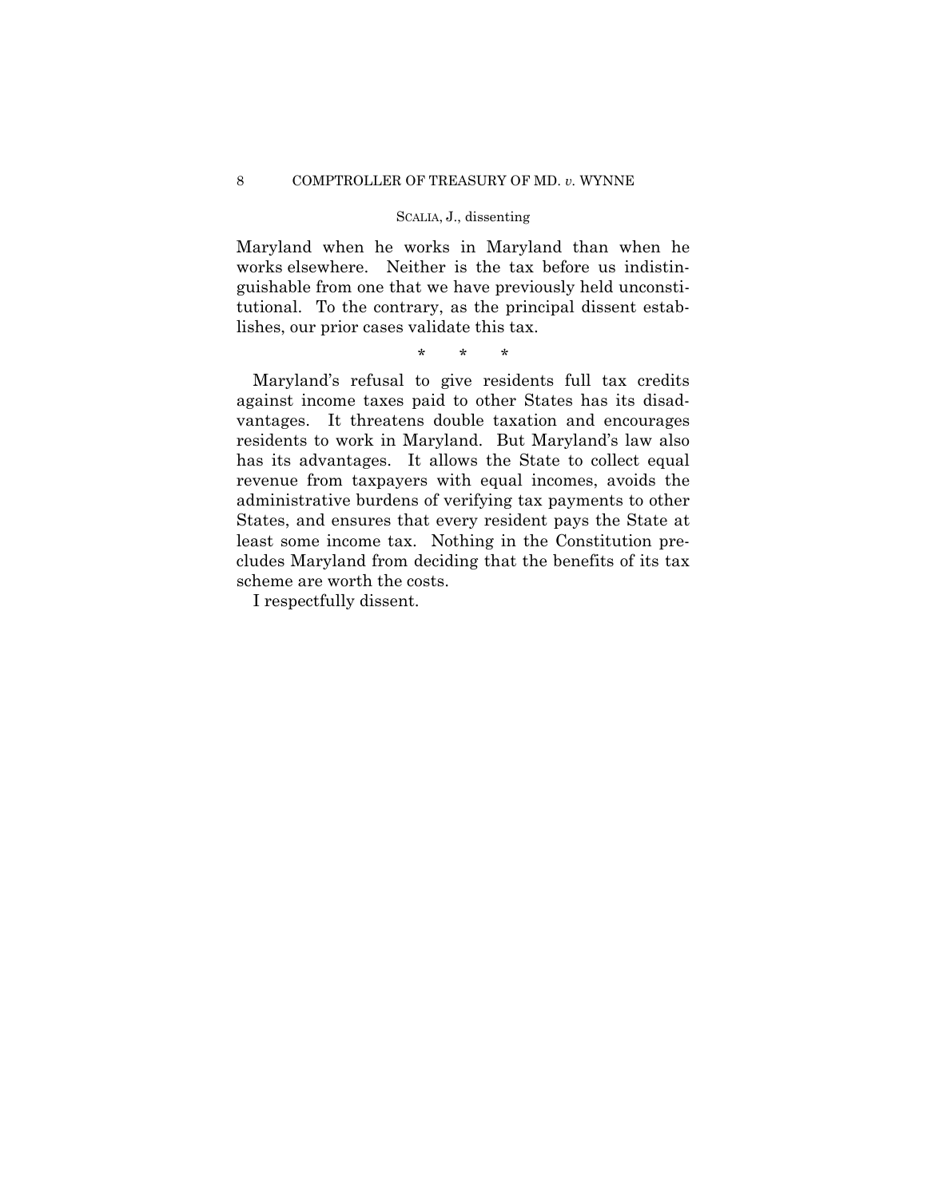Maryland when he works in Maryland than when he works elsewhere. Neither is the tax before us indistinguishable from one that we have previously held unconstitutional. To the contrary, as the principal dissent establishes, our prior cases validate this tax.

\* \* \*

Maryland's refusal to give residents full tax credits against income taxes paid to other States has its disadvantages. It threatens double taxation and encourages residents to work in Maryland. But Maryland's law also has its advantages. It allows the State to collect equal revenue from taxpayers with equal incomes, avoids the administrative burdens of verifying tax payments to other States, and ensures that every resident pays the State at least some income tax. Nothing in the Constitution precludes Maryland from deciding that the benefits of its tax scheme are worth the costs.

I respectfully dissent.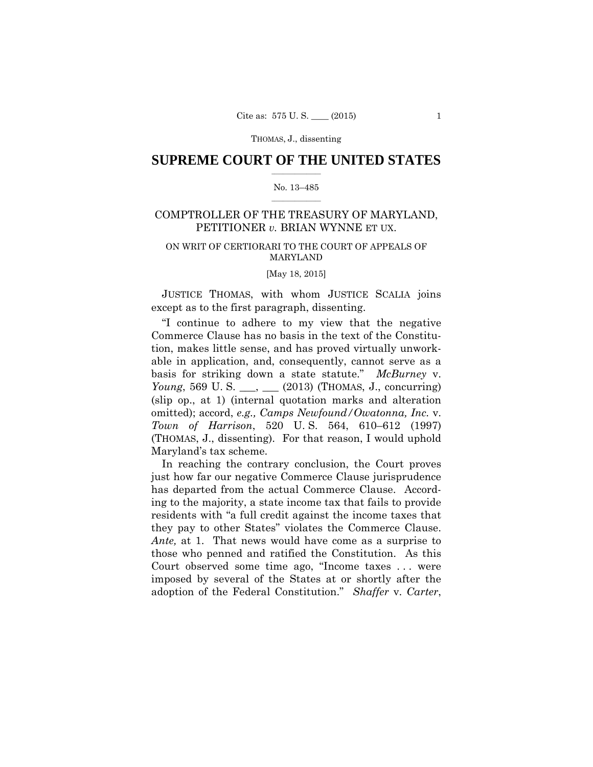# SUPREME COURT OF THE UNITED STATES

No. 13–485

COMPTROLLER OF THE TREASURY OF MARYLAND, PETITIONER *v.* BRIAN WYNNE ET UX.

ON WRIT OF CERTIORARI TO THE COURT OF APPEALS OF MARYLAND

[May 18, 2015]

JUSTICE THOMAS, with whom JUSTICE SCALIA joins except as to the first paragraph, dissenting.

"I continue to adhere to my view that the negative Commerce Clause has no basis in the text of the Constitution, makes little sense, and has proved virtually unworkable in application, and, consequently, cannot serve as a basis for striking down a state statute." *McBurney* v. *Young*, 569 U. S. ___, ___ (2013) (THOMAS, J., concurring) (slip op., at 1) (internal quotation marks and alteration omitted); accord, *e.g., Camps Newfound/Owatonna, Inc.* v. *Town of Harrison*, 520 U. S. 564, 610–612 (1997) (THOMAS, J., dissenting). For that reason, I would uphold Maryland's tax scheme.

In reaching the contrary conclusion, the Court proves just how far our negative Commerce Clause jurisprudence has departed from the actual Commerce Clause. According to the majority, a state income tax that fails to provide residents with "a full credit against the income taxes that they pay to other States" violates the Commerce Clause. *Ante,* at 1. That news would have come as a surprise to those who penned and ratified the Constitution. As this Court observed some time ago, "Income taxes . . . were imposed by several of the States at or shortly after the adoption of the Federal Constitution." *Shaffer* v. *Carter*,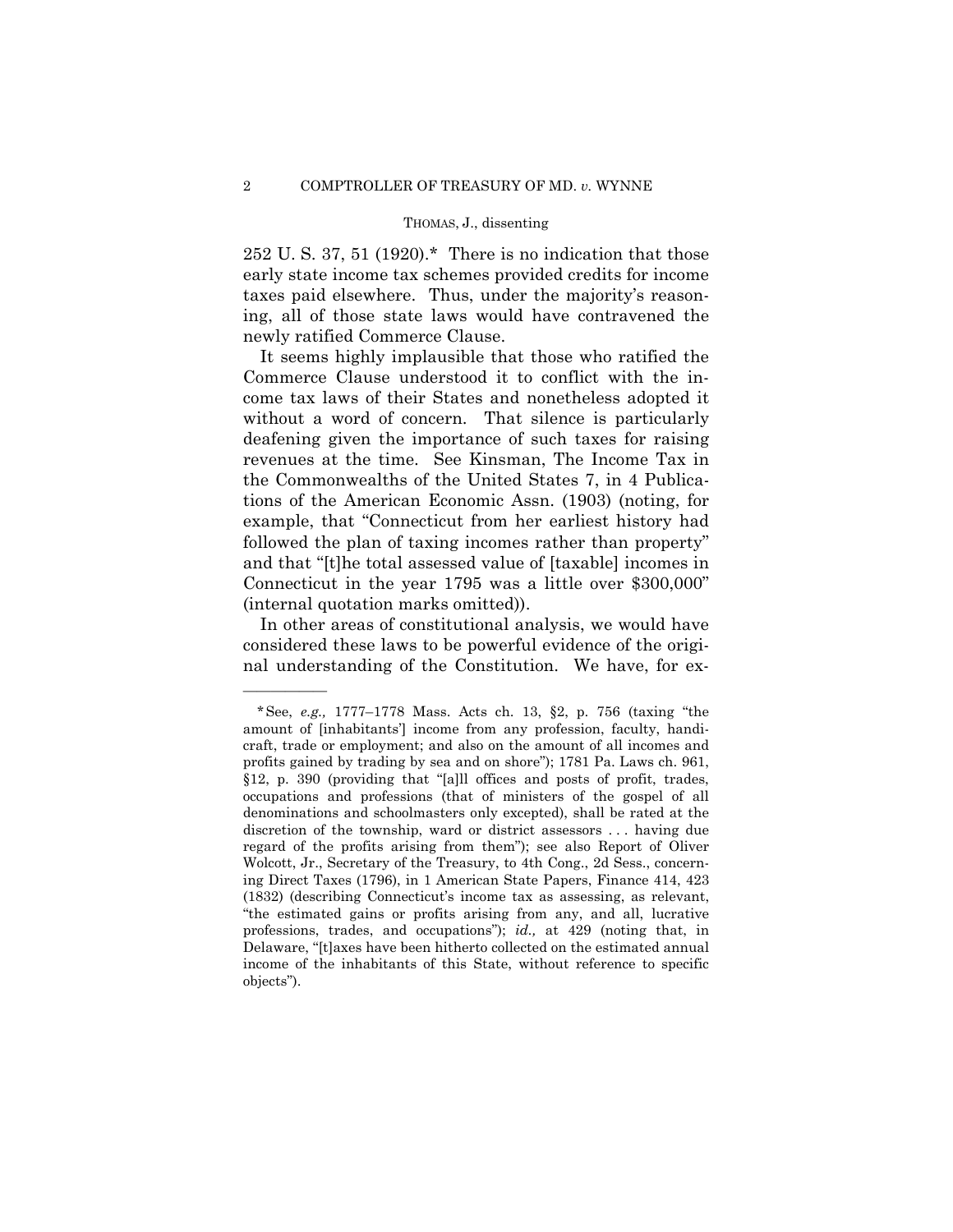252 U. S. 37, 51 (1920).* There is no indication that those early state income tax schemes provided credits for income taxes paid elsewhere. Thus, under the majority's reasoning, all of those state laws would have contravened the newly ratified Commerce Clause.

It seems highly implausible that those who ratified the Commerce Clause understood it to conflict with the income tax laws of their States and nonetheless adopted it without a word of concern. That silence is particularly deafening given the importance of such taxes for raising revenues at the time. See Kinsman, The Income Tax in the Commonwealths of the United States 7, in 4 Publications of the American Economic Assn. (1903) (noting, for example, that "Connecticut from her earliest history had followed the plan of taxing incomes rather than property" and that "[t]he total assessed value of [taxable] incomes in Connecticut in the year 1795 was a little over $300,000" (internal quotation marks omitted)).

In other areas of constitutional analysis, we would have considered these laws to be powerful evidence of the original understanding of the Constitution. We have, for ex-

---

*See, *e.g.,* 1777–1778 Mass. Acts ch. 13, §2, p. 756 (taxing "the amount of [inhabitants'] income from any profession, faculty, handicraft, trade or employment; and also on the amount of all incomes and profits gained by trading by sea and on shore"); 1781 Pa. Laws ch. 961, §12, p. 390 (providing that "[a]ll offices and posts of profit, trades, occupations and professions (that of ministers of the gospel of all denominations and schoolmasters only excepted), shall be rated at the discretion of the township, ward or district assessors . . . having due regard of the profits arising from them"); see also Report of Oliver Wolcott, Jr., Secretary of the Treasury, to 4th Cong., 2d Sess., concerning Direct Taxes (1796), in 1 American State Papers, Finance 414, 423 (1832) (describing Connecticut's income tax as assessing, as relevant, "the estimated gains or profits arising from any, and all, lucrative professions, trades, and occupations"); *id.,* at 429 (noting that, in Delaware, "[t]axes have been hitherto collected on the estimated annual income of the inhabitants of this State, without reference to specific objects").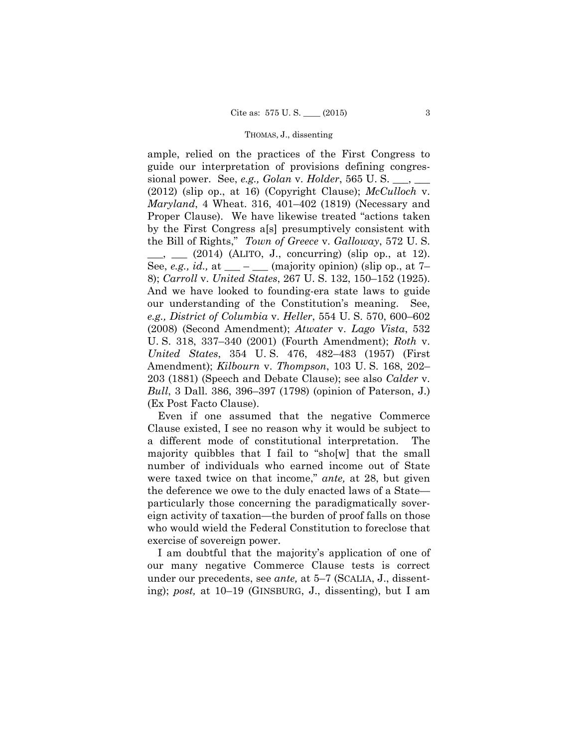ample, relied on the practices of the First Congress to guide our interpretation of provisions defining congressional power. See, *e.g., Golan* v. *Holder*, 565 U. S. ___, ___ (2012) (slip op., at 16) (Copyright Clause); *McCulloch* v. *Maryland*, 4 Wheat. 316, 401–402 (1819) (Necessary and Proper Clause). We have likewise treated "actions taken by the First Congress a[s] presumptively consistent with the Bill of Rights," *Town of Greece* v. *Galloway*, 572 U. S. ___, ___ (2014) (ALITO, J., concurring) (slip op., at 12). See, *e.g., id.,* at ___ – ___ (majority opinion) (slip op., at 7–8); *Carroll* v. *United States*, 267 U. S. 132, 150–152 (1925). And we have looked to founding-era state laws to guide our understanding of the Constitution's meaning. See, *e.g., District of Columbia* v. *Heller*, 554 U. S. 570, 600–602 (2008) (Second Amendment); *Atwater* v. *Lago Vista*, 532 U. S. 318, 337–340 (2001) (Fourth Amendment); *Roth* v. *United States*, 354 U. S. 476, 482–483 (1957) (First Amendment); *Kilbourn* v. *Thompson*, 103 U. S. 168, 202–203 (1881) (Speech and Debate Clause); see also *Calder* v. *Bull*, 3 Dall. 386, 396–397 (1798) (opinion of Paterson, J.) (Ex Post Facto Clause).

Even if one assumed that the negative Commerce Clause existed, I see no reason why it would be subject to a different mode of constitutional interpretation. The majority quibbles that I fail to "sho[w] that the small number of individuals who earned income out of State were taxed twice on that income," *ante,* at 28, but given the deference we owe to the duly enacted laws of a State—particularly those concerning the paradigmatically sovereign activity of taxation—the burden of proof falls on those who would wield the Federal Constitution to foreclose that exercise of sovereign power.

I am doubtful that the majority's application of one of our many negative Commerce Clause tests is correct under our precedents, see *ante,* at 5–7 (SCALIA, J., dissenting); *post,* at 10–19 (GINSBURG, J., dissenting), but I am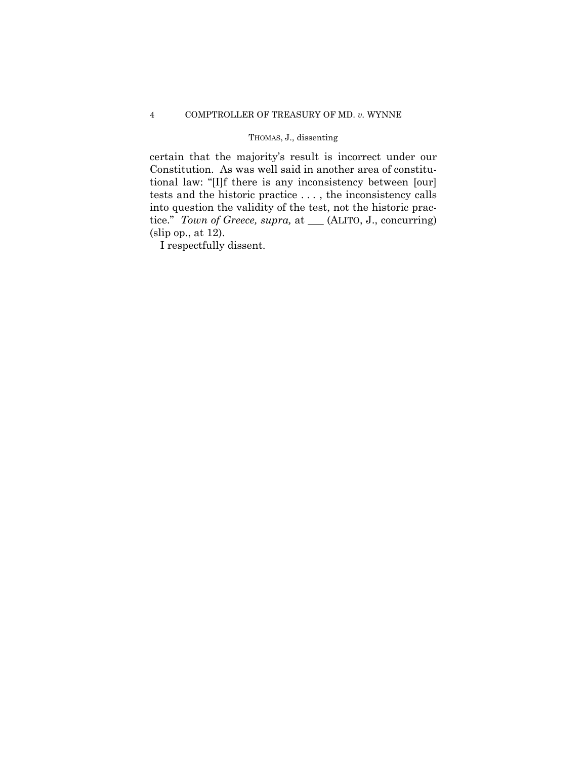certain that the majority's result is incorrect under our Constitution. As was well said in another area of constitutional law: "[I]f there is any inconsistency between [our] tests and the historic practice . . . , the inconsistency calls into question the validity of the test, not the historic practice." *Town of Greece, supra,* at ___ (ALITO, J., concurring) (slip op., at 12).

I respectfully dissent.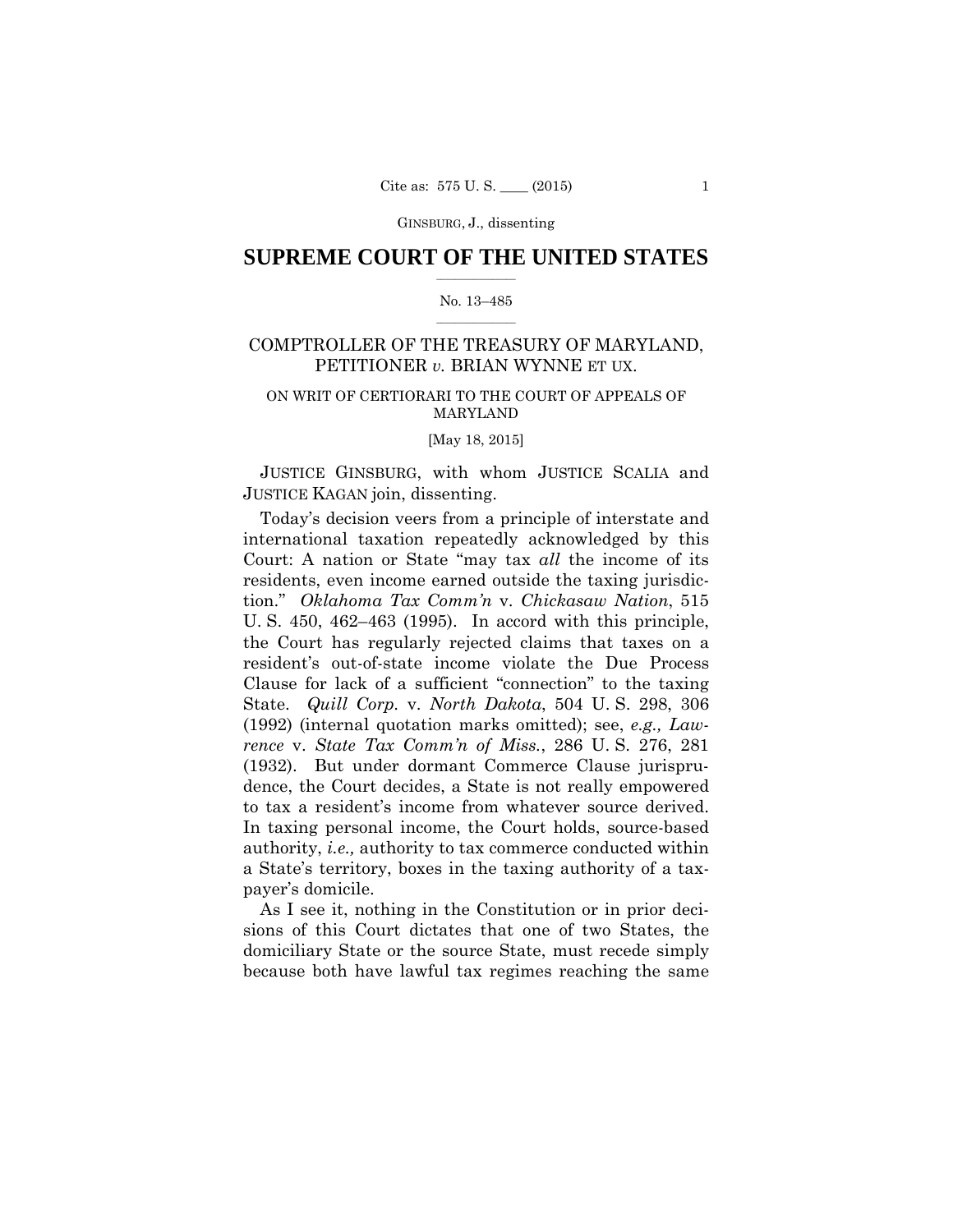## SUPREME COURT OF THE UNITED STATES

No. 13–485

COMPTROLLER OF THE TREASURY OF MARYLAND, PETITIONER *v.* BRIAN WYNNE ET UX.

ON WRIT OF CERTIORARI TO THE COURT OF APPEALS OF MARYLAND

[May 18, 2015]

JUSTICE GINSBURG, with whom JUSTICE SCALIA and JUSTICE KAGAN join, dissenting.

Today's decision veers from a principle of interstate and international taxation repeatedly acknowledged by this Court: A nation or State "may tax *all* the income of its residents, even income earned outside the taxing jurisdiction." *Oklahoma Tax Comm'n* v. *Chickasaw Nation*, 515 U. S. 450, 462–463 (1995). In accord with this principle, the Court has regularly rejected claims that taxes on a resident's out-of-state income violate the Due Process Clause for lack of a sufficient "connection" to the taxing State. *Quill Corp.* v. *North Dakota*, 504 U. S. 298, 306 (1992) (internal quotation marks omitted); see, *e.g., Lawrence* v. *State Tax Comm'n of Miss.*, 286 U. S. 276, 281 (1932). But under dormant Commerce Clause jurisprudence, the Court decides, a State is not really empowered to tax a resident's income from whatever source derived. In taxing personal income, the Court holds, source-based authority, *i.e.,* authority to tax commerce conducted within a State's territory, boxes in the taxing authority of a taxpayer's domicile.

As I see it, nothing in the Constitution or in prior decisions of this Court dictates that one of two States, the domiciliary State or the source State, must recede simply because both have lawful tax regimes reaching the same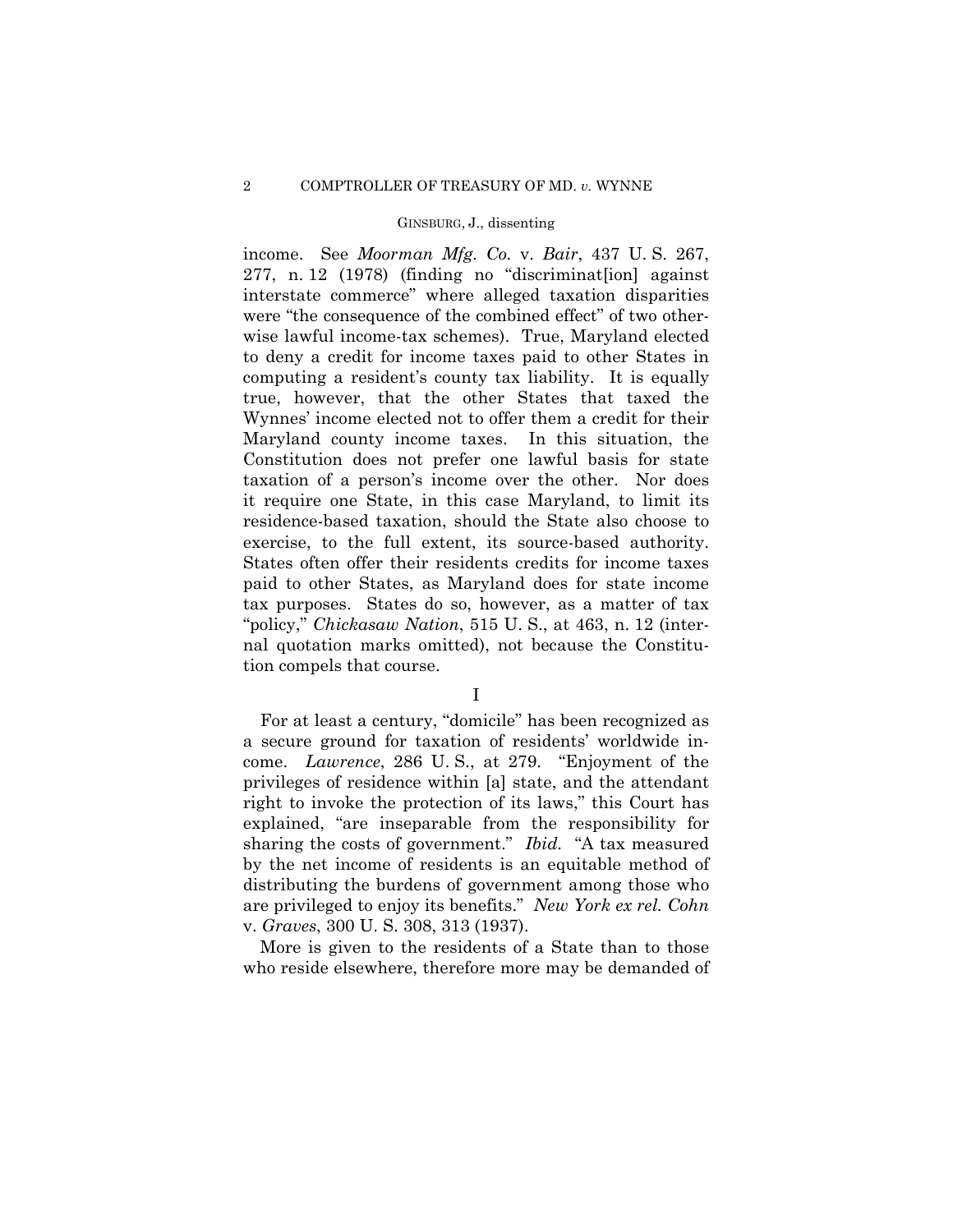income. See *Moorman Mfg. Co.* v. *Bair*, 437 U. S. 267, 277, n. 12 (1978) (finding no "discriminat[ion] against interstate commerce" where alleged taxation disparities were "the consequence of the combined effect" of two otherwise lawful income-tax schemes). True, Maryland elected to deny a credit for income taxes paid to other States in computing a resident's county tax liability. It is equally true, however, that the other States that taxed the Wynnes' income elected not to offer them a credit for their Maryland county income taxes. In this situation, the Constitution does not prefer one lawful basis for state taxation of a person's income over the other. Nor does it require one State, in this case Maryland, to limit its residence-based taxation, should the State also choose to exercise, to the full extent, its source-based authority. States often offer their residents credits for income taxes paid to other States, as Maryland does for state income tax purposes. States do so, however, as a matter of tax "policy," *Chickasaw Nation*, 515 U. S., at 463, n. 12 (internal quotation marks omitted), not because the Constitution compels that course.

## I

For at least a century, "domicile" has been recognized as a secure ground for taxation of residents' worldwide income. *Lawrence*, 286 U. S., at 279. "Enjoyment of the privileges of residence within [a] state, and the attendant right to invoke the protection of its laws," this Court has explained, "are inseparable from the responsibility for sharing the costs of government." *Ibid.* "A tax measured by the net income of residents is an equitable method of distributing the burdens of government among those who are privileged to enjoy its benefits." *New York ex rel. Cohn* v. *Graves*, 300 U. S. 308, 313 (1937).

More is given to the residents of a State than to those who reside elsewhere, therefore more may be demanded of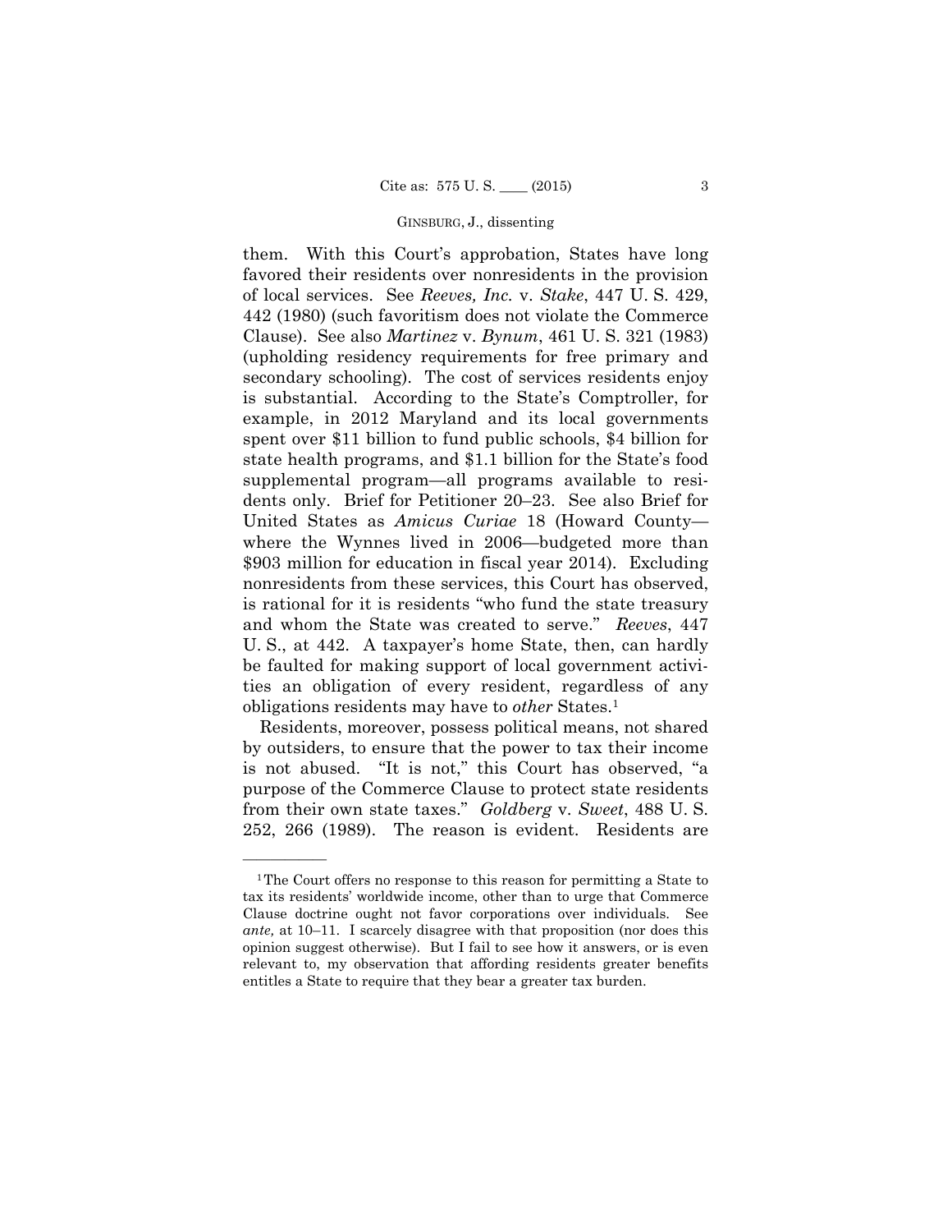them. With this Court's approbation, States have long favored their residents over nonresidents in the provision of local services. See *Reeves, Inc.* v. *Stake*, 447 U. S. 429, 442 (1980) (such favoritism does not violate the Commerce Clause). See also *Martinez* v. *Bynum*, 461 U. S. 321 (1983) (upholding residency requirements for free primary and secondary schooling). The cost of services residents enjoy is substantial. According to the State's Comptroller, for example, in 2012 Maryland and its local governments spent over $11 billion to fund public schools, $4 billion for state health programs, and $1.1 billion for the State's food supplemental program—all programs available to residents only. Brief for Petitioner 20–23. See also Brief for United States as *Amicus Curiae* 18 (Howard County—where the Wynnes lived in 2006—budgeted more than $903 million for education in fiscal year 2014). Excluding nonresidents from these services, this Court has observed, is rational for it is residents "who fund the state treasury and whom the State was created to serve." *Reeves*, 447 U. S., at 442. A taxpayer's home State, then, can hardly be faulted for making support of local government activities an obligation of every resident, regardless of any obligations residents may have to *other* States.[1]

Residents, moreover, possess political means, not shared by outsiders, to ensure that the power to tax their income is not abused. "It is not," this Court has observed, "a purpose of the Commerce Clause to protect state residents from their own state taxes." *Goldberg* v. *Sweet*, 488 U. S. 252, 266 (1989). The reason is evident. Residents are

---

[1] The Court offers no response to this reason for permitting a State to tax its residents' worldwide income, other than to urge that Commerce Clause doctrine ought not favor corporations over individuals. See *ante,* at 10–11. I scarcely disagree with that proposition (nor does this opinion suggest otherwise). But I fail to see how it answers, or is even relevant to, my observation that affording residents greater benefits entitles a State to require that they bear a greater tax burden.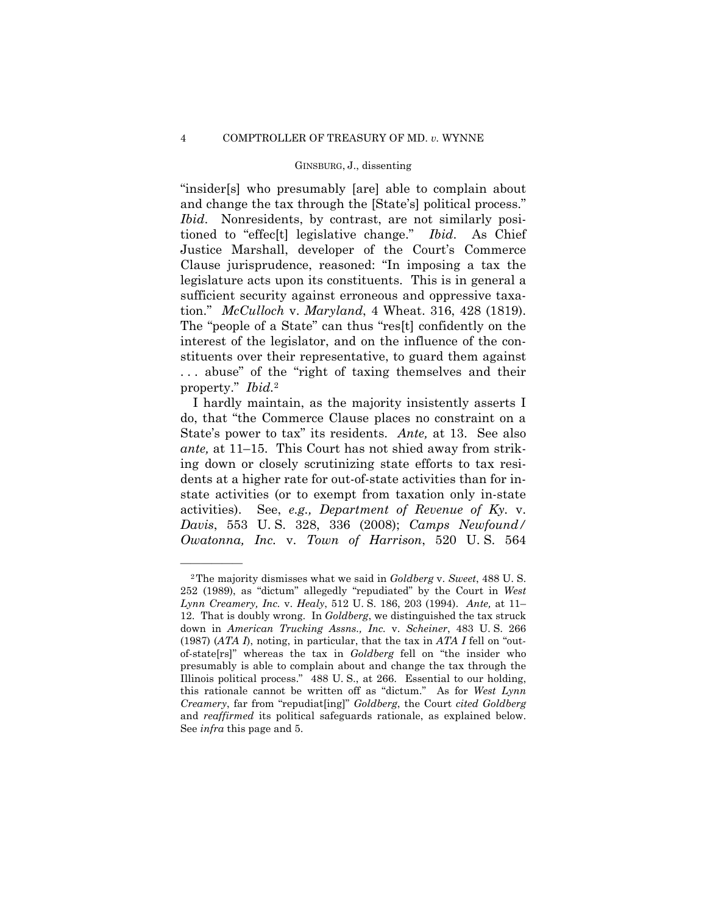"insider[s] who presumably [are] able to complain about and change the tax through the [State's] political process." *Ibid*. Nonresidents, by contrast, are not similarly positioned to "effec[t] legislative change." *Ibid*. As Chief Justice Marshall, developer of the Court's Commerce Clause jurisprudence, reasoned: "In imposing a tax the legislature acts upon its constituents. This is in general a sufficient security against erroneous and oppressive taxation." *McCulloch* v. *Maryland*, 4 Wheat. 316, 428 (1819). The "people of a State" can thus "res[t] confidently on the interest of the legislator, and on the influence of the constituents over their representative, to guard them against . . . abuse" of the "right of taxing themselves and their property." *Ibid.*[2]

I hardly maintain, as the majority insistently asserts I do, that "the Commerce Clause places no constraint on a State's power to tax" its residents. *Ante,* at 13. See also *ante,* at 11–15. This Court has not shied away from striking down or closely scrutinizing state efforts to tax residents at a higher rate for out-of-state activities than for in-state activities (or to exempt from taxation only in-state activities). See, *e.g., Department of Revenue of Ky.* v. *Davis*, 553 U. S. 328, 336 (2008); *Camps Newfound/Owatonna, Inc.* v. *Town of Harrison*, 520 U. S. 564

---

[2] The majority dismisses what we said in *Goldberg* v. *Sweet*, 488 U. S. 252 (1989), as "dictum" allegedly "repudiated" by the Court in *West Lynn Creamery, Inc.* v. *Healy*, 512 U. S. 186, 203 (1994). *Ante,* at 11–12. That is doubly wrong. In *Goldberg*, we distinguished the tax struck down in *American Trucking Assns., Inc.* v. *Scheiner*, 483 U. S. 266 (1987) (*ATA I*), noting, in particular, that the tax in *ATA I* fell on "out-of-state[rs]" whereas the tax in *Goldberg* fell on "the insider who presumably is able to complain about and change the tax through the Illinois political process." 488 U. S., at 266. Essential to our holding, this rationale cannot be written off as "dictum." As for *West Lynn Creamery*, far from "repudiat[ing]" *Goldberg*, the Court *cited Goldberg* and *reaffirmed* its political safeguards rationale, as explained below. See *infra* this page and 5.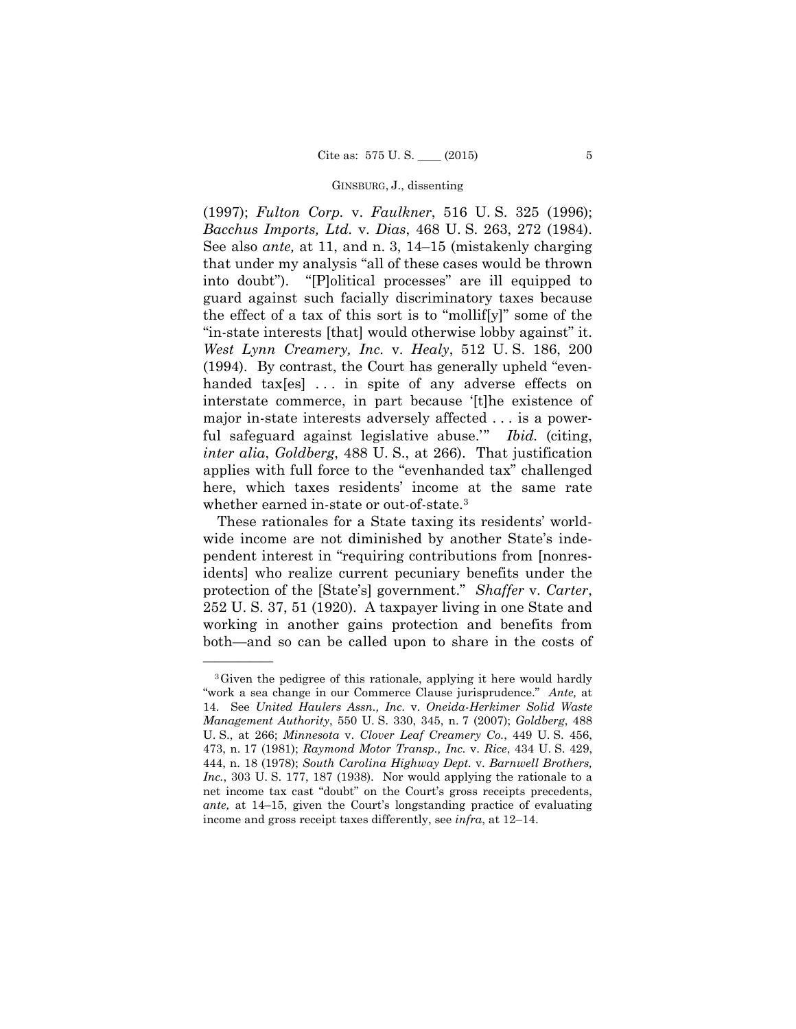(1997); *Fulton Corp.* v. *Faulkner*, 516 U. S. 325 (1996); *Bacchus Imports, Ltd.* v. *Dias*, 468 U. S. 263, 272 (1984). See also *ante,* at 11, and n. 3, 14–15 (mistakenly charging that under my analysis "all of these cases would be thrown into doubt"). "[P]olitical processes" are ill equipped to guard against such facially discriminatory taxes because the effect of a tax of this sort is to "mollif[y]" some of the "in-state interests [that] would otherwise lobby against" it. *West Lynn Creamery, Inc.* v. *Healy*, 512 U. S. 186, 200 (1994). By contrast, the Court has generally upheld "evenhanded tax[es] . . . in spite of any adverse effects on interstate commerce, in part because '[t]he existence of major in-state interests adversely affected . . . is a powerful safeguard against legislative abuse.'" *Ibid.* (citing, *inter alia*, *Goldberg*, 488 U. S., at 266). That justification applies with full force to the "evenhanded tax" challenged here, which taxes residents' income at the same rate whether earned in-state or out-of-state.[3]

These rationales for a State taxing its residents' worldwide income are not diminished by another State's independent interest in "requiring contributions from [nonresidents] who realize current pecuniary benefits under the protection of the [State's] government." *Shaffer* v. *Carter*, 252 U. S. 37, 51 (1920). A taxpayer living in one State and working in another gains protection and benefits from both—and so can be called upon to share in the costs of

---

[3] Given the pedigree of this rationale, applying it here would hardly "work a sea change in our Commerce Clause jurisprudence." *Ante,* at 14. See *United Haulers Assn., Inc.* v. *Oneida-Herkimer Solid Waste Management Authority*, 550 U. S. 330, 345, n. 7 (2007); *Goldberg*, 488 U. S., at 266; *Minnesota* v. *Clover Leaf Creamery Co.*, 449 U. S. 456, 473, n. 17 (1981); *Raymond Motor Transp., Inc.* v. *Rice*, 434 U. S. 429, 444, n. 18 (1978); *South Carolina Highway Dept.* v. *Barnwell Brothers, Inc.*, 303 U. S. 177, 187 (1938). Nor would applying the rationale to a net income tax cast "doubt" on the Court's gross receipts precedents, *ante,* at 14–15, given the Court's longstanding practice of evaluating income and gross receipt taxes differently, see *infra*, at 12–14.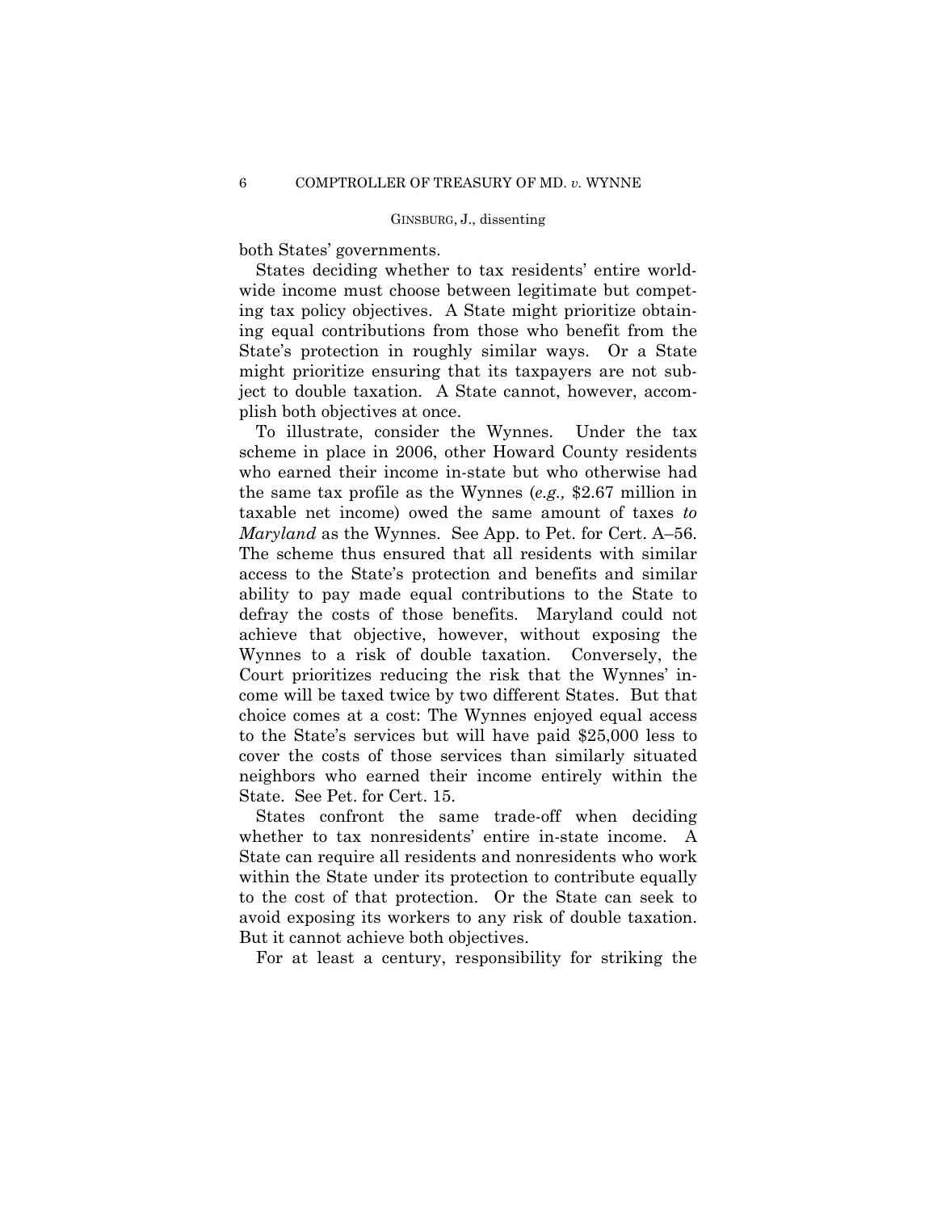both States' governments.

States deciding whether to tax residents' entire worldwide income must choose between legitimate but competing tax policy objectives. A State might prioritize obtaining equal contributions from those who benefit from the State's protection in roughly similar ways. Or a State might prioritize ensuring that its taxpayers are not subject to double taxation. A State cannot, however, accomplish both objectives at once.

To illustrate, consider the Wynnes. Under the tax scheme in place in 2006, other Howard County residents who earned their income in-state but who otherwise had the same tax profile as the Wynnes (*e.g.,* $2.67 million in taxable net income) owed the same amount of taxes *to Maryland* as the Wynnes. See App. to Pet. for Cert. A–56. The scheme thus ensured that all residents with similar access to the State's protection and benefits and similar ability to pay made equal contributions to the State to defray the costs of those benefits. Maryland could not achieve that objective, however, without exposing the Wynnes to a risk of double taxation. Conversely, the Court prioritizes reducing the risk that the Wynnes' income will be taxed twice by two different States. But that choice comes at a cost: The Wynnes enjoyed equal access to the State's services but will have paid $25,000 less to cover the costs of those services than similarly situated neighbors who earned their income entirely within the State. See Pet. for Cert. 15.

States confront the same trade-off when deciding whether to tax nonresidents' entire in-state income. A State can require all residents and nonresidents who work within the State under its protection to contribute equally to the cost of that protection. Or the State can seek to avoid exposing its workers to any risk of double taxation. But it cannot achieve both objectives.

For at least a century, responsibility for striking the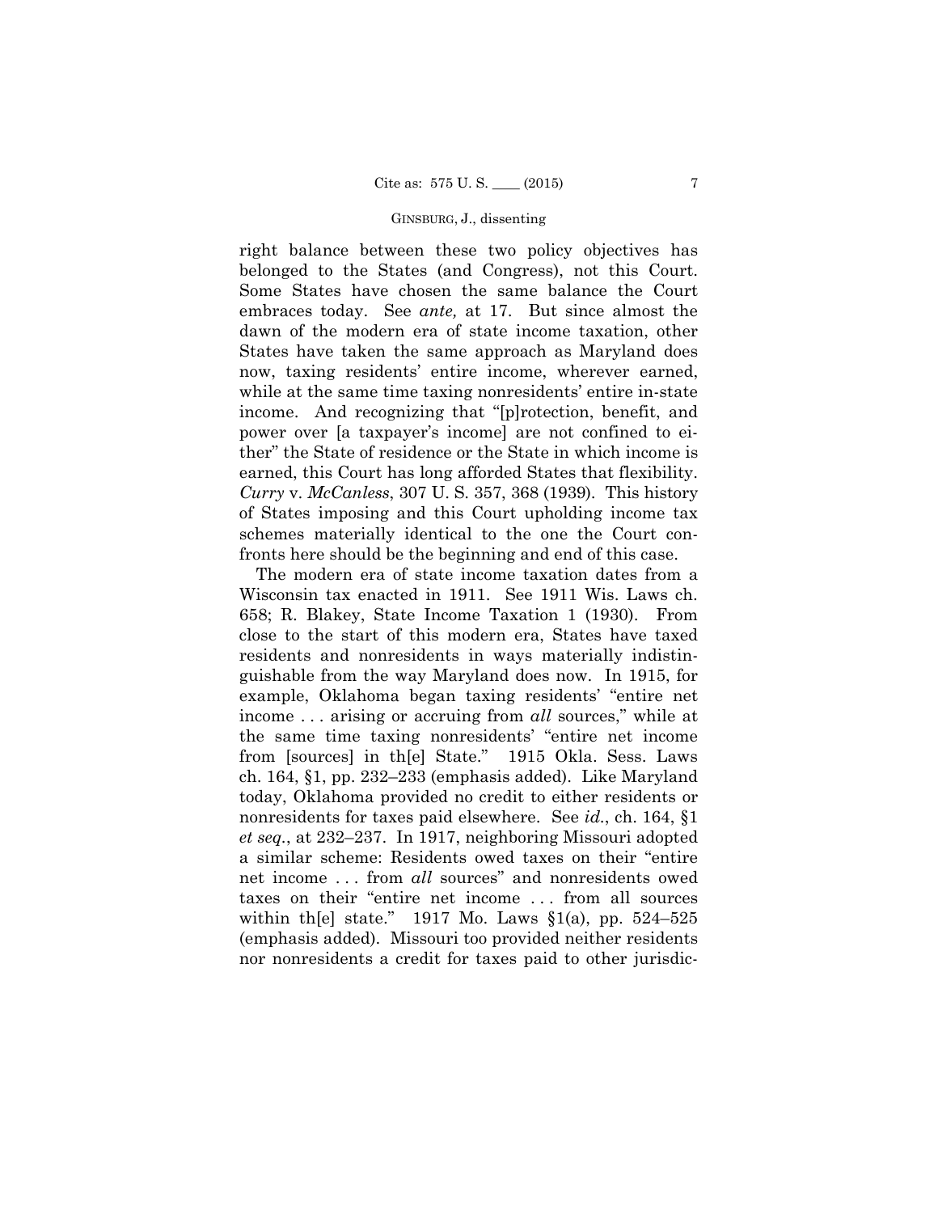right balance between these two policy objectives has belonged to the States (and Congress), not this Court. Some States have chosen the same balance the Court embraces today. See *ante,* at 17. But since almost the dawn of the modern era of state income taxation, other States have taken the same approach as Maryland does now, taxing residents' entire income, wherever earned, while at the same time taxing nonresidents' entire in-state income. And recognizing that "[p]rotection, benefit, and power over [a taxpayer's income] are not confined to either" the State of residence or the State in which income is earned, this Court has long afforded States that flexibility. *Curry* v. *McCanless*, 307 U. S. 357, 368 (1939). This history of States imposing and this Court upholding income tax schemes materially identical to the one the Court confronts here should be the beginning and end of this case.

The modern era of state income taxation dates from a Wisconsin tax enacted in 1911. See 1911 Wis. Laws ch. 658; R. Blakey, State Income Taxation 1 (1930). From close to the start of this modern era, States have taxed residents and nonresidents in ways materially indistinguishable from the way Maryland does now. In 1915, for example, Oklahoma began taxing residents' "entire net income . . . arising or accruing from *all* sources," while at the same time taxing nonresidents' "entire net income from [sources] in th[e] State." 1915 Okla. Sess. Laws ch. 164, §1, pp. 232–233 (emphasis added). Like Maryland today, Oklahoma provided no credit to either residents or nonresidents for taxes paid elsewhere. See *id.*, ch. 164, §1 *et seq.*, at 232–237. In 1917, neighboring Missouri adopted a similar scheme: Residents owed taxes on their "entire net income . . . from *all* sources" and nonresidents owed taxes on their "entire net income . . . from all sources within th[e] state." 1917 Mo. Laws §1(a), pp. 524–525 (emphasis added). Missouri too provided neither residents nor nonresidents a credit for taxes paid to other jurisdic-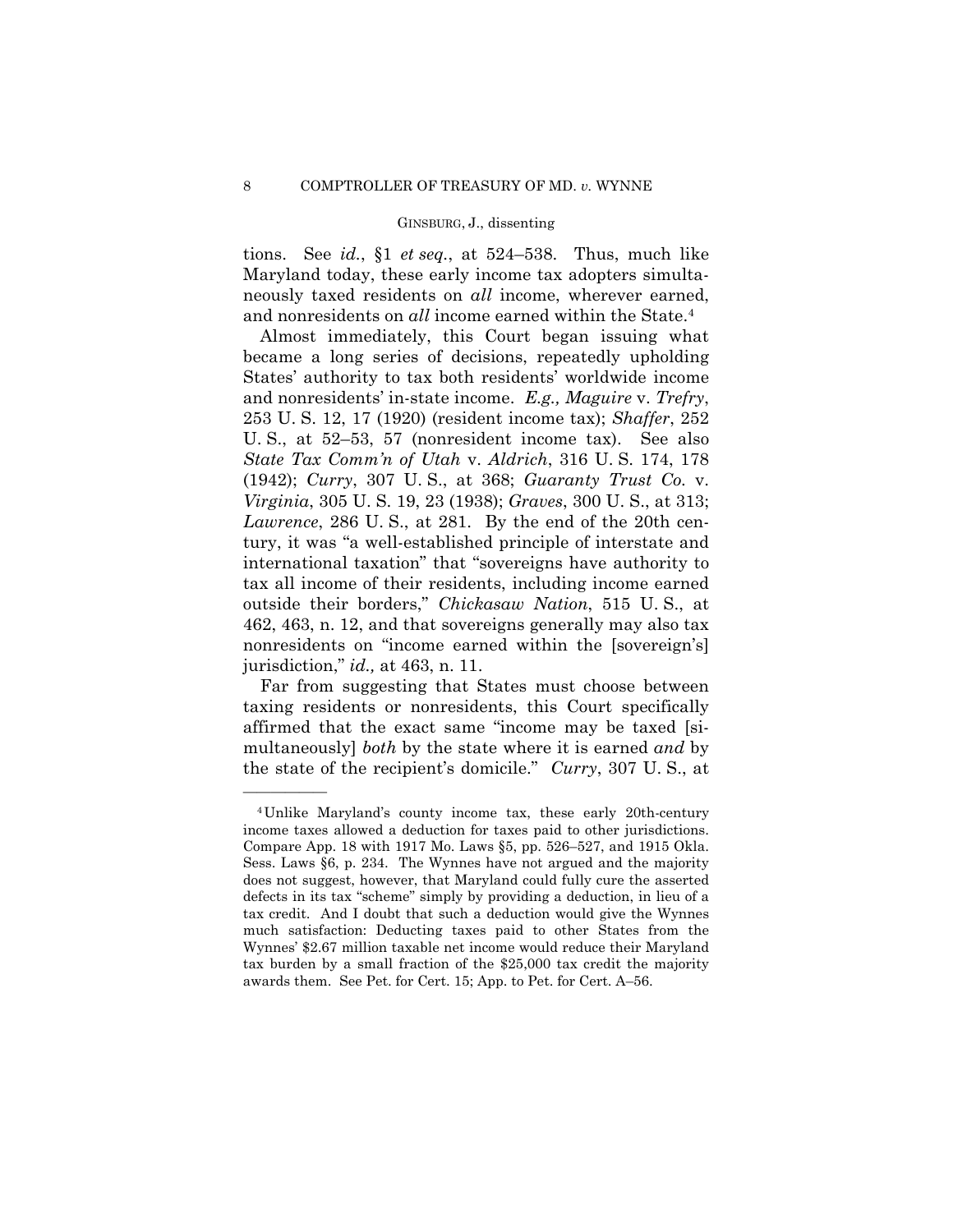tions. See *id.*, §1 *et seq.*, at 524–538. Thus, much like Maryland today, these early income tax adopters simultaneously taxed residents on *all* income, wherever earned, and nonresidents on *all* income earned within the State.[4]

Almost immediately, this Court began issuing what became a long series of decisions, repeatedly upholding States' authority to tax both residents' worldwide income and nonresidents' in-state income. *E.g., Maguire* v. *Trefry*, 253 U. S. 12, 17 (1920) (resident income tax); *Shaffer*, 252 U. S., at 52–53, 57 (nonresident income tax). See also *State Tax Comm'n of Utah* v. *Aldrich*, 316 U. S. 174, 178 (1942); *Curry*, 307 U. S., at 368; *Guaranty Trust Co.* v. *Virginia*, 305 U. S. 19, 23 (1938); *Graves*, 300 U. S., at 313; *Lawrence*, 286 U. S., at 281. By the end of the 20th century, it was "a well-established principle of interstate and international taxation" that "sovereigns have authority to tax all income of their residents, including income earned outside their borders," *Chickasaw Nation*, 515 U. S., at 462, 463, n. 12, and that sovereigns generally may also tax nonresidents on "income earned within the [sovereign's] jurisdiction," *id.,* at 463, n. 11.

Far from suggesting that States must choose between taxing residents or nonresidents, this Court specifically affirmed that the exact same "income may be taxed [simultaneously] *both* by the state where it is earned *and* by the state of the recipient's domicile." *Curry*, 307 U. S., at

---

[4] Unlike Maryland's county income tax, these early 20th-century income taxes allowed a deduction for taxes paid to other jurisdictions. Compare App. 18 with 1917 Mo. Laws §5, pp. 526–527, and 1915 Okla. Sess. Laws §6, p. 234. The Wynnes have not argued and the majority does not suggest, however, that Maryland could fully cure the asserted defects in its tax "scheme" simply by providing a deduction, in lieu of a tax credit. And I doubt that such a deduction would give the Wynnes much satisfaction: Deducting taxes paid to other States from the Wynnes' $2.67 million taxable net income would reduce their Maryland tax burden by a small fraction of the $25,000 tax credit the majority awards them. See Pet. for Cert. 15; App. to Pet. for Cert. A–56.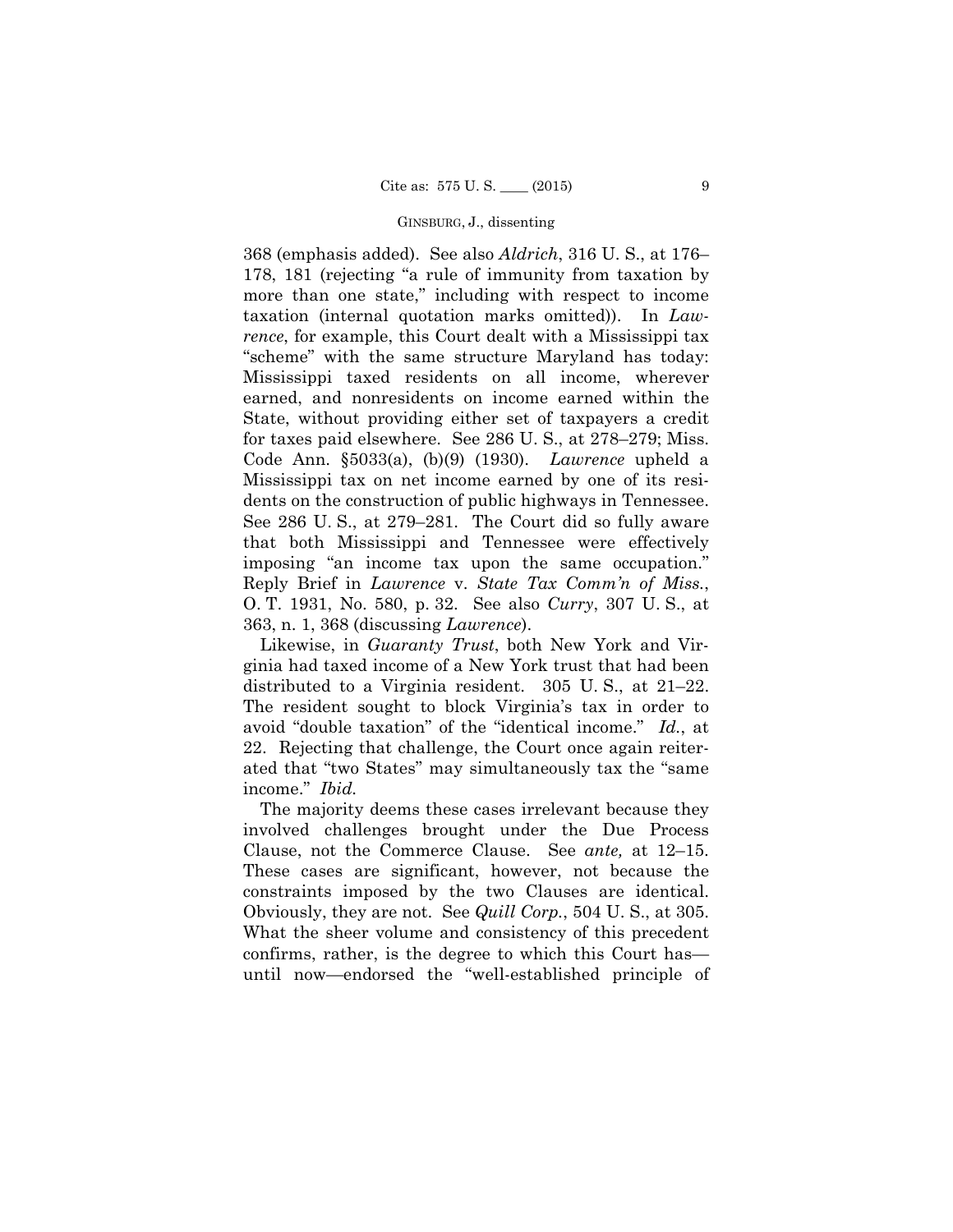368 (emphasis added). See also *Aldrich*, 316 U. S., at 176–178, 181 (rejecting "a rule of immunity from taxation by more than one state," including with respect to income taxation (internal quotation marks omitted)). In *Lawrence*, for example, this Court dealt with a Mississippi tax "scheme" with the same structure Maryland has today: Mississippi taxed residents on all income, wherever earned, and nonresidents on income earned within the State, without providing either set of taxpayers a credit for taxes paid elsewhere. See 286 U. S., at 278–279; Miss. Code Ann. §5033(a), (b)(9) (1930). *Lawrence* upheld a Mississippi tax on net income earned by one of its residents on the construction of public highways in Tennessee. See 286 U. S., at 279–281. The Court did so fully aware that both Mississippi and Tennessee were effectively imposing "an income tax upon the same occupation." Reply Brief in *Lawrence* v. *State Tax Comm'n of Miss.*, O. T. 1931, No. 580, p. 32. See also *Curry*, 307 U. S., at 363, n. 1, 368 (discussing *Lawrence*).

Likewise, in *Guaranty Trust*, both New York and Virginia had taxed income of a New York trust that had been distributed to a Virginia resident. 305 U. S., at 21–22. The resident sought to block Virginia's tax in order to avoid "double taxation" of the "identical income." *Id.*, at 22. Rejecting that challenge, the Court once again reiterated that "two States" may simultaneously tax the "same income." *Ibid.*

The majority deems these cases irrelevant because they involved challenges brought under the Due Process Clause, not the Commerce Clause. See *ante,* at 12–15. These cases are significant, however, not because the constraints imposed by the two Clauses are identical. Obviously, they are not. See *Quill Corp.*, 504 U. S., at 305. What the sheer volume and consistency of this precedent confirms, rather, is the degree to which this Court has—until now—endorsed the "well-established principle of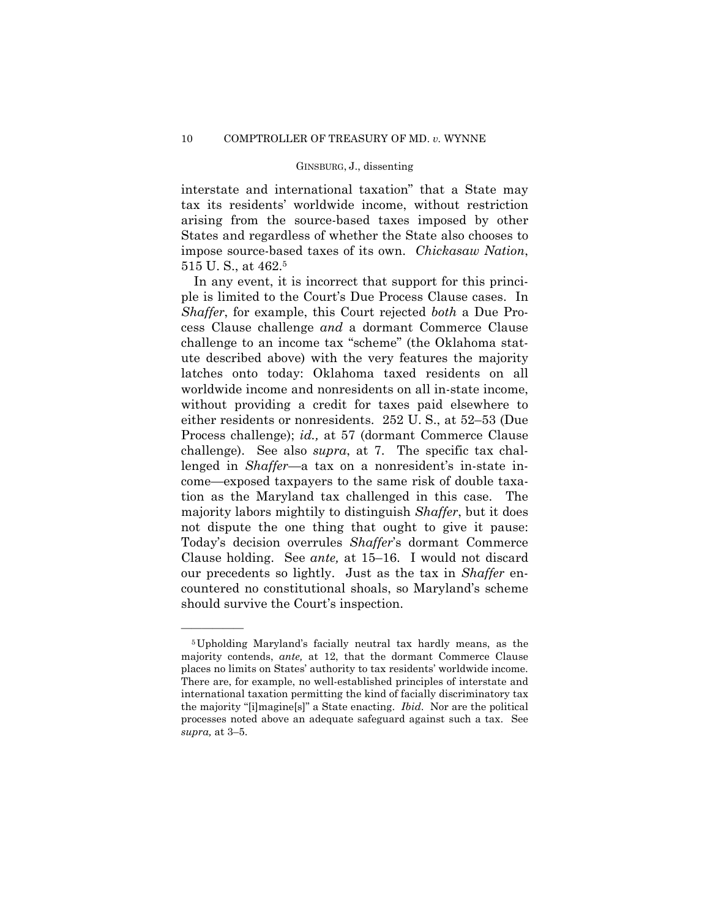interstate and international taxation" that a State may tax its residents' worldwide income, without restriction arising from the source-based taxes imposed by other States and regardless of whether the State also chooses to impose source-based taxes of its own. *Chickasaw Nation*, 515 U. S., at 462.[5]

In any event, it is incorrect that support for this principle is limited to the Court's Due Process Clause cases. In *Shaffer*, for example, this Court rejected *both* a Due Process Clause challenge *and* a dormant Commerce Clause challenge to an income tax "scheme" (the Oklahoma statute described above) with the very features the majority latches onto today: Oklahoma taxed residents on all worldwide income and nonresidents on all in-state income, without providing a credit for taxes paid elsewhere to either residents or nonresidents. 252 U. S., at 52–53 (Due Process challenge); *id.,* at 57 (dormant Commerce Clause challenge). See also *supra*, at 7. The specific tax challenged in *Shaffer*—a tax on a nonresident's in-state income—exposed taxpayers to the same risk of double taxation as the Maryland tax challenged in this case. The majority labors mightily to distinguish *Shaffer*, but it does not dispute the one thing that ought to give it pause: Today's decision overrules *Shaffer*'s dormant Commerce Clause holding. See *ante,* at 15–16. I would not discard our precedents so lightly. Just as the tax in *Shaffer* encountered no constitutional shoals, so Maryland's scheme should survive the Court's inspection.

---

[5] Upholding Maryland's facially neutral tax hardly means, as the majority contends, *ante,* at 12, that the dormant Commerce Clause places no limits on States' authority to tax residents' worldwide income. There are, for example, no well-established principles of interstate and international taxation permitting the kind of facially discriminatory tax the majority "[i]magine[s]" a State enacting. *Ibid.* Nor are the political processes noted above an adequate safeguard against such a tax. See *supra,* at 3–5.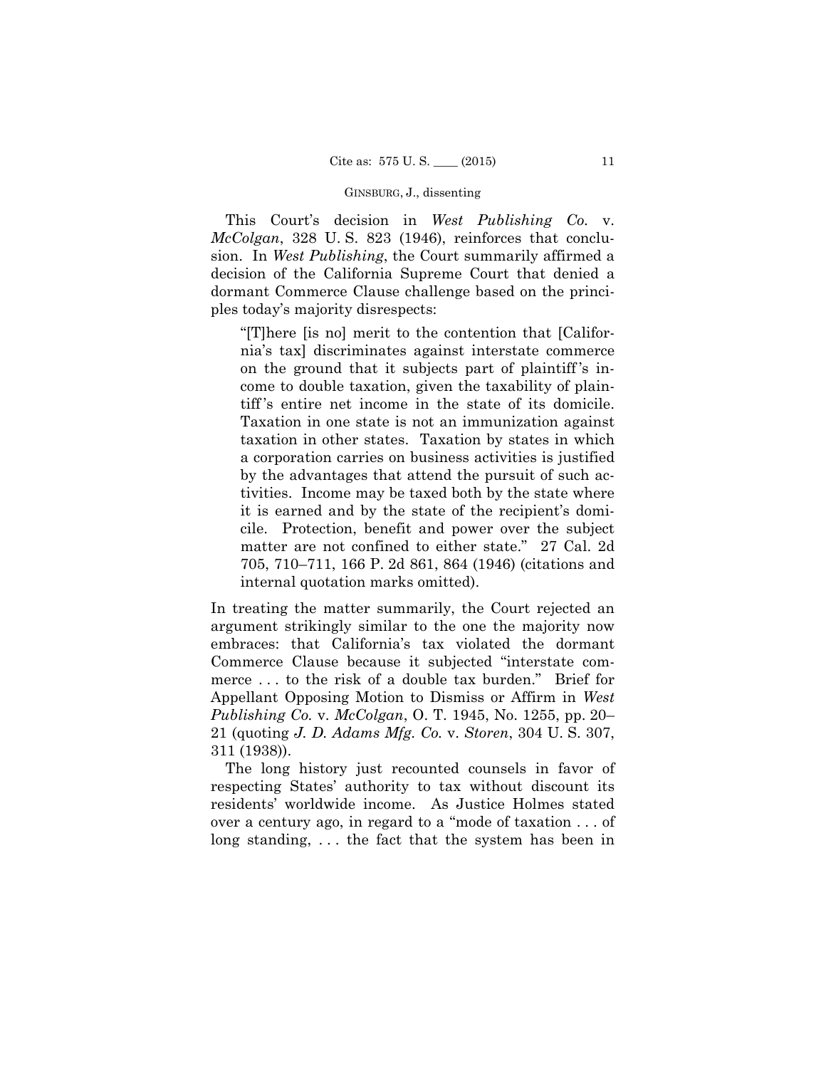This Court's decision in *West Publishing Co.* v. *McColgan*, 328 U. S. 823 (1946), reinforces that conclusion. In *West Publishing*, the Court summarily affirmed a decision of the California Supreme Court that denied a dormant Commerce Clause challenge based on the principles today's majority disrespects:

> "[T]here [is no] merit to the contention that [California's tax] discriminates against interstate commerce on the ground that it subjects part of plaintiff's income to double taxation, given the taxability of plaintiff's entire net income in the state of its domicile. Taxation in one state is not an immunization against taxation in other states. Taxation by states in which a corporation carries on business activities is justified by the advantages that attend the pursuit of such activities. Income may be taxed both by the state where it is earned and by the state of the recipient's domicile. Protection, benefit and power over the subject matter are not confined to either state." 27 Cal. 2d 705, 710–711, 166 P. 2d 861, 864 (1946) (citations and internal quotation marks omitted).

In treating the matter summarily, the Court rejected an argument strikingly similar to the one the majority now embraces: that California's tax violated the dormant Commerce Clause because it subjected "interstate commerce . . . to the risk of a double tax burden." Brief for Appellant Opposing Motion to Dismiss or Affirm in *West Publishing Co.* v. *McColgan*, O. T. 1945, No. 1255, pp. 20–21 (quoting *J. D. Adams Mfg. Co.* v. *Storen*, 304 U. S. 307, 311 (1938)).

The long history just recounted counsels in favor of respecting States' authority to tax without discount its residents' worldwide income. As Justice Holmes stated over a century ago, in regard to a "mode of taxation . . . of long standing, . . . the fact that the system has been in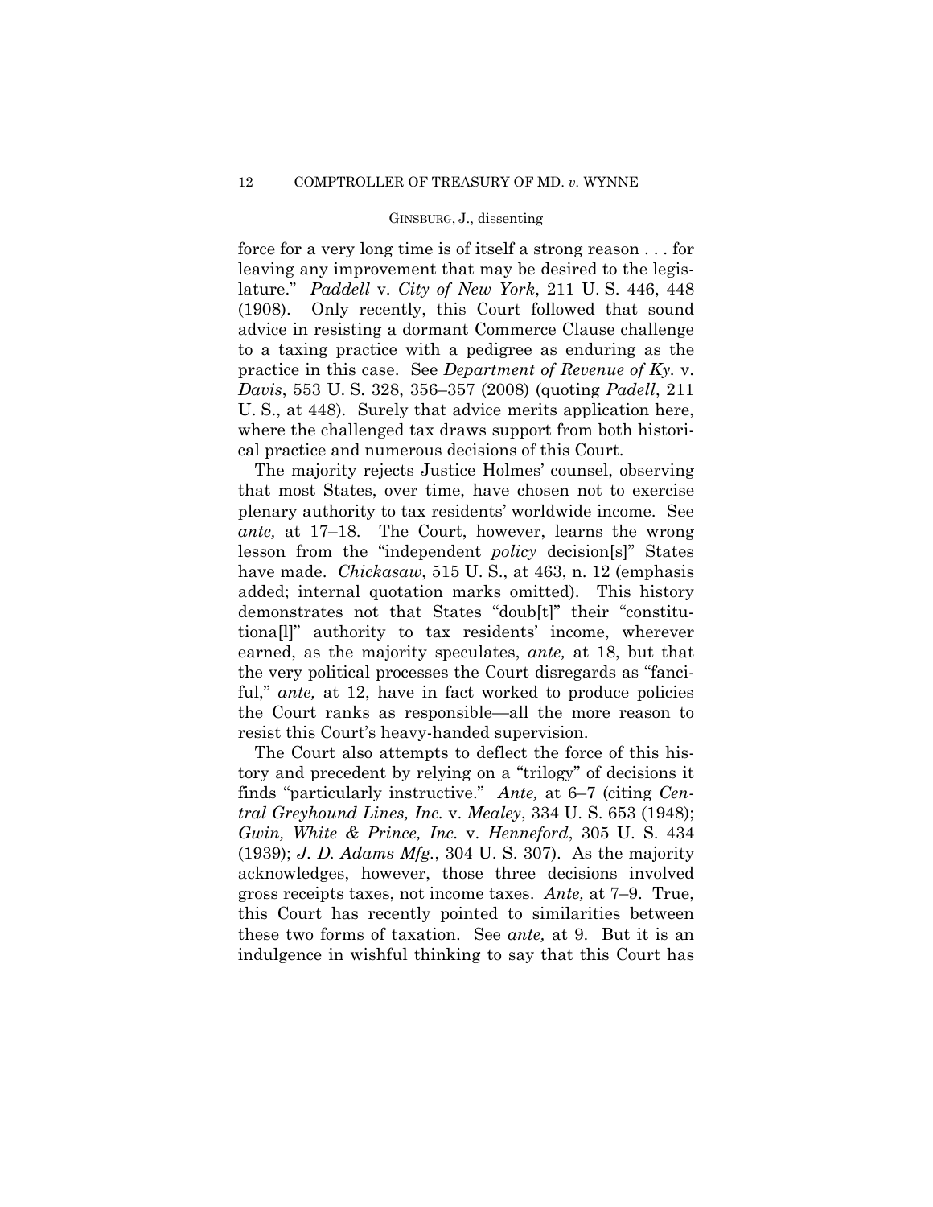force for a very long time is of itself a strong reason . . . for leaving any improvement that may be desired to the legislature." *Paddell* v. *City of New York*, 211 U. S. 446, 448 (1908). Only recently, this Court followed that sound advice in resisting a dormant Commerce Clause challenge to a taxing practice with a pedigree as enduring as the practice in this case. See *Department of Revenue of Ky.* v. *Davis*, 553 U. S. 328, 356–357 (2008) (quoting *Padell*, 211 U. S., at 448). Surely that advice merits application here, where the challenged tax draws support from both historical practice and numerous decisions of this Court.

The majority rejects Justice Holmes' counsel, observing that most States, over time, have chosen not to exercise plenary authority to tax residents' worldwide income. See *ante,* at 17–18. The Court, however, learns the wrong lesson from the "independent *policy* decision[s]" States have made. *Chickasaw*, 515 U. S., at 463, n. 12 (emphasis added; internal quotation marks omitted). This history demonstrates not that States "doub[t]" their "constitutiona[l]" authority to tax residents' income, wherever earned, as the majority speculates, *ante,* at 18, but that the very political processes the Court disregards as "fanciful," *ante,* at 12, have in fact worked to produce policies the Court ranks as responsible—all the more reason to resist this Court's heavy-handed supervision.

The Court also attempts to deflect the force of this history and precedent by relying on a "trilogy" of decisions it finds "particularly instructive." *Ante,* at 6–7 (citing *Central Greyhound Lines, Inc.* v. *Mealey*, 334 U. S. 653 (1948); *Gwin, White & Prince, Inc.* v. *Henneford*, 305 U. S. 434 (1939); *J. D. Adams Mfg.*, 304 U. S. 307). As the majority acknowledges, however, those three decisions involved gross receipts taxes, not income taxes. *Ante,* at 7–9. True, this Court has recently pointed to similarities between these two forms of taxation. See *ante,* at 9. But it is an indulgence in wishful thinking to say that this Court has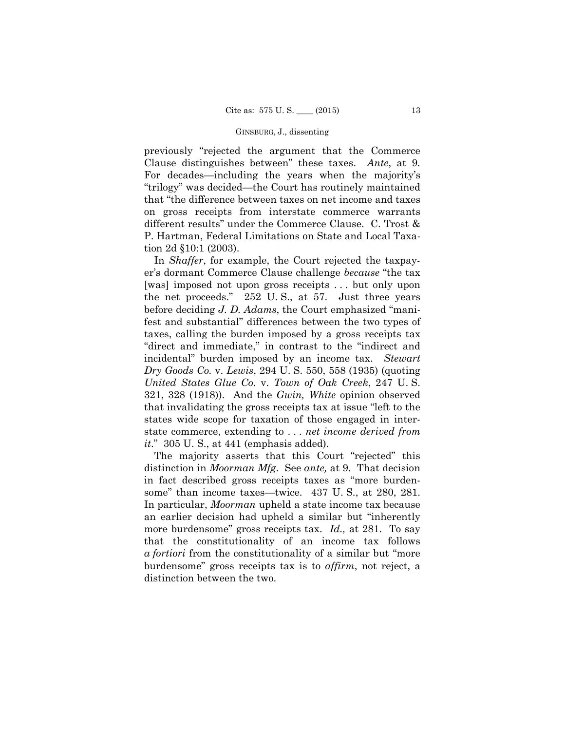previously "rejected the argument that the Commerce Clause distinguishes between" these taxes. *Ante*, at 9. For decades—including the years when the majority's "trilogy" was decided—the Court has routinely maintained that "the difference between taxes on net income and taxes on gross receipts from interstate commerce warrants different results" under the Commerce Clause. C. Trost & P. Hartman, Federal Limitations on State and Local Taxation 2d §10:1 (2003).

In *Shaffer*, for example, the Court rejected the taxpayer's dormant Commerce Clause challenge *because* "the tax [was] imposed not upon gross receipts . . . but only upon the net proceeds." 252 U. S., at 57. Just three years before deciding *J. D. Adams*, the Court emphasized "manifest and substantial" differences between the two types of taxes, calling the burden imposed by a gross receipts tax "direct and immediate," in contrast to the "indirect and incidental" burden imposed by an income tax. *Stewart Dry Goods Co.* v. *Lewis*, 294 U. S. 550, 558 (1935) (quoting *United States Glue Co.* v. *Town of Oak Creek*, 247 U. S. 321, 328 (1918)). And the *Gwin, White* opinion observed that invalidating the gross receipts tax at issue "left to the states wide scope for taxation of those engaged in interstate commerce, extending to . . . *net income derived from it*." 305 U. S., at 441 (emphasis added).

The majority asserts that this Court "rejected" this distinction in *Moorman Mfg*. See *ante,* at 9. That decision in fact described gross receipts taxes as "more burdensome" than income taxes—twice. 437 U. S., at 280, 281. In particular, *Moorman* upheld a state income tax because an earlier decision had upheld a similar but "inherently more burdensome" gross receipts tax. *Id.,* at 281. To say that the constitutionality of an income tax follows *a fortiori* from the constitutionality of a similar but "more burdensome" gross receipts tax is to *affirm*, not reject, a distinction between the two.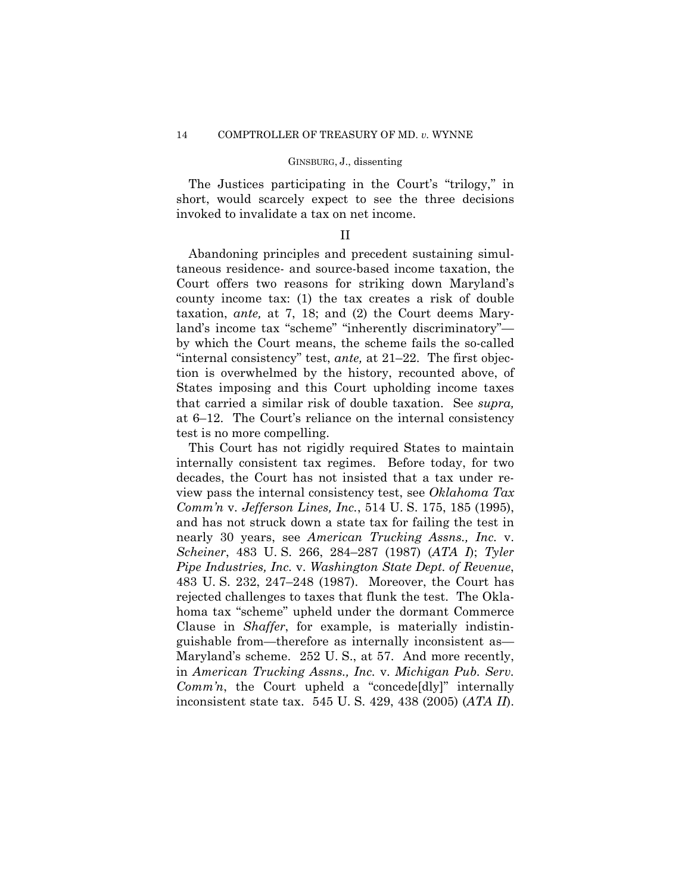The Justices participating in the Court's "trilogy," in short, would scarcely expect to see the three decisions invoked to invalidate a tax on net income.

## II

Abandoning principles and precedent sustaining simultaneous residence- and source-based income taxation, the Court offers two reasons for striking down Maryland's county income tax: (1) the tax creates a risk of double taxation, *ante,* at 7, 18; and (2) the Court deems Maryland's income tax "scheme" "inherently discriminatory"—by which the Court means, the scheme fails the so-called "internal consistency" test, *ante,* at 21–22. The first objection is overwhelmed by the history, recounted above, of States imposing and this Court upholding income taxes that carried a similar risk of double taxation. See *supra,* at 6–12. The Court's reliance on the internal consistency test is no more compelling.

This Court has not rigidly required States to maintain internally consistent tax regimes. Before today, for two decades, the Court has not insisted that a tax under review pass the internal consistency test, see *Oklahoma Tax Comm'n* v. *Jefferson Lines, Inc.*, 514 U. S. 175, 185 (1995), and has not struck down a state tax for failing the test in nearly 30 years, see *American Trucking Assns., Inc.* v. *Scheiner*, 483 U. S. 266, 284–287 (1987) (*ATA I*); *Tyler Pipe Industries, Inc.* v. *Washington State Dept. of Revenue*, 483 U. S. 232, 247–248 (1987). Moreover, the Court has rejected challenges to taxes that flunk the test. The Oklahoma tax "scheme" upheld under the dormant Commerce Clause in *Shaffer*, for example, is materially indistinguishable from—therefore as internally inconsistent as—Maryland's scheme. 252 U. S., at 57. And more recently, in *American Trucking Assns., Inc.* v. *Michigan Pub. Serv. Comm'n*, the Court upheld a "concede[dly]" internally inconsistent state tax. 545 U. S. 429, 438 (2005) (*ATA II*).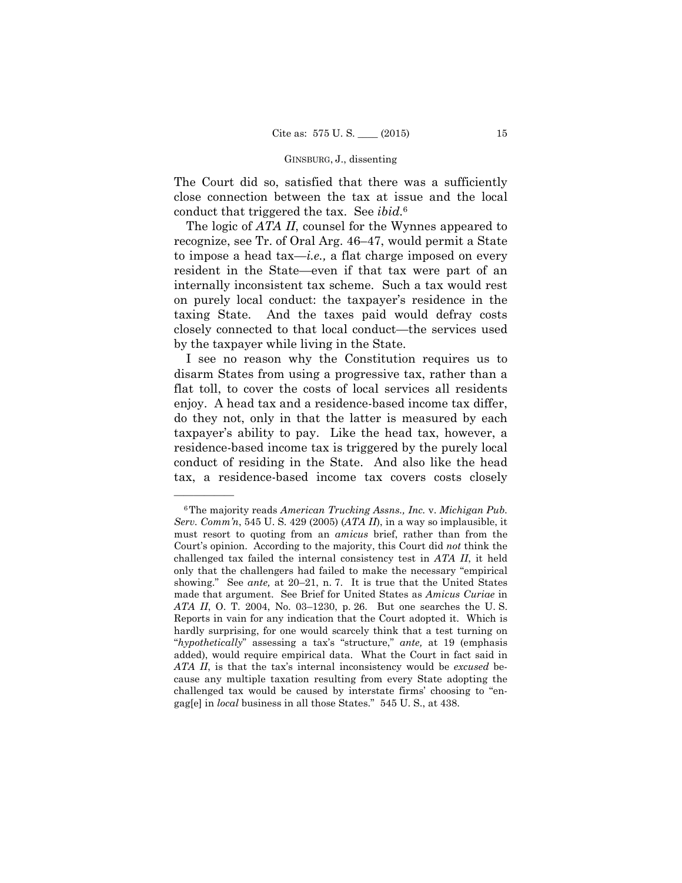The Court did so, satisfied that there was a sufficiently close connection between the tax at issue and the local conduct that triggered the tax. See *ibid.*[6]

The logic of *ATA II*, counsel for the Wynnes appeared to recognize, see Tr. of Oral Arg. 46–47, would permit a State to impose a head tax—*i.e.,* a flat charge imposed on every resident in the State—even if that tax were part of an internally inconsistent tax scheme. Such a tax would rest on purely local conduct: the taxpayer's residence in the taxing State. And the taxes paid would defray costs closely connected to that local conduct—the services used by the taxpayer while living in the State.

I see no reason why the Constitution requires us to disarm States from using a progressive tax, rather than a flat toll, to cover the costs of local services all residents enjoy. A head tax and a residence-based income tax differ, do they not, only in that the latter is measured by each taxpayer's ability to pay. Like the head tax, however, a residence-based income tax is triggered by the purely local conduct of residing in the State. And also like the head tax, a residence-based income tax covers costs closely

---

[6] The majority reads *American Trucking Assns., Inc.* v. *Michigan Pub. Serv. Comm'n*, 545 U. S. 429 (2005) (*ATA II*), in a way so implausible, it must resort to quoting from an *amicus* brief, rather than from the Court's opinion. According to the majority, this Court did *not* think the challenged tax failed the internal consistency test in *ATA II*, it held only that the challengers had failed to make the necessary "empirical showing." See *ante,* at 20–21, n. 7. It is true that the United States made that argument. See Brief for United States as *Amicus Curiae* in *ATA II*, O. T. 2004, No. 03–1230, p. 26. But one searches the U. S. Reports in vain for any indication that the Court adopted it. Which is hardly surprising, for one would scarcely think that a test turning on "*hypothetically*" assessing a tax's "structure," *ante,* at 19 (emphasis added), would require empirical data. What the Court in fact said in *ATA II*, is that the tax's internal inconsistency would be *excused* because any multiple taxation resulting from every State adopting the challenged tax would be caused by interstate firms' choosing to "engag[e] in *local* business in all those States." 545 U. S., at 438.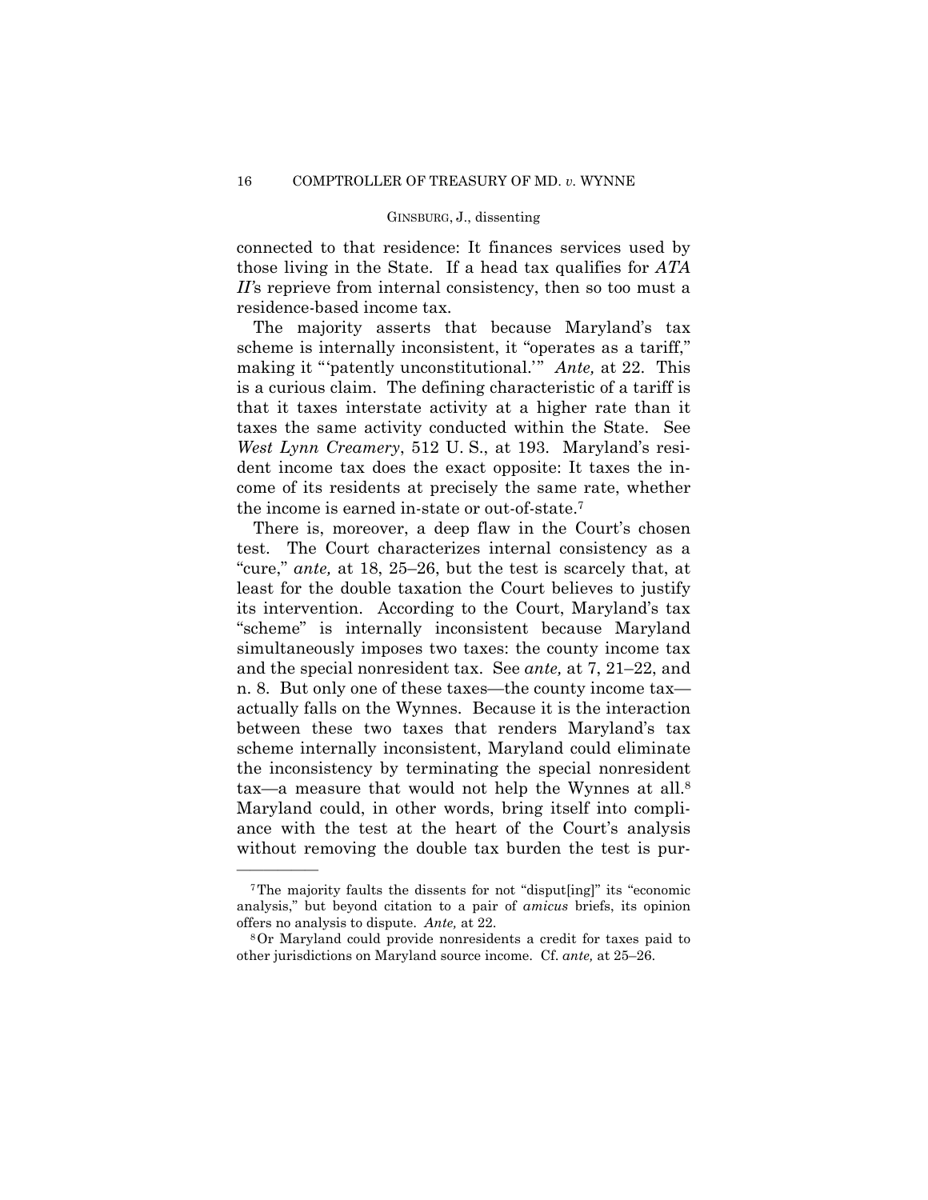connected to that residence: It finances services used by those living in the State. If a head tax qualifies for *ATA II*'s reprieve from internal consistency, then so too must a residence-based income tax.

The majority asserts that because Maryland's tax scheme is internally inconsistent, it "operates as a tariff," making it "'patently unconstitutional.'" *Ante,* at 22. This is a curious claim. The defining characteristic of a tariff is that it taxes interstate activity at a higher rate than it taxes the same activity conducted within the State. See *West Lynn Creamery*, 512 U. S., at 193. Maryland's resident income tax does the exact opposite: It taxes the income of its residents at precisely the same rate, whether the income is earned in-state or out-of-state.[7]

There is, moreover, a deep flaw in the Court's chosen test. The Court characterizes internal consistency as a "cure," *ante,* at 18, 25–26, but the test is scarcely that, at least for the double taxation the Court believes to justify its intervention. According to the Court, Maryland's tax "scheme" is internally inconsistent because Maryland simultaneously imposes two taxes: the county income tax and the special nonresident tax. See *ante,* at 7, 21–22, and n. 8. But only one of these taxes—the county income tax—actually falls on the Wynnes. Because it is the interaction between these two taxes that renders Maryland's tax scheme internally inconsistent, Maryland could eliminate the inconsistency by terminating the special nonresident tax—a measure that would not help the Wynnes at all.[8] Maryland could, in other words, bring itself into compliance with the test at the heart of the Court's analysis without removing the double tax burden the test is pur-

---

[7] The majority faults the dissents for not "disput[ing]" its "economic analysis," but beyond citation to a pair of *amicus* briefs, its opinion offers no analysis to dispute. *Ante,* at 22.

[8] Or Maryland could provide nonresidents a credit for taxes paid to other jurisdictions on Maryland source income. Cf. *ante,* at 25–26.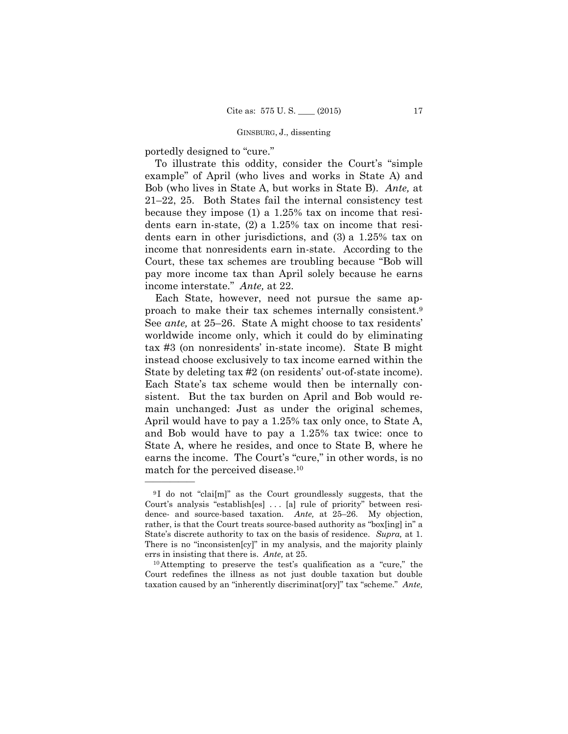portedly designed to "cure."

To illustrate this oddity, consider the Court's "simple example" of April (who lives and works in State A) and Bob (who lives in State A, but works in State B). *Ante,* at 21–22, 25. Both States fail the internal consistency test because they impose (1) a 1.25% tax on income that residents earn in-state, (2) a 1.25% tax on income that residents earn in other jurisdictions, and (3) a 1.25% tax on income that nonresidents earn in-state. According to the Court, these tax schemes are troubling because "Bob will pay more income tax than April solely because he earns income interstate." *Ante,* at 22.

Each State, however, need not pursue the same approach to make their tax schemes internally consistent.[9] See *ante,* at 25–26. State A might choose to tax residents' worldwide income only, which it could do by eliminating tax #3 (on nonresidents' in-state income). State B might instead choose exclusively to tax income earned within the State by deleting tax #2 (on residents' out-of-state income). Each State's tax scheme would then be internally consistent. But the tax burden on April and Bob would remain unchanged: Just as under the original schemes, April would have to pay a 1.25% tax only once, to State A, and Bob would have to pay a 1.25% tax twice: once to State A, where he resides, and once to State B, where he earns the income. The Court's "cure," in other words, is no match for the perceived disease.[10]

---

[9] I do not "clai[m]" as the Court groundlessly suggests, that the Court's analysis "establish[es] . . . [a] rule of priority" between residence- and source-based taxation. *Ante,* at 25–26. My objection, rather, is that the Court treats source-based authority as "box[ing] in" a State's discrete authority to tax on the basis of residence. *Supra,* at 1. There is no "inconsisten[cy]" in my analysis, and the majority plainly errs in insisting that there is. *Ante,* at 25.

[10] Attempting to preserve the test's qualification as a "cure," the Court redefines the illness as not just double taxation but double taxation caused by an "inherently discriminat[ory]" tax "scheme." *Ante,*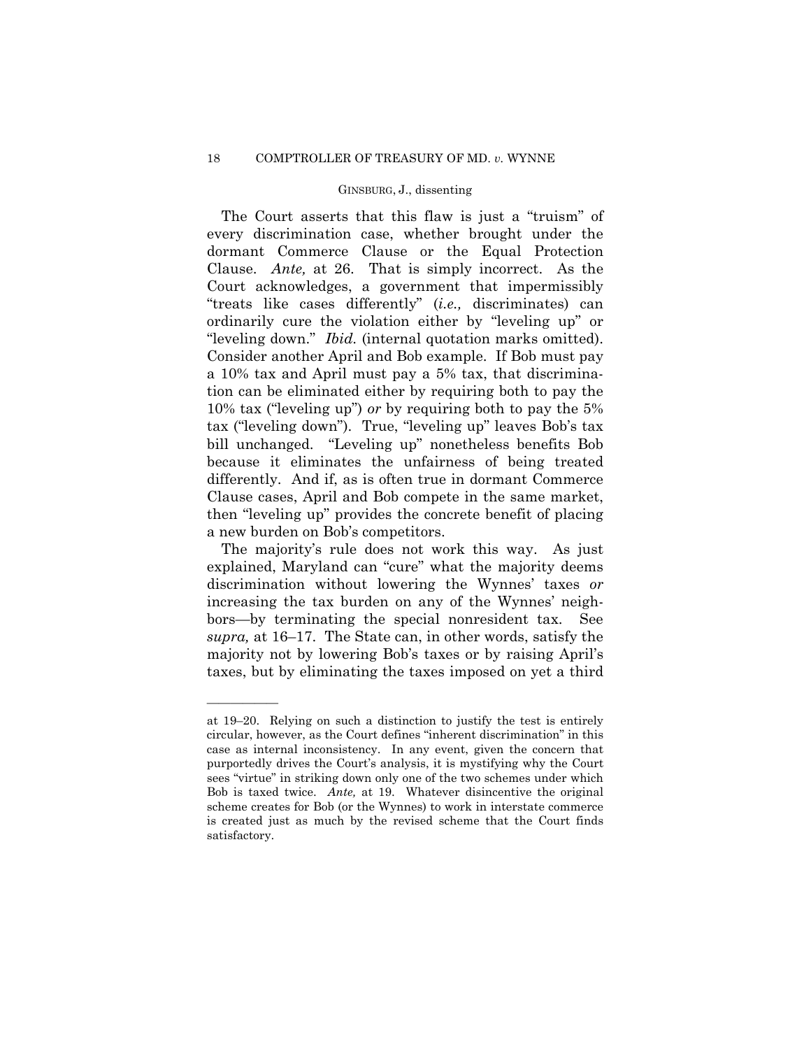The Court asserts that this flaw is just a "truism" of every discrimination case, whether brought under the dormant Commerce Clause or the Equal Protection Clause. *Ante,* at 26. That is simply incorrect. As the Court acknowledges, a government that impermissibly "treats like cases differently" (*i.e.,* discriminates) can ordinarily cure the violation either by "leveling up" or "leveling down." *Ibid.* (internal quotation marks omitted). Consider another April and Bob example. If Bob must pay a 10% tax and April must pay a 5% tax, that discrimination can be eliminated either by requiring both to pay the 10% tax ("leveling up") *or* by requiring both to pay the 5% tax ("leveling down"). True, "leveling up" leaves Bob's tax bill unchanged. "Leveling up" nonetheless benefits Bob because it eliminates the unfairness of being treated differently. And if, as is often true in dormant Commerce Clause cases, April and Bob compete in the same market, then "leveling up" provides the concrete benefit of placing a new burden on Bob's competitors.

The majority's rule does not work this way. As just explained, Maryland can "cure" what the majority deems discrimination without lowering the Wynnes' taxes *or* increasing the tax burden on any of the Wynnes' neighbors—by terminating the special nonresident tax. See *supra,* at 16–17. The State can, in other words, satisfy the majority not by lowering Bob's taxes or by raising April's taxes, but by eliminating the taxes imposed on yet a third

———————

at 19–20. Relying on such a distinction to justify the test is entirely circular, however, as the Court defines "inherent discrimination" in this case as internal inconsistency. In any event, given the concern that purportedly drives the Court's analysis, it is mystifying why the Court sees "virtue" in striking down only one of the two schemes under which Bob is taxed twice. *Ante,* at 19. Whatever disincentive the original scheme creates for Bob (or the Wynnes) to work in interstate commerce is created just as much by the revised scheme that the Court finds satisfactory.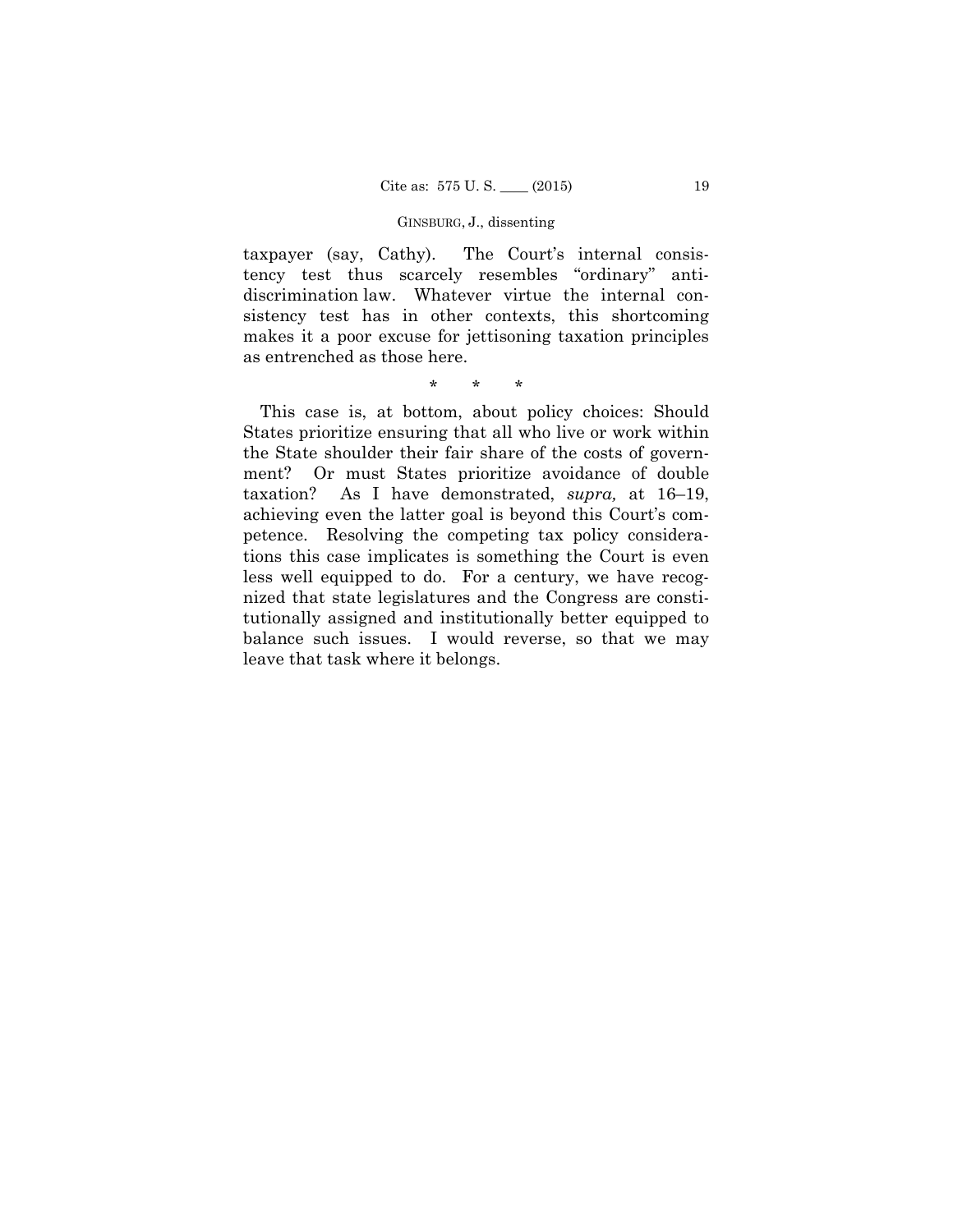taxpayer (say, Cathy). The Court's internal consistency test thus scarcely resembles "ordinary" antidiscrimination law. Whatever virtue the internal consistency test has in other contexts, this shortcoming makes it a poor excuse for jettisoning taxation principles as entrenched as those here.

\* \* \*

This case is, at bottom, about policy choices: Should States prioritize ensuring that all who live or work within the State shoulder their fair share of the costs of government? Or must States prioritize avoidance of double taxation? As I have demonstrated, *supra,* at 16–19, achieving even the latter goal is beyond this Court's competence. Resolving the competing tax policy considerations this case implicates is something the Court is even less well equipped to do. For a century, we have recognized that state legislatures and the Congress are constitutionally assigned and institutionally better equipped to balance such issues. I would reverse, so that we may leave that task where it belongs.